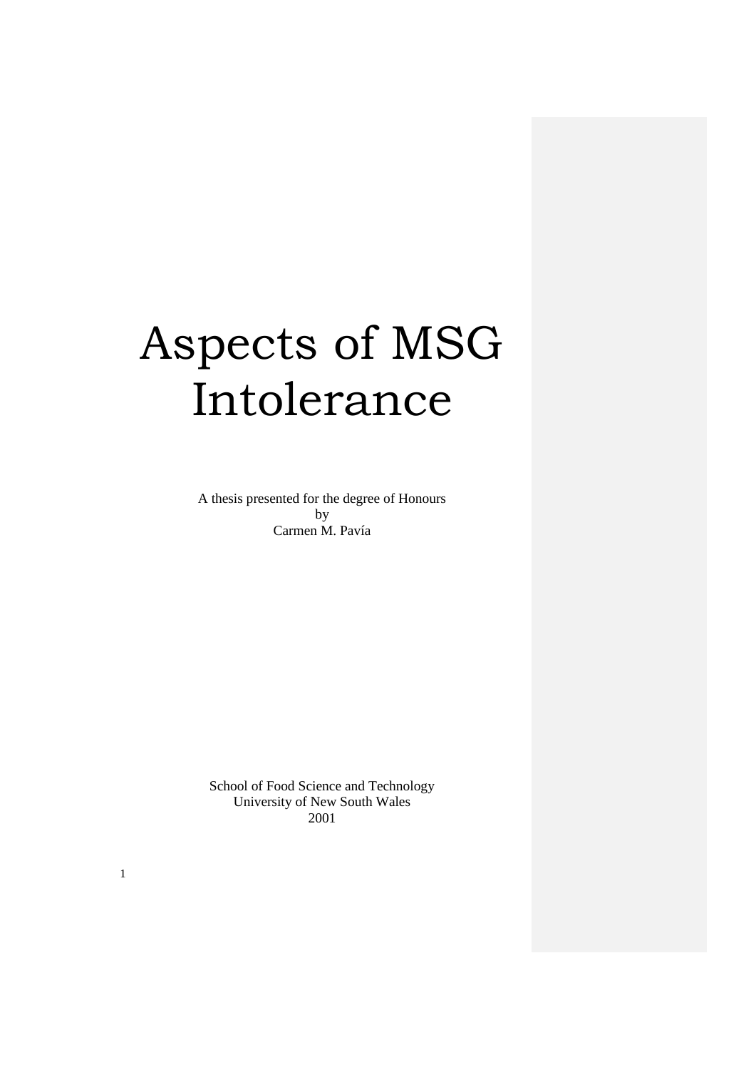# Aspects of MSG Intolerance

A thesis presented for the degree of Honours
by
Carmen M. Pavía

School of Food Science and Technology
University of New South Wales
2001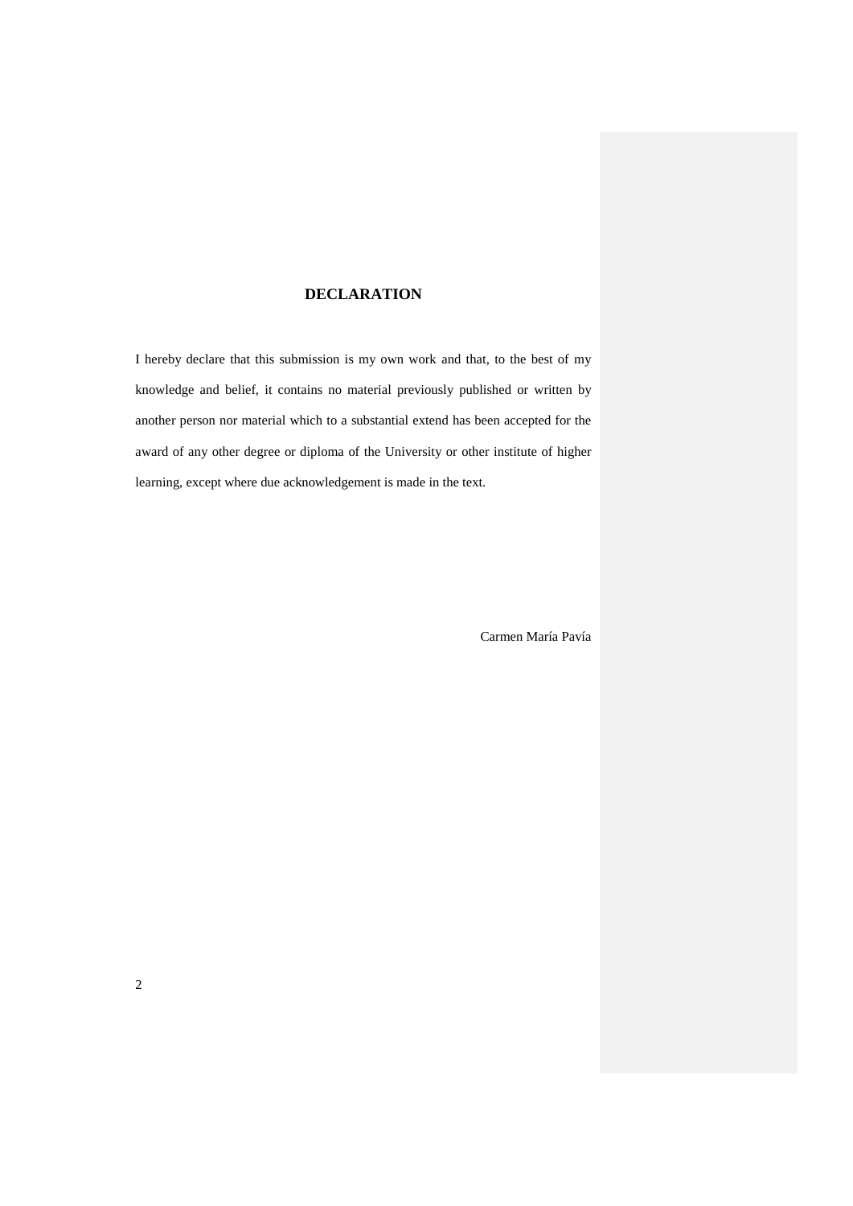# DECLARATION

I hereby declare that this submission is my own work and that, to the best of my knowledge and belief, it contains no material previously published or written by another person nor material which to a substantial extend has been accepted for the award of any other degree or diploma of the University or other institute of higher learning, except where due acknowledgement is made in the text.

Carmen María Pavía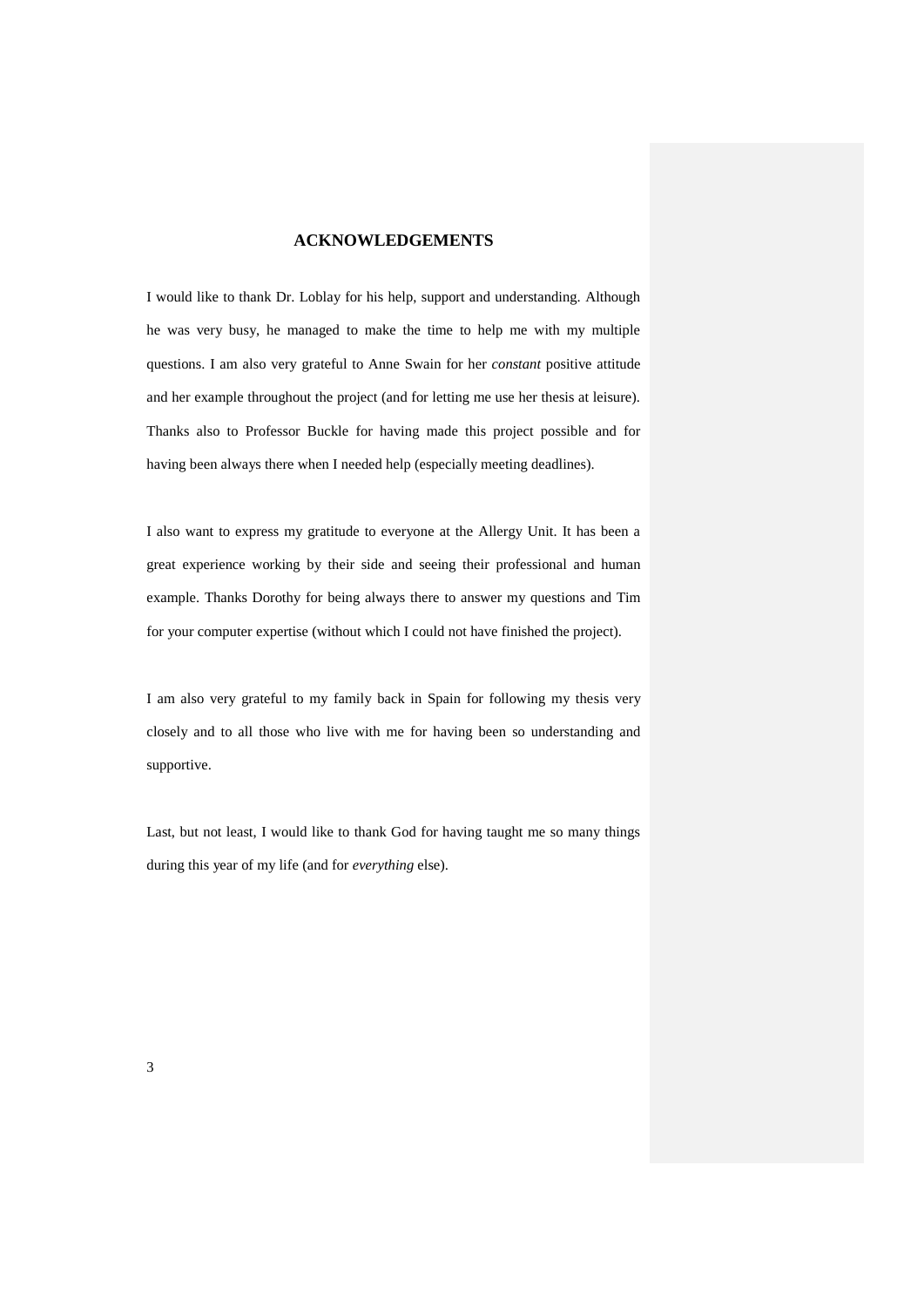# ACKNOWLEDGEMENTS

I would like to thank Dr. Loblay for his help, support and understanding. Although he was very busy, he managed to make the time to help me with my multiple questions. I am also very grateful to Anne Swain for her *constant* positive attitude and her example throughout the project (and for letting me use her thesis at leisure). Thanks also to Professor Buckle for having made this project possible and for having been always there when I needed help (especially meeting deadlines).

I also want to express my gratitude to everyone at the Allergy Unit. It has been a great experience working by their side and seeing their professional and human example. Thanks Dorothy for being always there to answer my questions and Tim for your computer expertise (without which I could not have finished the project).

I am also very grateful to my family back in Spain for following my thesis very closely and to all those who live with me for having been so understanding and supportive.

Last, but not least, I would like to thank God for having taught me so many things during this year of my life (and for *everything* else).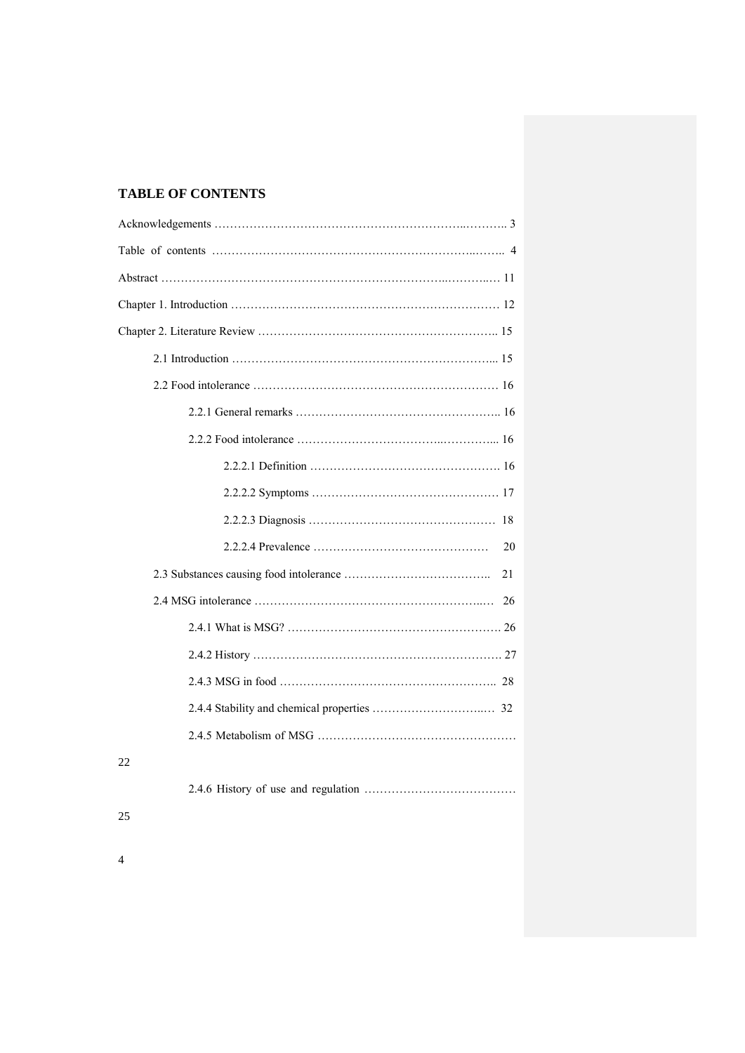## TABLE OF CONTENTS

Acknowledgements …………………………………………………………..……….. 3

Table of contents ……………………………………………………………..…….. 4

Abstract ………………………………………………………………..………..… 11

Chapter 1. Introduction …………………………………………………………… 12

Chapter 2. Literature Review …………………………………………………….. 15

- 2.1 Introduction …………………………………………………………... 15
- 2.2 Food intolerance ………………………………………………………. 16
  - 2.2.1 General remarks …………………………………………….. 16
  - 2.2.2 Food intolerance ……………………………...…………... 16
    - 2.2.2.1 Definition …………………………………………. 16
    - 2.2.2.2 Symptoms …………………………………………. 17
    - 2.2.2.3 Diagnosis ………………………………………… 18
    - 2.2.2.4 Prevalence ……………………………………… 20
- 2.3 Substances causing food intolerance ……………………………….. 21
- 2.4 MSG intolerance ……………………………………………………..… 26
  - 2.4.1 What is MSG? ………………………………………………. 26
  - 2.4.2 History ………………………………………………………. 27
  - 2.4.3 MSG in food ……………………………………………….. 28
  - 2.4.4 Stability and chemical properties …………………………..… 32
  - 2.4.5 Metabolism of MSG …………………………………………… 22
  - 2.4.6 History of use and regulation ………………………………… 25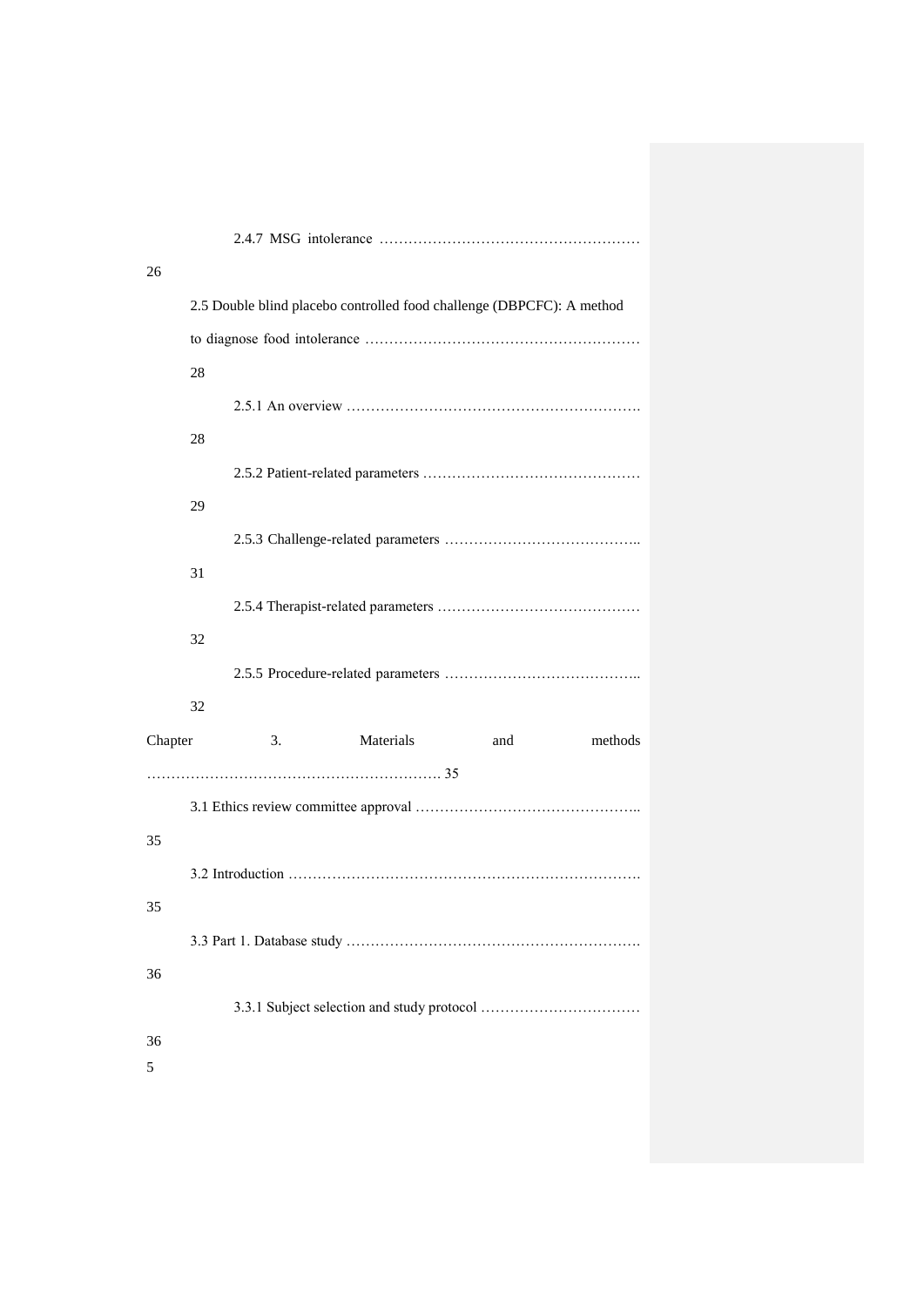2.4.7 MSG intolerance ……………………………………………… 26

2.5 Double blind placebo controlled food challenge (DBPCFC): A method to diagnose food intolerance ………………………………………………… 28

2.5.1 An overview …………………………………………………… 28

2.5.2 Patient-related parameters ……………………………………… 29

2.5.3 Challenge-related parameters ………………………………….. 31

2.5.4 Therapist-related parameters …………………………………… 32

2.5.5 Procedure-related parameters ………………………………….. 32

Chapter 3. Materials and methods ……………………………………………………. 35

3.1 Ethics review committee approval ……………………………………….. 35

3.2 Introduction ……………………………………………………………… 35

3.3 Part 1. Database study …………………………………………………… 36

3.3.1 Subject selection and study protocol …………………………… 36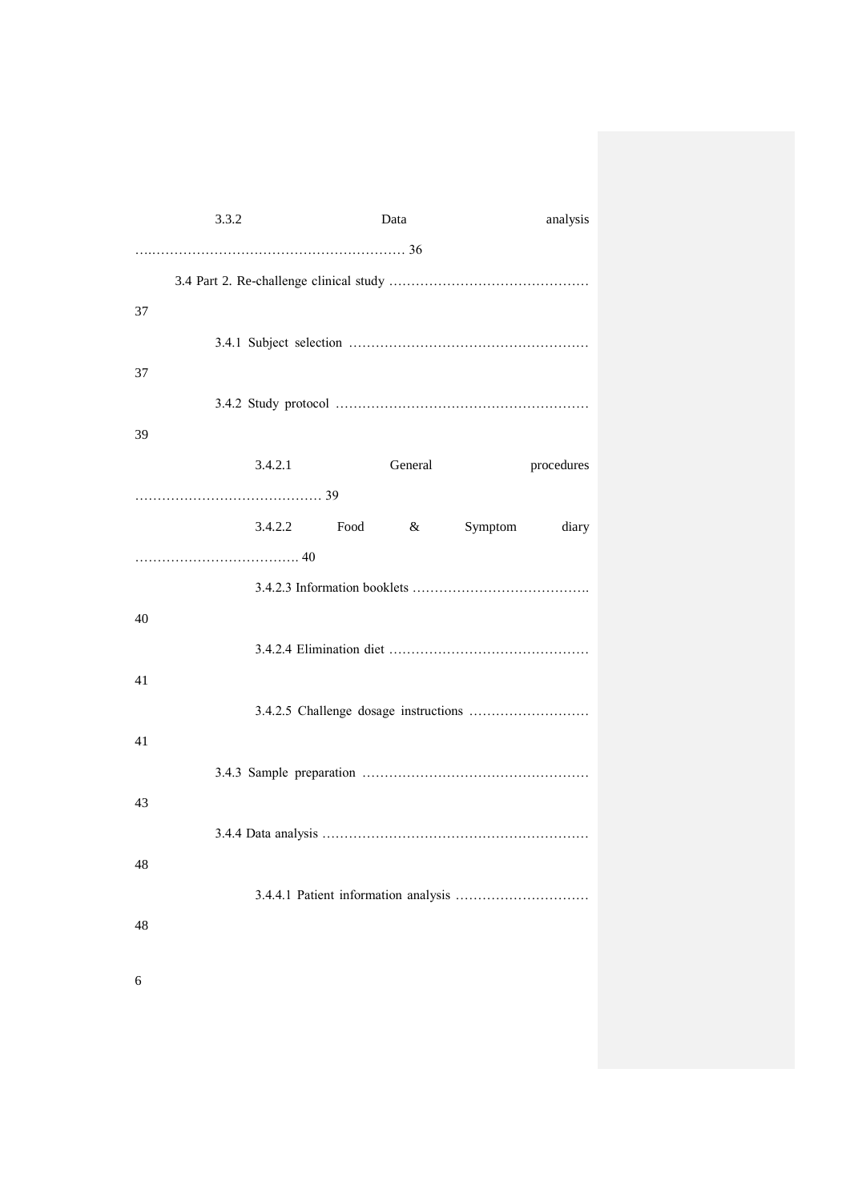3.3.2 Data analysis ……………………………………………………… 36

3.4 Part 2. Re-challenge clinical study ……………………………………… 37

3.4.1 Subject selection ……………………………………………… 37

3.4.2 Study protocol ………………………………………………… 39

3.4.2.1 General procedures …………………………………… 39

3.4.2.2 Food & Symptom diary ………………………………. 40

3.4.2.3 Information booklets …………………………………. 40

3.4.2.4 Elimination diet ……………………………………… 41

3.4.2.5 Challenge dosage instructions ……………………… 41

3.4.3 Sample preparation …………………………………………… 43

3.4.4 Data analysis …………………………………………………… 48

3.4.4.1 Patient information analysis ………………………… 48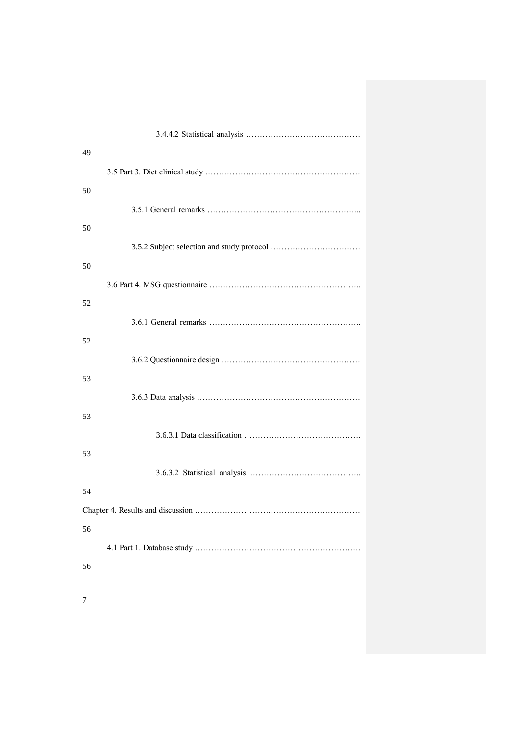3.4.4.2 Statistical analysis …………………………………… 49

3.5 Part 3. Diet clinical study ………………………………………………… 50

3.5.1 General remarks ……………………………………………... 50

3.5.2 Subject selection and study protocol …………………………… 50

3.6 Part 4. MSG questionnaire ……………………………………………….. 52

3.6.1 General remarks ……………………………………………….. 52

3.6.2 Questionnaire design …………………………………………… 53

3.6.3 Data analysis …………………………………………………… 53

3.6.3.1 Data classification ……………………………………. 53

3.6.3.2 Statistical analysis ………………………………….. 54

Chapter 4. Results and discussion …………………….…………………………… 56

4.1 Part 1. Database study ……………………………………………………. 56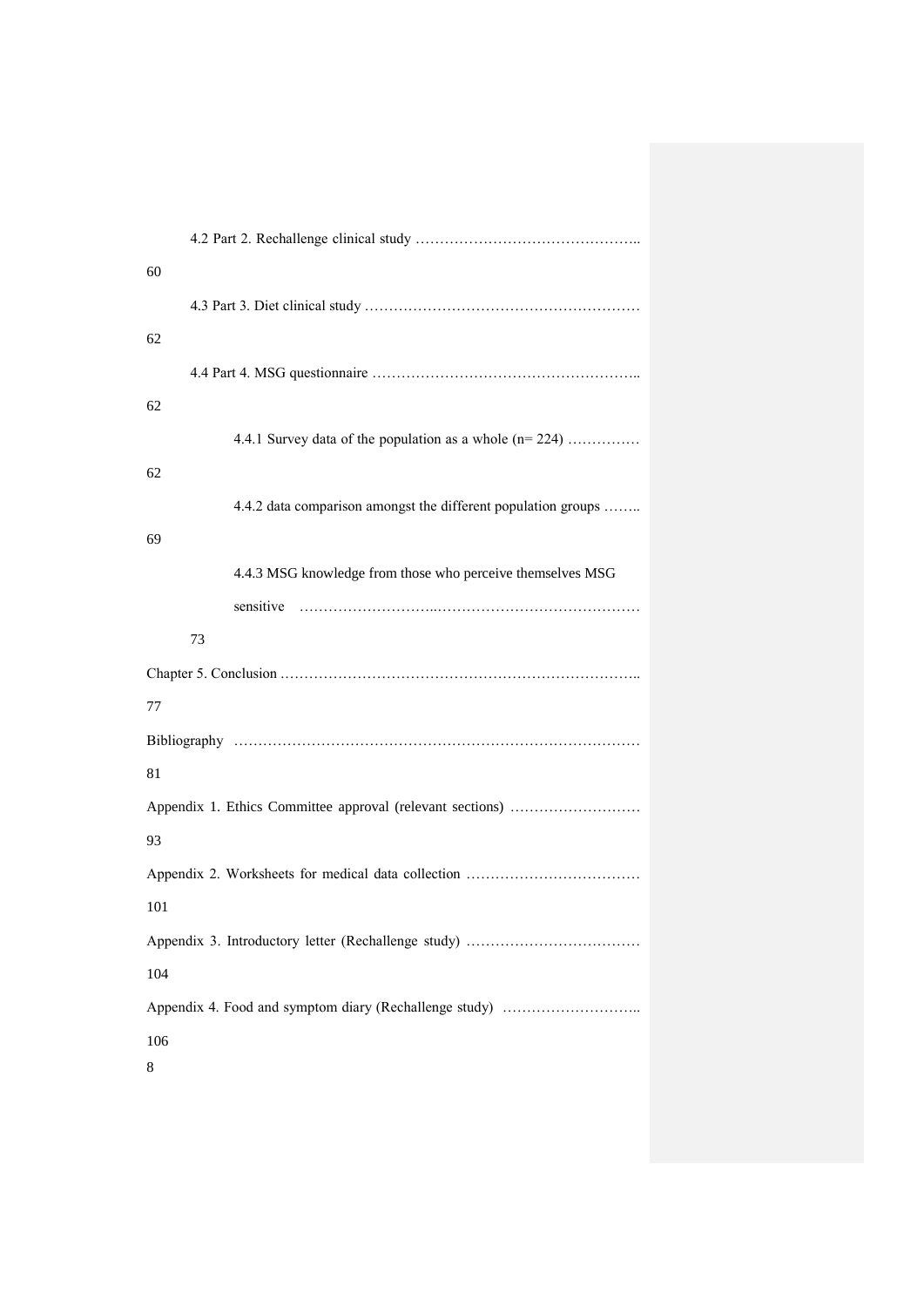4.2 Part 2. Rechallenge clinical study ……………………………………….. 60

4.3 Part 3. Diet clinical study ………………………………………………… 62

4.4 Part 4. MSG questionnaire ……………………………………………….. 62

4.4.1 Survey data of the population as a whole (n= 224) …………… 62

4.4.2 data comparison amongst the different population groups …….. 69

4.4.3 MSG knowledge from those who perceive themselves MSG sensitive ……………………..…………………………………… 73

Chapter 5. Conclusion ……………………………………………………………….. 77

Bibliography ………………………………………………………………………… 81

Appendix 1. Ethics Committee approval (relevant sections) ……………………… 93

Appendix 2. Worksheets for medical data collection ……………………………… 101

Appendix 3. Introductory letter (Rechallenge study) ……………………………… 104

Appendix 4. Food and symptom diary (Rechallenge study) ……………………….. 106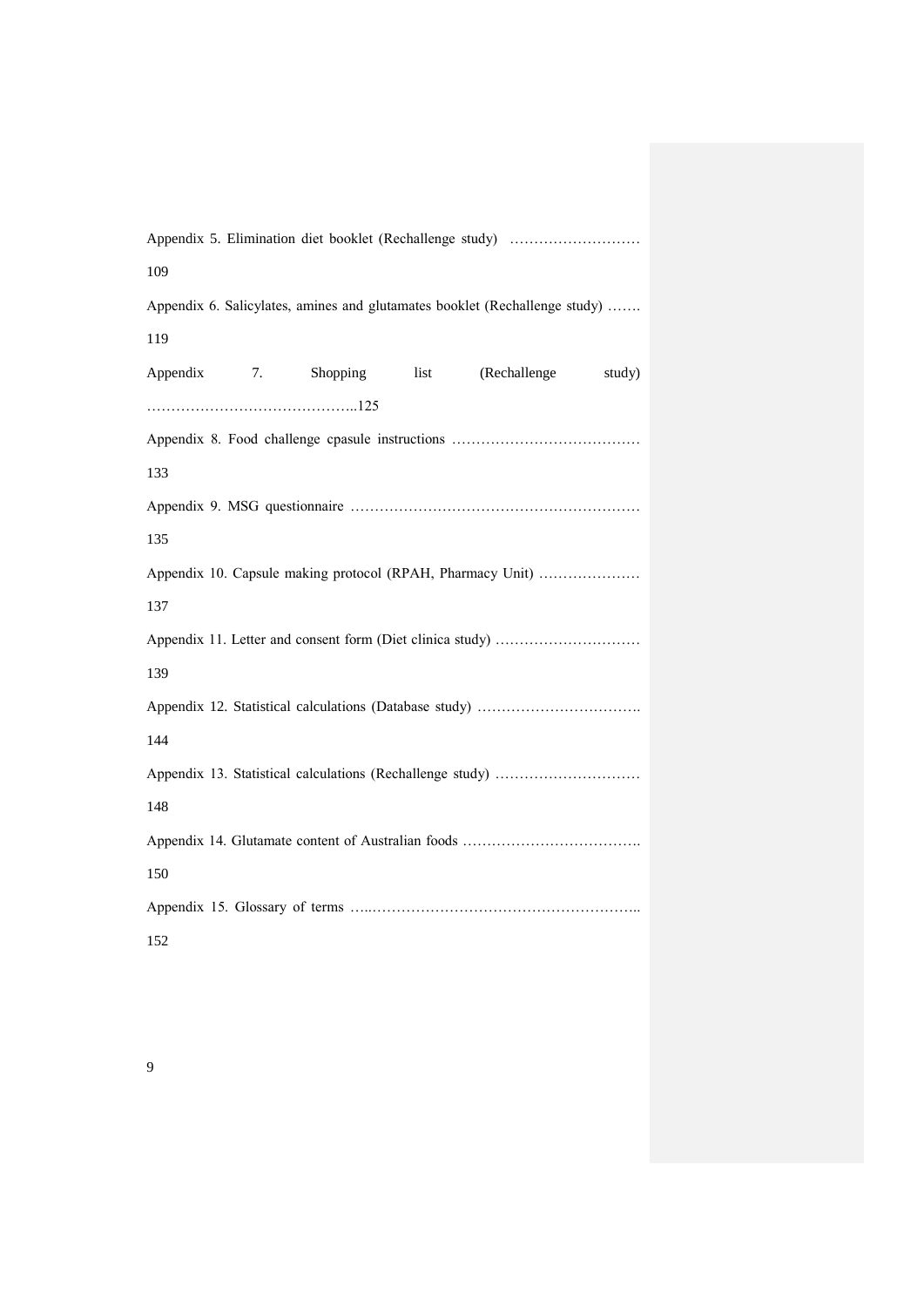Appendix 5. Elimination diet booklet (Rechallenge study) ……………………… 109

Appendix 6. Salicylates, amines and glutamates booklet (Rechallenge study) ……. 119

Appendix 7. Shopping list (Rechallenge study) ……………………………………..125

Appendix 8. Food challenge cpasule instructions ………………………………… 133

Appendix 9. MSG questionnaire …………………………………………………… 135

Appendix 10. Capsule making protocol (RPAH, Pharmacy Unit) ………………… 137

Appendix 11. Letter and consent form (Diet clinica study) ………………………… 139

Appendix 12. Statistical calculations (Database study) ……………………………. 144

Appendix 13. Statistical calculations (Rechallenge study) ………………………… 148

Appendix 14. Glutamate content of Australian foods ………………………………. 150

Appendix 15. Glossary of terms …..……………………………………………….. 152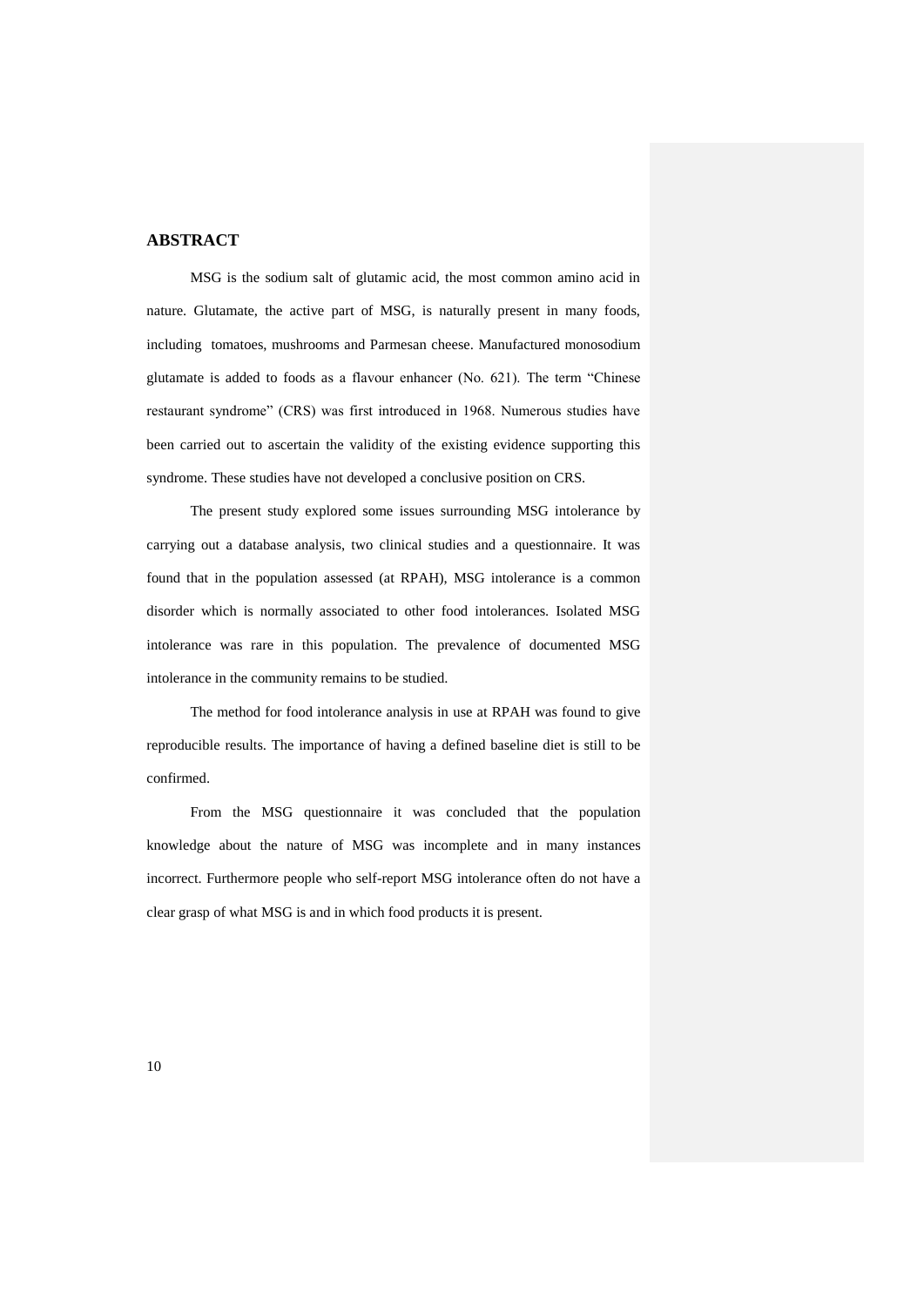## ABSTRACT

MSG is the sodium salt of glutamic acid, the most common amino acid in nature. Glutamate, the active part of MSG, is naturally present in many foods, including tomatoes, mushrooms and Parmesan cheese. Manufactured monosodium glutamate is added to foods as a flavour enhancer (No. 621). The term "Chinese restaurant syndrome" (CRS) was first introduced in 1968. Numerous studies have been carried out to ascertain the validity of the existing evidence supporting this syndrome. These studies have not developed a conclusive position on CRS.

The present study explored some issues surrounding MSG intolerance by carrying out a database analysis, two clinical studies and a questionnaire. It was found that in the population assessed (at RPAH), MSG intolerance is a common disorder which is normally associated to other food intolerances. Isolated MSG intolerance was rare in this population. The prevalence of documented MSG intolerance in the community remains to be studied.

The method for food intolerance analysis in use at RPAH was found to give reproducible results. The importance of having a defined baseline diet is still to be confirmed.

From the MSG questionnaire it was concluded that the population knowledge about the nature of MSG was incomplete and in many instances incorrect. Furthermore people who self-report MSG intolerance often do not have a clear grasp of what MSG is and in which food products it is present.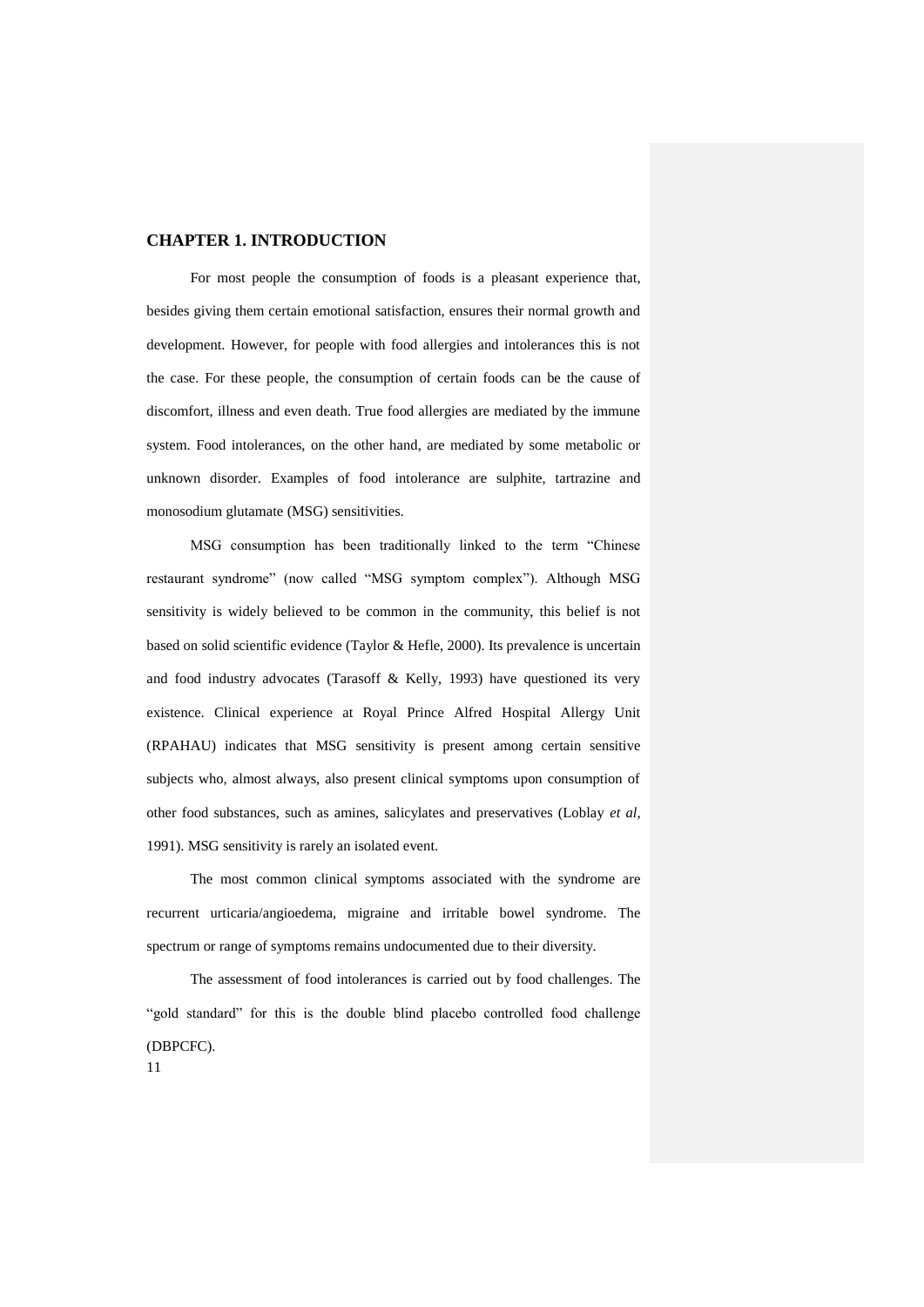# CHAPTER 1. INTRODUCTION

For most people the consumption of foods is a pleasant experience that, besides giving them certain emotional satisfaction, ensures their normal growth and development. However, for people with food allergies and intolerances this is not the case. For these people, the consumption of certain foods can be the cause of discomfort, illness and even death. True food allergies are mediated by the immune system. Food intolerances, on the other hand, are mediated by some metabolic or unknown disorder. Examples of food intolerance are sulphite, tartrazine and monosodium glutamate (MSG) sensitivities.

MSG consumption has been traditionally linked to the term "Chinese restaurant syndrome" (now called "MSG symptom complex"). Although MSG sensitivity is widely believed to be common in the community, this belief is not based on solid scientific evidence (Taylor & Hefle, 2000). Its prevalence is uncertain and food industry advocates (Tarasoff & Kelly, 1993) have questioned its very existence. Clinical experience at Royal Prince Alfred Hospital Allergy Unit (RPAHAU) indicates that MSG sensitivity is present among certain sensitive subjects who, almost always, also present clinical symptoms upon consumption of other food substances, such as amines, salicylates and preservatives (Loblay *et al*, 1991). MSG sensitivity is rarely an isolated event.

The most common clinical symptoms associated with the syndrome are recurrent urticaria/angioedema, migraine and irritable bowel syndrome. The spectrum or range of symptoms remains undocumented due to their diversity.

The assessment of food intolerances is carried out by food challenges. The "gold standard" for this is the double blind placebo controlled food challenge (DBPCFC).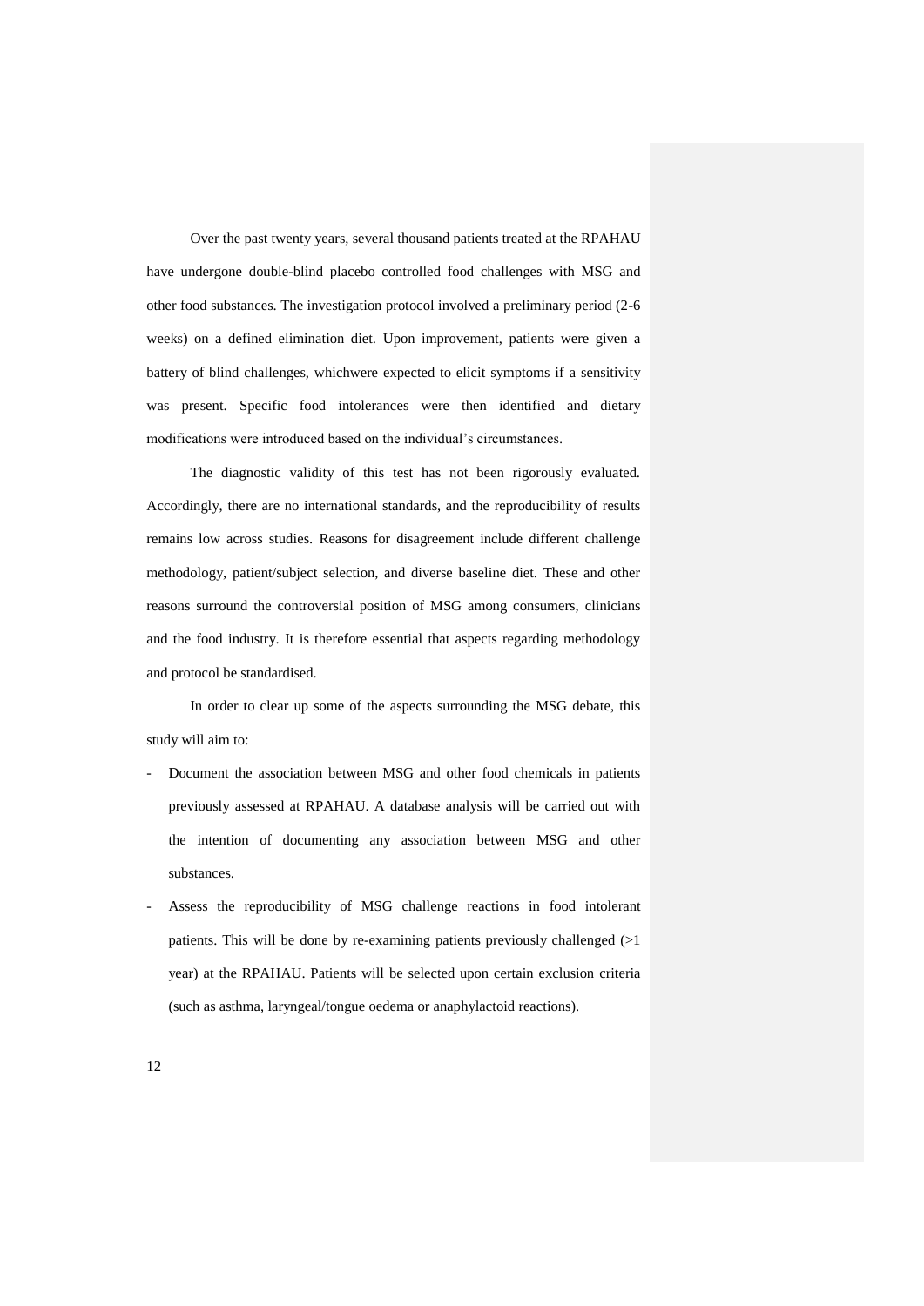Over the past twenty years, several thousand patients treated at the RPAHAU have undergone double-blind placebo controlled food challenges with MSG and other food substances. The investigation protocol involved a preliminary period (2-6 weeks) on a defined elimination diet. Upon improvement, patients were given a battery of blind challenges, whichwere expected to elicit symptoms if a sensitivity was present. Specific food intolerances were then identified and dietary modifications were introduced based on the individual's circumstances.

The diagnostic validity of this test has not been rigorously evaluated. Accordingly, there are no international standards, and the reproducibility of results remains low across studies. Reasons for disagreement include different challenge methodology, patient/subject selection, and diverse baseline diet. These and other reasons surround the controversial position of MSG among consumers, clinicians and the food industry. It is therefore essential that aspects regarding methodology and protocol be standardised.

In order to clear up some of the aspects surrounding the MSG debate, this study will aim to:

- Document the association between MSG and other food chemicals in patients previously assessed at RPAHAU. A database analysis will be carried out with the intention of documenting any association between MSG and other substances.
- Assess the reproducibility of MSG challenge reactions in food intolerant patients. This will be done by re-examining patients previously challenged (>1 year) at the RPAHAU. Patients will be selected upon certain exclusion criteria (such as asthma, laryngeal/tongue oedema or anaphylactoid reactions).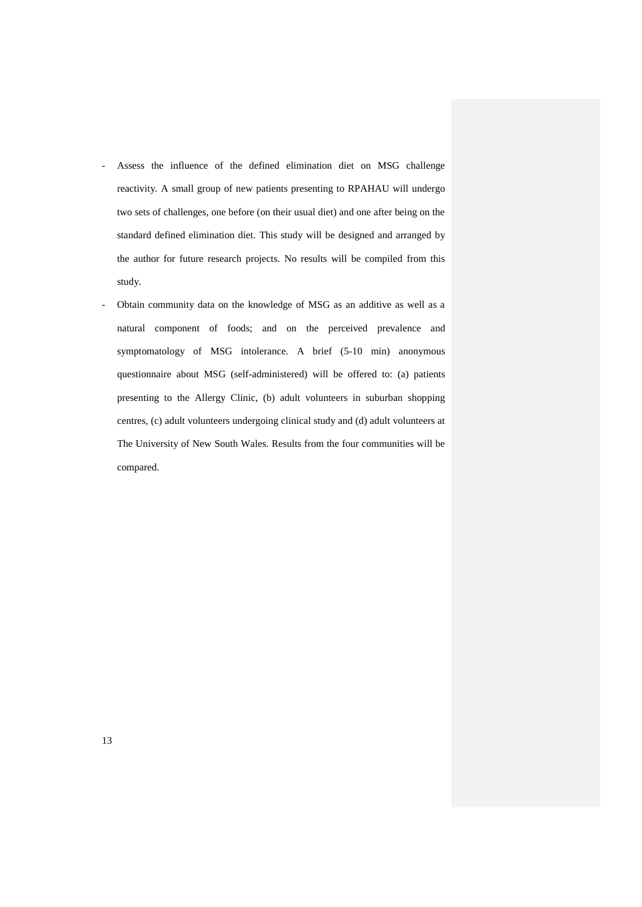- Assess the influence of the defined elimination diet on MSG challenge reactivity. A small group of new patients presenting to RPAHAU will undergo two sets of challenges, one before (on their usual diet) and one after being on the standard defined elimination diet. This study will be designed and arranged by the author for future research projects. No results will be compiled from this study.
- Obtain community data on the knowledge of MSG as an additive as well as a natural component of foods; and on the perceived prevalence and symptomatology of MSG intolerance. A brief (5-10 min) anonymous questionnaire about MSG (self-administered) will be offered to: (a) patients presenting to the Allergy Clinic, (b) adult volunteers in suburban shopping centres, (c) adult volunteers undergoing clinical study and (d) adult volunteers at The University of New South Wales. Results from the four communities will be compared.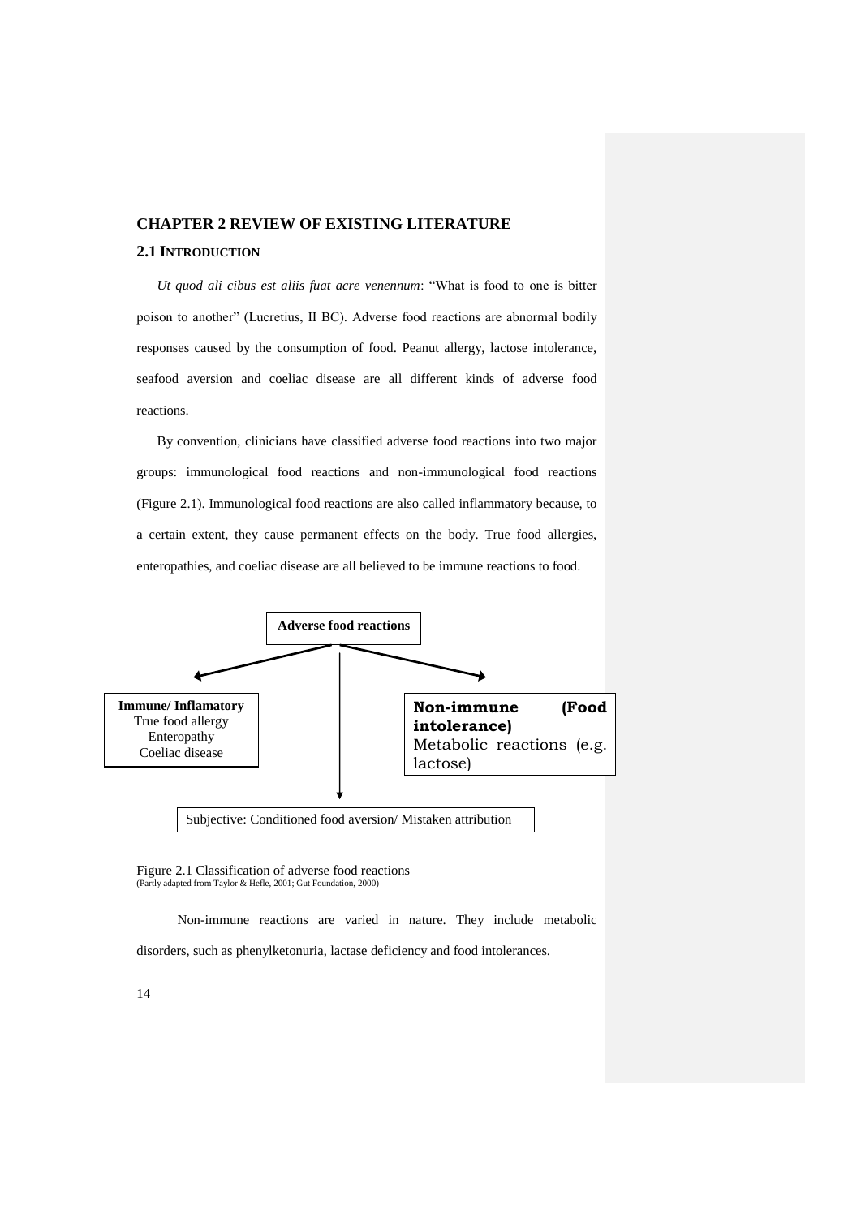# CHAPTER 2 REVIEW OF EXISTING LITERATURE

## 2.1 Introduction

*Ut quod ali cibus est aliis fuat acre venennum*: "What is food to one is bitter poison to another" (Lucretius, II BC). Adverse food reactions are abnormal bodily responses caused by the consumption of food. Peanut allergy, lactose intolerance, seafood aversion and coeliac disease are all different kinds of adverse food reactions.

By convention, clinicians have classified adverse food reactions into two major groups: immunological food reactions and non-immunological food reactions (Figure 2.1). Immunological food reactions are also called inflammatory because, to a certain extent, they cause permanent effects on the body. True food allergies, enteropathies, and coeliac disease are all believed to be immune reactions to food.

**Adverse food reactions**

**Immune/ Inflamatory**
True food allergy
Enteropathy
Coeliac disease

**Non-immune (Food intolerance)**
Metabolic reactions (e.g. lactose)

Subjective: Conditioned food aversion/ Mistaken attribution

Figure 2.1 Classification of adverse food reactions
(Partly adapted from Taylor & Hefle, 2001; Gut Foundation, 2000)

Non-immune reactions are varied in nature. They include metabolic disorders, such as phenylketonuria, lactase deficiency and food intolerances.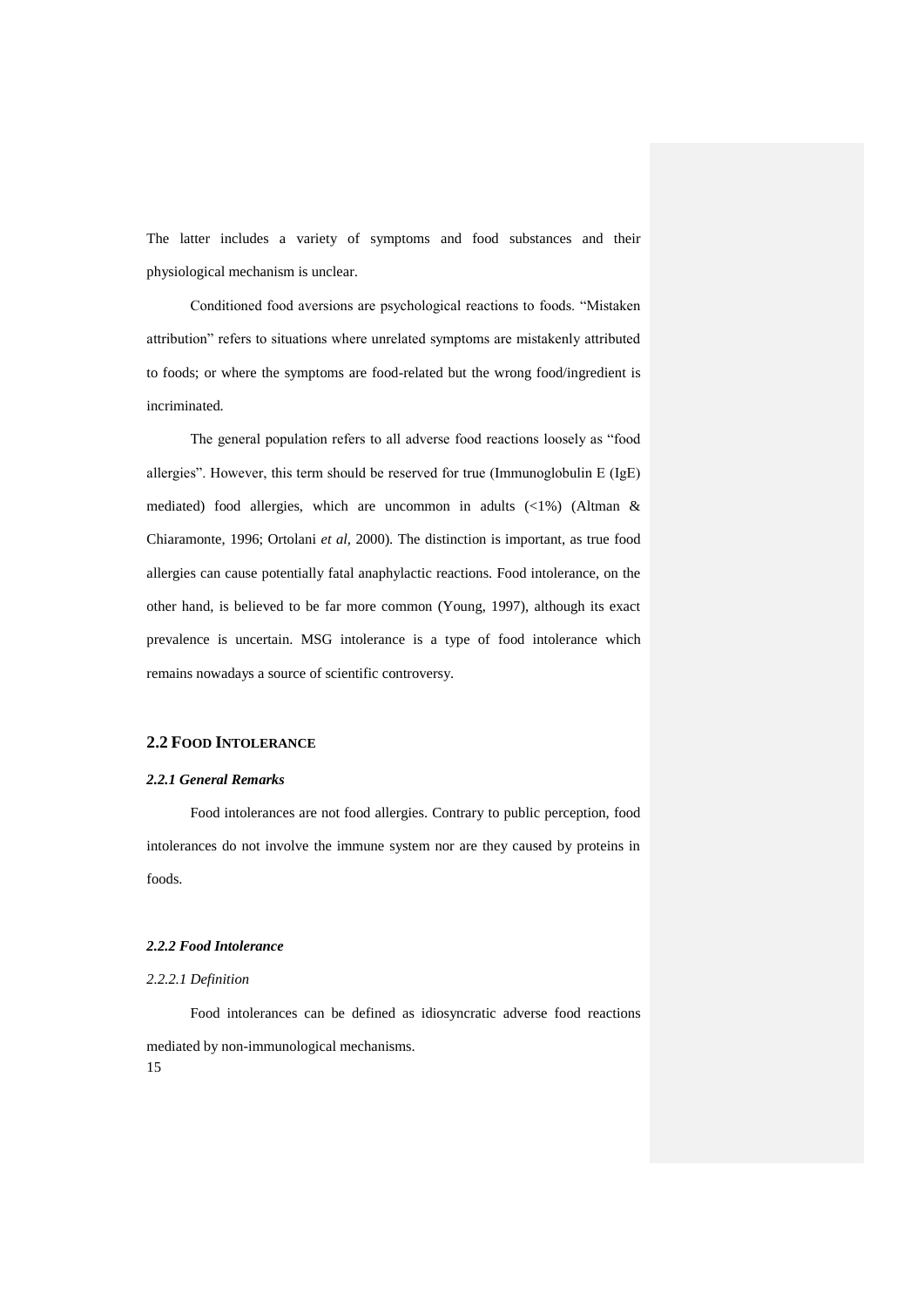The latter includes a variety of symptoms and food substances and their physiological mechanism is unclear.

Conditioned food aversions are psychological reactions to foods. "Mistaken attribution" refers to situations where unrelated symptoms are mistakenly attributed to foods; or where the symptoms are food-related but the wrong food/ingredient is incriminated.

The general population refers to all adverse food reactions loosely as "food allergies". However, this term should be reserved for true (Immunoglobulin E (IgE) mediated) food allergies, which are uncommon in adults (<1%) (Altman & Chiaramonte, 1996; Ortolani *et al,* 2000). The distinction is important, as true food allergies can cause potentially fatal anaphylactic reactions. Food intolerance, on the other hand, is believed to be far more common (Young, 1997), although its exact prevalence is uncertain. MSG intolerance is a type of food intolerance which remains nowadays a source of scientific controversy.

## 2.2 Food Intolerance

### *2.2.1 General Remarks*

Food intolerances are not food allergies. Contrary to public perception, food intolerances do not involve the immune system nor are they caused by proteins in foods.

### *2.2.2 Food Intolerance*

#### *2.2.2.1 Definition*

Food intolerances can be defined as idiosyncratic adverse food reactions mediated by non-immunological mechanisms.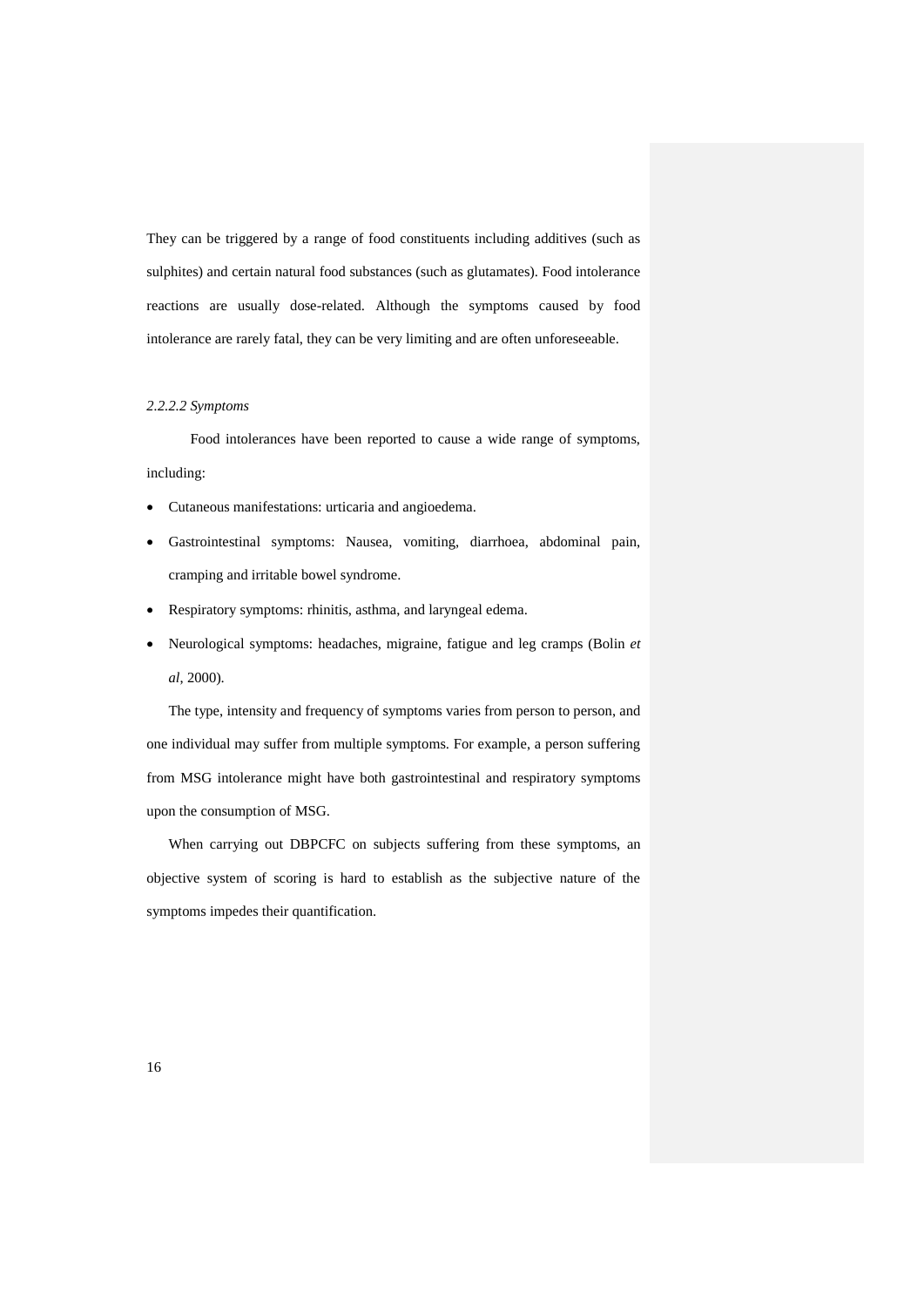They can be triggered by a range of food constituents including additives (such as sulphites) and certain natural food substances (such as glutamates). Food intolerance reactions are usually dose-related. Although the symptoms caused by food intolerance are rarely fatal, they can be very limiting and are often unforeseeable.

#### *2.2.2.2 Symptoms*

Food intolerances have been reported to cause a wide range of symptoms, including:

- Cutaneous manifestations: urticaria and angioedema.
- Gastrointestinal symptoms: Nausea, vomiting, diarrhoea, abdominal pain, cramping and irritable bowel syndrome.
- Respiratory symptoms: rhinitis, asthma, and laryngeal edema.
- Neurological symptoms: headaches, migraine, fatigue and leg cramps (Bolin *et al*, 2000).

The type, intensity and frequency of symptoms varies from person to person, and one individual may suffer from multiple symptoms. For example, a person suffering from MSG intolerance might have both gastrointestinal and respiratory symptoms upon the consumption of MSG.

When carrying out DBPCFC on subjects suffering from these symptoms, an objective system of scoring is hard to establish as the subjective nature of the symptoms impedes their quantification.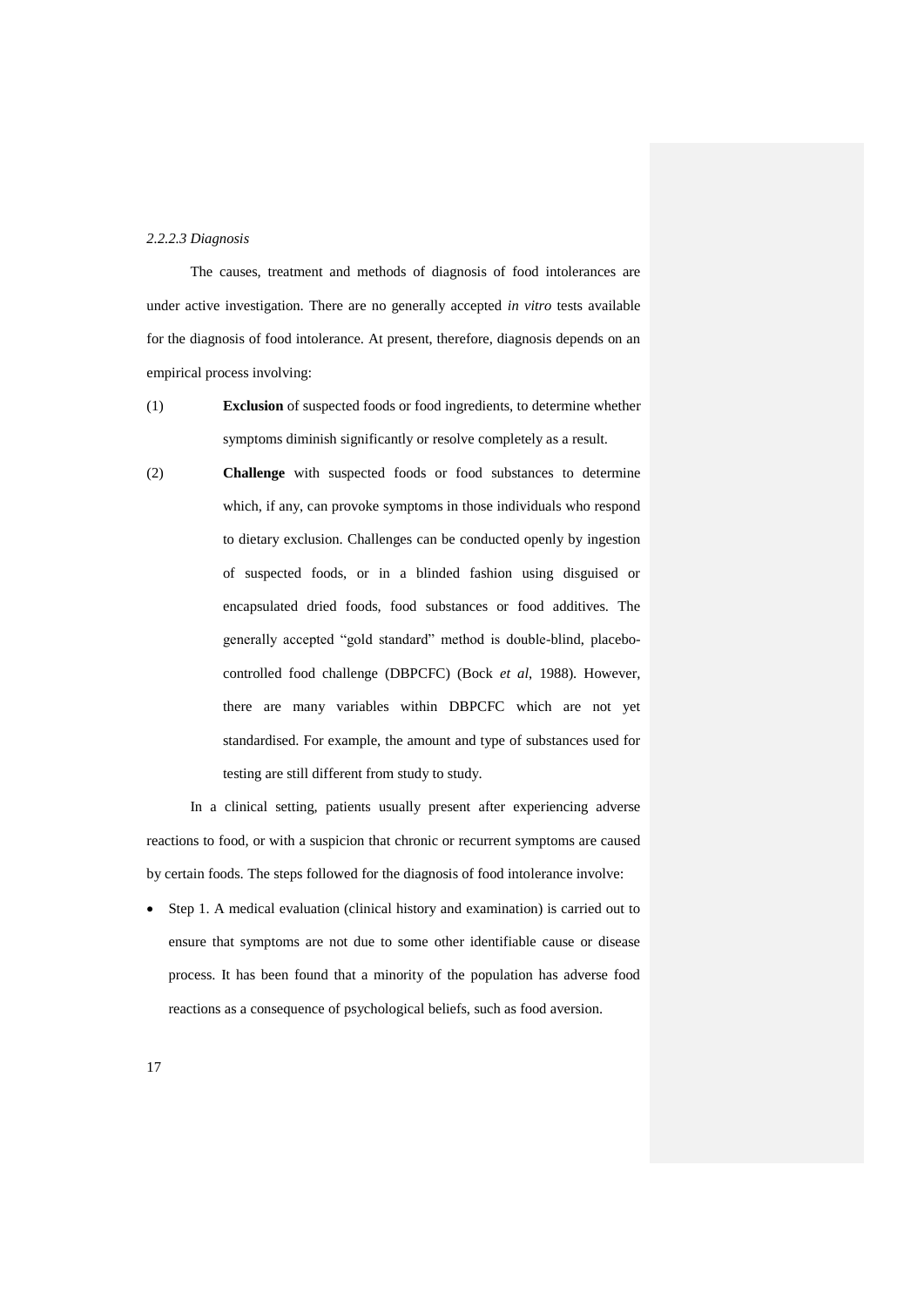*2.2.2.3 Diagnosis*

The causes, treatment and methods of diagnosis of food intolerances are under active investigation. There are no generally accepted *in vitro* tests available for the diagnosis of food intolerance. At present, therefore, diagnosis depends on an empirical process involving:

(1) **Exclusion** of suspected foods or food ingredients, to determine whether symptoms diminish significantly or resolve completely as a result.

(2) **Challenge** with suspected foods or food substances to determine which, if any, can provoke symptoms in those individuals who respond to dietary exclusion. Challenges can be conducted openly by ingestion of suspected foods, or in a blinded fashion using disguised or encapsulated dried foods, food substances or food additives. The generally accepted "gold standard" method is double-blind, placebo-controlled food challenge (DBPCFC) (Bock *et al*, 1988). However, there are many variables within DBPCFC which are not yet standardised. For example, the amount and type of substances used for testing are still different from study to study.

In a clinical setting, patients usually present after experiencing adverse reactions to food, or with a suspicion that chronic or recurrent symptoms are caused by certain foods. The steps followed for the diagnosis of food intolerance involve:

- Step 1. A medical evaluation (clinical history and examination) is carried out to ensure that symptoms are not due to some other identifiable cause or disease process. It has been found that a minority of the population has adverse food reactions as a consequence of psychological beliefs, such as food aversion.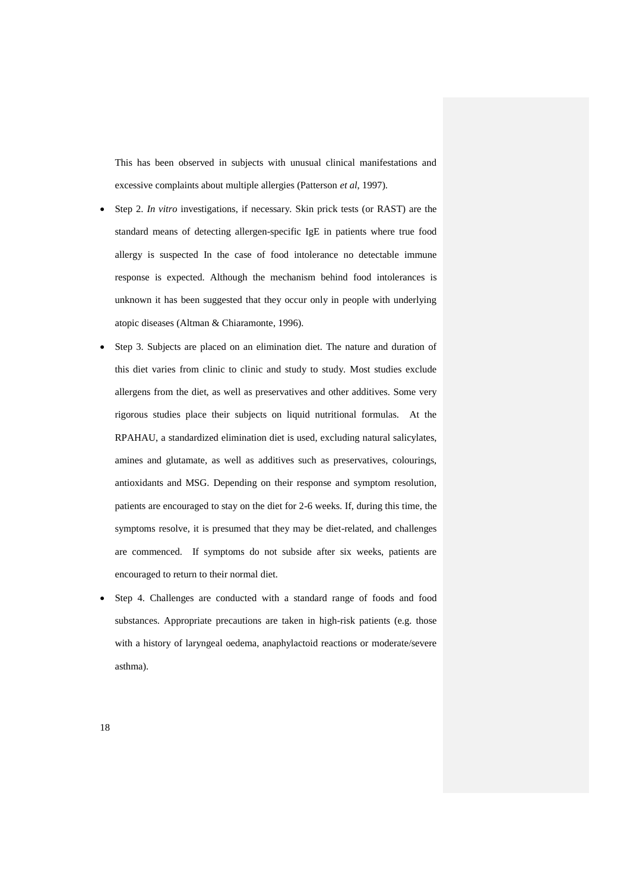This has been observed in subjects with unusual clinical manifestations and excessive complaints about multiple allergies (Patterson *et al,* 1997).

- Step 2. *In vitro* investigations, if necessary. Skin prick tests (or RAST) are the standard means of detecting allergen-specific IgE in patients where true food allergy is suspected In the case of food intolerance no detectable immune response is expected. Although the mechanism behind food intolerances is unknown it has been suggested that they occur only in people with underlying atopic diseases (Altman & Chiaramonte, 1996).
- Step 3. Subjects are placed on an elimination diet. The nature and duration of this diet varies from clinic to clinic and study to study. Most studies exclude allergens from the diet, as well as preservatives and other additives. Some very rigorous studies place their subjects on liquid nutritional formulas. At the RPAHAU, a standardized elimination diet is used, excluding natural salicylates, amines and glutamate, as well as additives such as preservatives, colourings, antioxidants and MSG. Depending on their response and symptom resolution, patients are encouraged to stay on the diet for 2-6 weeks. If, during this time, the symptoms resolve, it is presumed that they may be diet-related, and challenges are commenced. If symptoms do not subside after six weeks, patients are encouraged to return to their normal diet.
- Step 4. Challenges are conducted with a standard range of foods and food substances. Appropriate precautions are taken in high-risk patients (e.g. those with a history of laryngeal oedema, anaphylactoid reactions or moderate/severe asthma).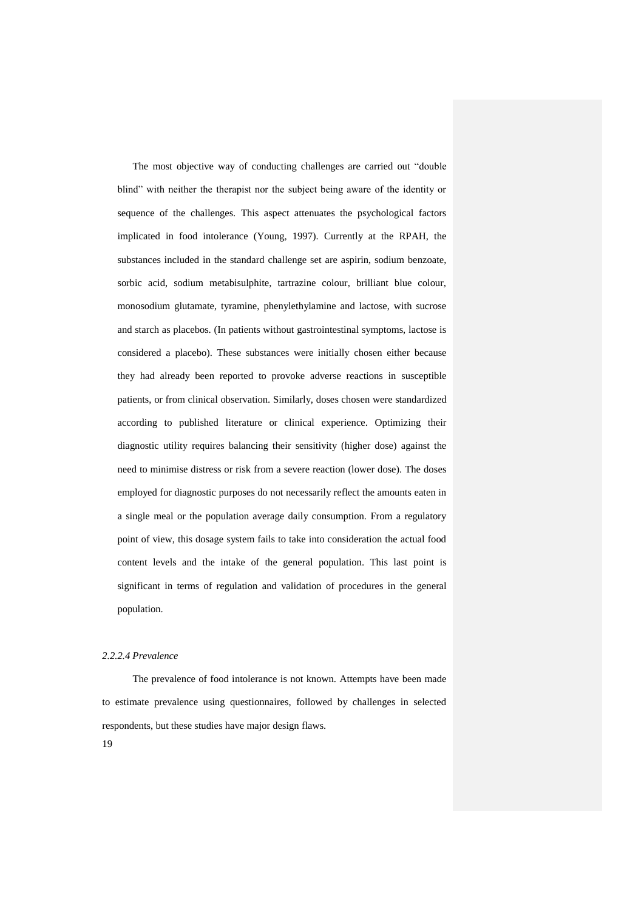The most objective way of conducting challenges are carried out "double blind" with neither the therapist nor the subject being aware of the identity or sequence of the challenges. This aspect attenuates the psychological factors implicated in food intolerance (Young, 1997). Currently at the RPAH, the substances included in the standard challenge set are aspirin, sodium benzoate, sorbic acid, sodium metabisulphite, tartrazine colour, brilliant blue colour, monosodium glutamate, tyramine, phenylethylamine and lactose, with sucrose and starch as placebos. (In patients without gastrointestinal symptoms, lactose is considered a placebo). These substances were initially chosen either because they had already been reported to provoke adverse reactions in susceptible patients, or from clinical observation. Similarly, doses chosen were standardized according to published literature or clinical experience. Optimizing their diagnostic utility requires balancing their sensitivity (higher dose) against the need to minimise distress or risk from a severe reaction (lower dose). The doses employed for diagnostic purposes do not necessarily reflect the amounts eaten in a single meal or the population average daily consumption. From a regulatory point of view, this dosage system fails to take into consideration the actual food content levels and the intake of the general population. This last point is significant in terms of regulation and validation of procedures in the general population.

#### *2.2.2.4 Prevalence*

The prevalence of food intolerance is not known. Attempts have been made to estimate prevalence using questionnaires, followed by challenges in selected respondents, but these studies have major design flaws.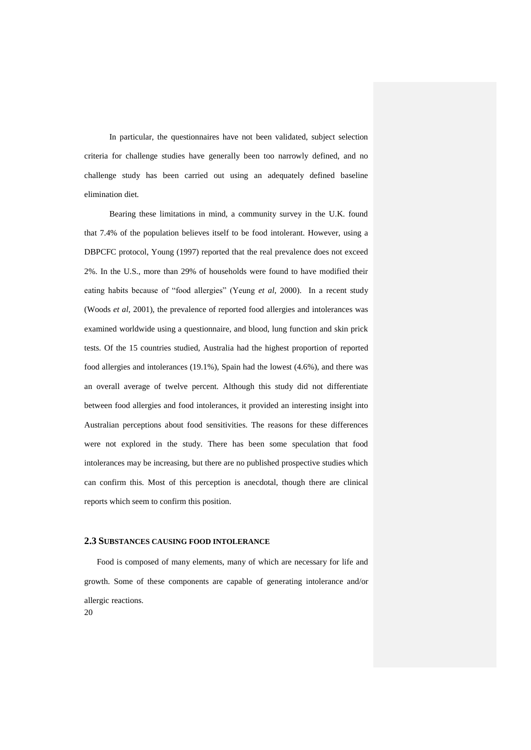In particular, the questionnaires have not been validated, subject selection criteria for challenge studies have generally been too narrowly defined, and no challenge study has been carried out using an adequately defined baseline elimination diet.

Bearing these limitations in mind, a community survey in the U.K. found that 7.4% of the population believes itself to be food intolerant. However, using a DBPCFC protocol, Young (1997) reported that the real prevalence does not exceed 2%. In the U.S., more than 29% of households were found to have modified their eating habits because of "food allergies" (Yeung *et al,* 2000). In a recent study (Woods *et al,* 2001), the prevalence of reported food allergies and intolerances was examined worldwide using a questionnaire, and blood, lung function and skin prick tests. Of the 15 countries studied, Australia had the highest proportion of reported food allergies and intolerances (19.1%), Spain had the lowest (4.6%), and there was an overall average of twelve percent. Although this study did not differentiate between food allergies and food intolerances, it provided an interesting insight into Australian perceptions about food sensitivities. The reasons for these differences were not explored in the study. There has been some speculation that food intolerances may be increasing, but there are no published prospective studies which can confirm this. Most of this perception is anecdotal, though there are clinical reports which seem to confirm this position.

### 2.3 SUBSTANCES CAUSING FOOD INTOLERANCE

Food is composed of many elements, many of which are necessary for life and growth. Some of these components are capable of generating intolerance and/or allergic reactions.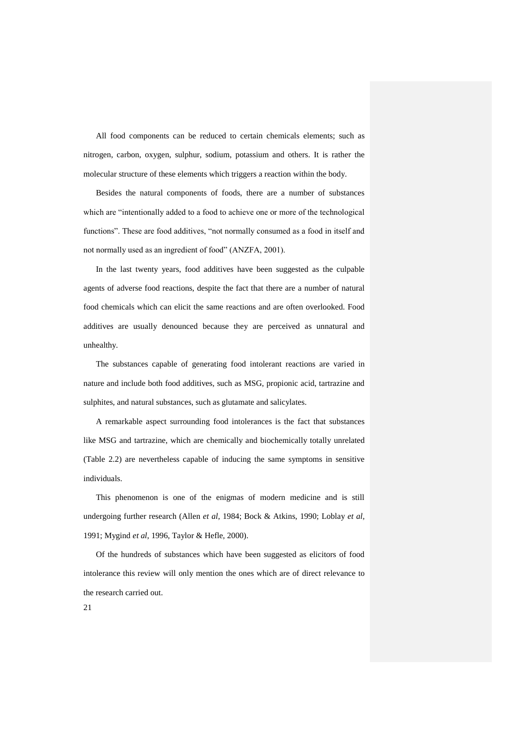All food components can be reduced to certain chemicals elements; such as nitrogen, carbon, oxygen, sulphur, sodium, potassium and others. It is rather the molecular structure of these elements which triggers a reaction within the body.

Besides the natural components of foods, there are a number of substances which are "intentionally added to a food to achieve one or more of the technological functions". These are food additives, "not normally consumed as a food in itself and not normally used as an ingredient of food" (ANZFA, 2001).

In the last twenty years, food additives have been suggested as the culpable agents of adverse food reactions, despite the fact that there are a number of natural food chemicals which can elicit the same reactions and are often overlooked. Food additives are usually denounced because they are perceived as unnatural and unhealthy.

The substances capable of generating food intolerant reactions are varied in nature and include both food additives, such as MSG, propionic acid, tartrazine and sulphites, and natural substances, such as glutamate and salicylates.

A remarkable aspect surrounding food intolerances is the fact that substances like MSG and tartrazine, which are chemically and biochemically totally unrelated (Table 2.2) are nevertheless capable of inducing the same symptoms in sensitive individuals.

This phenomenon is one of the enigmas of modern medicine and is still undergoing further research (Allen *et al*, 1984; Bock & Atkins, 1990; Loblay *et al*, 1991; Mygind *et al*, 1996, Taylor & Hefle, 2000).

Of the hundreds of substances which have been suggested as elicitors of food intolerance this review will only mention the ones which are of direct relevance to the research carried out.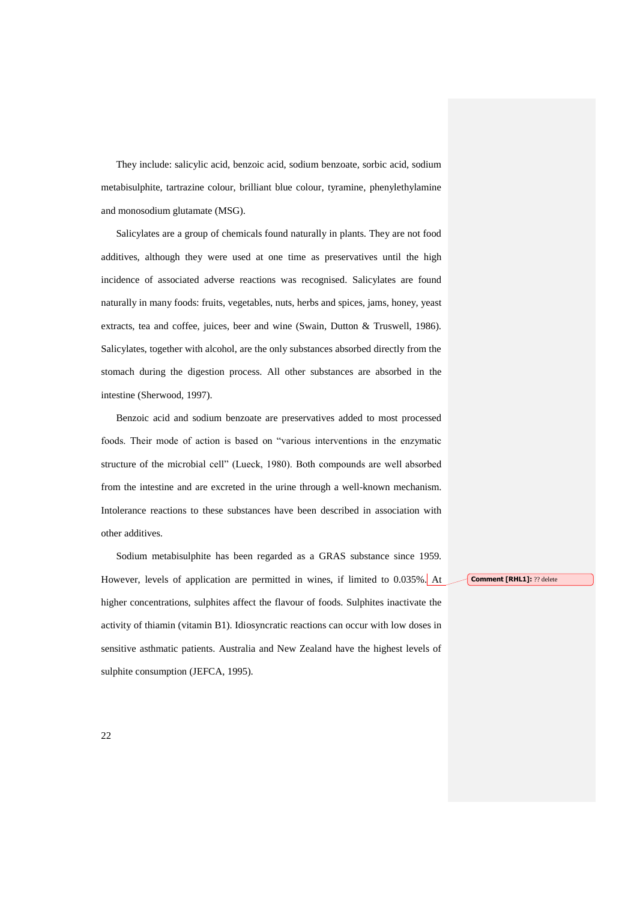They include: salicylic acid, benzoic acid, sodium benzoate, sorbic acid, sodium metabisulphite, tartrazine colour, brilliant blue colour, tyramine, phenylethylamine and monosodium glutamate (MSG).

Salicylates are a group of chemicals found naturally in plants. They are not food additives, although they were used at one time as preservatives until the high incidence of associated adverse reactions was recognised. Salicylates are found naturally in many foods: fruits, vegetables, nuts, herbs and spices, jams, honey, yeast extracts, tea and coffee, juices, beer and wine (Swain, Dutton & Truswell, 1986). Salicylates, together with alcohol, are the only substances absorbed directly from the stomach during the digestion process. All other substances are absorbed in the intestine (Sherwood, 1997).

Benzoic acid and sodium benzoate are preservatives added to most processed foods. Their mode of action is based on "various interventions in the enzymatic structure of the microbial cell" (Lueck, 1980). Both compounds are well absorbed from the intestine and are excreted in the urine through a well-known mechanism. Intolerance reactions to these substances have been described in association with other additives.

Sodium metabisulphite has been regarded as a GRAS substance since 1959. However, levels of application are permitted in wines, if limited to 0.035%. At higher concentrations, sulphites affect the flavour of foods. Sulphites inactivate the activity of thiamin (vitamin B1). Idiosyncratic reactions can occur with low doses in sensitive asthmatic patients. Australia and New Zealand have the highest levels of sulphite consumption (JEFCA, 1995).

**Comment [RHL1]:** ?? delete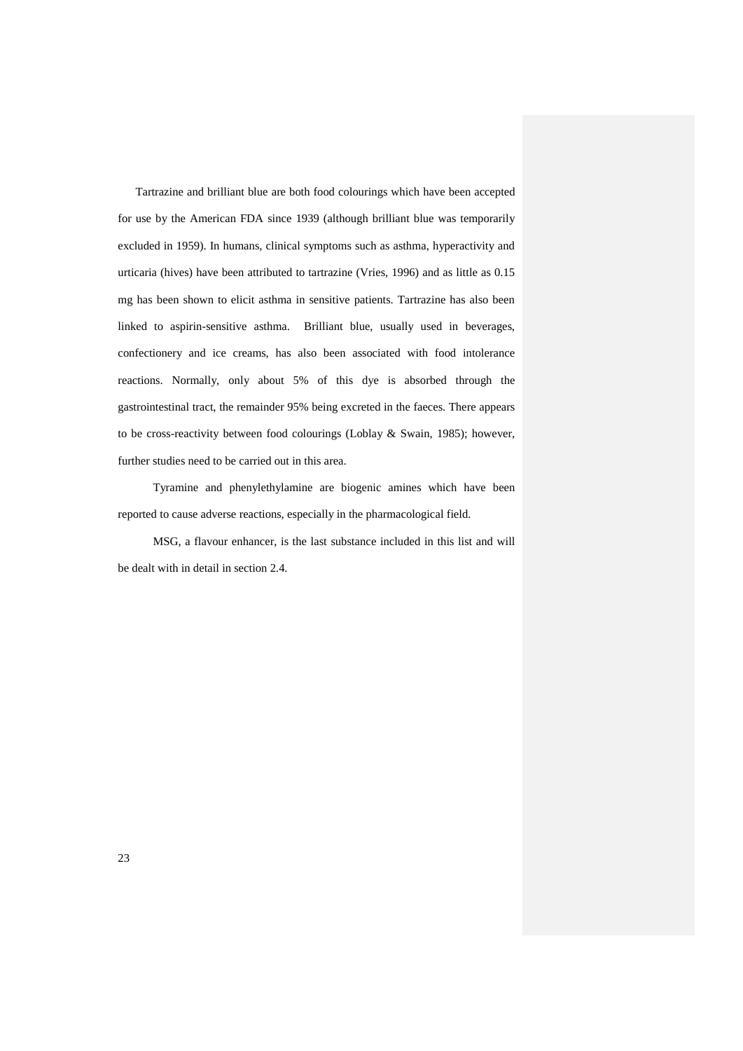Tartrazine and brilliant blue are both food colourings which have been accepted for use by the American FDA since 1939 (although brilliant blue was temporarily excluded in 1959). In humans, clinical symptoms such as asthma, hyperactivity and urticaria (hives) have been attributed to tartrazine (Vries, 1996) and as little as 0.15 mg has been shown to elicit asthma in sensitive patients. Tartrazine has also been linked to aspirin-sensitive asthma. Brilliant blue, usually used in beverages, confectionery and ice creams, has also been associated with food intolerance reactions. Normally, only about 5% of this dye is absorbed through the gastrointestinal tract, the remainder 95% being excreted in the faeces. There appears to be cross-reactivity between food colourings (Loblay & Swain, 1985); however, further studies need to be carried out in this area.

Tyramine and phenylethylamine are biogenic amines which have been reported to cause adverse reactions, especially in the pharmacological field.

MSG, a flavour enhancer, is the last substance included in this list and will be dealt with in detail in section 2.4.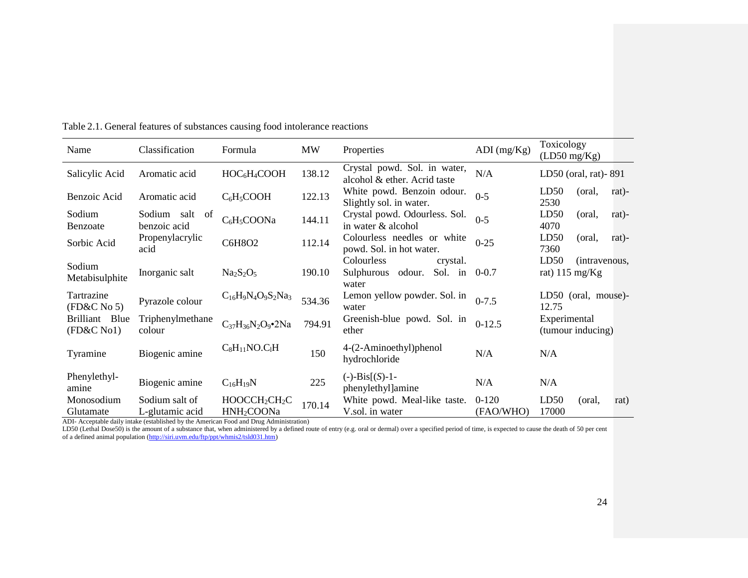Table 2.1. General features of substances causing food intolerance reactions

| Name | Classification | Formula | MW | Properties | ADI (mg/Kg) | Toxicology (LD50 mg/Kg) |
|---|---|---|---|---|---|---|
| Salicylic Acid | Aromatic acid | $HOC_6H_4COOH$ | 138.12 | Crystal powd. Sol. in water, alcohol & ether. Acrid taste | N/A | LD50 (oral, rat)- 891 |
| Benzoic Acid | Aromatic acid | $C_6H_5COOH$ | 122.13 | White powd. Benzoin odour. Slightly sol. in water. | 0-5 | LD50 (oral, rat)- 2530 |
| Sodium Benzoate | Sodium salt of benzoic acid | $C_6H_5COONa$ | 144.11 | Crystal powd. Odourless. Sol. in water & alcohol | 0-5 | LD50 (oral, rat)- 4070 |
| Sorbic Acid | Propenylacrylic acid | C6H8O2 | 112.14 | Colourless needles or white powd. Sol. in hot water. | 0-25 | LD50 (oral, rat)- 7360 |
| Sodium Metabisulphite | Inorganic salt | $Na_2S_2O_5$ | 190.10 | Colourless crystal. Sulphurous odour. Sol. in water | 0-0.7 | LD50 (intravenous, rat) 115 mg/Kg |
| Tartrazine (FD&C No 5) | Pyrazole colour | $C_{16}H_9N_4O_9S_2Na_3$ | 534.36 | Lemon yellow powder. Sol. in water | 0-7.5 | LD50 (oral, mouse)- 12.75 |
| Brilliant Blue (FD&C No1) | Triphenylmethane colour | $C_{37}H_{36}N_2O_9$•2Na | 794.91 | Greenish-blue powd. Sol. in ether | 0-12.5 | Experimental (tumour inducing) |
| Tyramine | Biogenic amine | $C_8H_{11}NO.C_lH$ | 150 | 4-(2-Aminoethyl)phenol hydrochloride | N/A | N/A |
| Phenylethyl-amine | Biogenic amine | $C_{16}H_{19}N$ | 225 | (-)-Bis[(*S*)-1-phenylethyl]amine | N/A | N/A |
| Monosodium Glutamate | Sodium salt of L-glutamic acid | $HOOCCH_2CH_2CHNH_2COONa$ | 170.14 | White powd. Meal-like taste. V.sol. in water | 0-120 (FAO/WHO) | LD50 (oral, rat) 17000 |

ADI- Acceptable daily intake (established by the American Food and Drug Administration)
LD50 (Lethal Dose50) is the amount of a substance that, when administered by a defined route of entry (e.g. oral or dermal) over a specified period of time, is expected to cause the death of 50 per cent of a defined animal population (http://siri.uvm.edu/ftp/ppt/whmis2/tsld031.htm)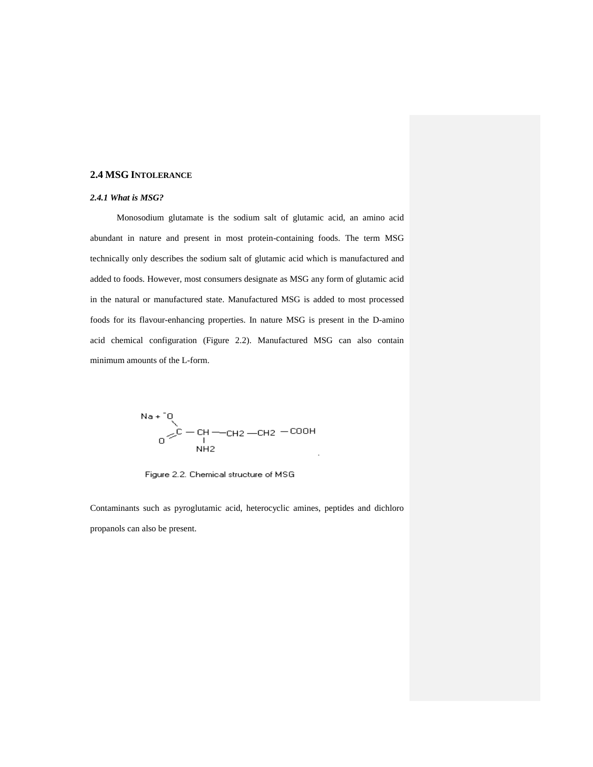## 2.4 MSG INTOLERANCE

### *2.4.1 What is MSG?*

Monosodium glutamate is the sodium salt of glutamic acid, an amino acid abundant in nature and present in most protein-containing foods. The term MSG technically only describes the sodium salt of glutamic acid which is manufactured and added to foods. However, most consumers designate as MSG any form of glutamic acid in the natural or manufactured state. Manufactured MSG is added to most processed foods for its flavour-enhancing properties. In nature MSG is present in the D-amino acid chemical configuration (Figure 2.2). Manufactured MSG can also contain minimum amounts of the L-form.

Figure 2.2. Chemical structure of MSG

Contaminants such as pyroglutamic acid, heterocyclic amines, peptides and dichloro propanols can also be present.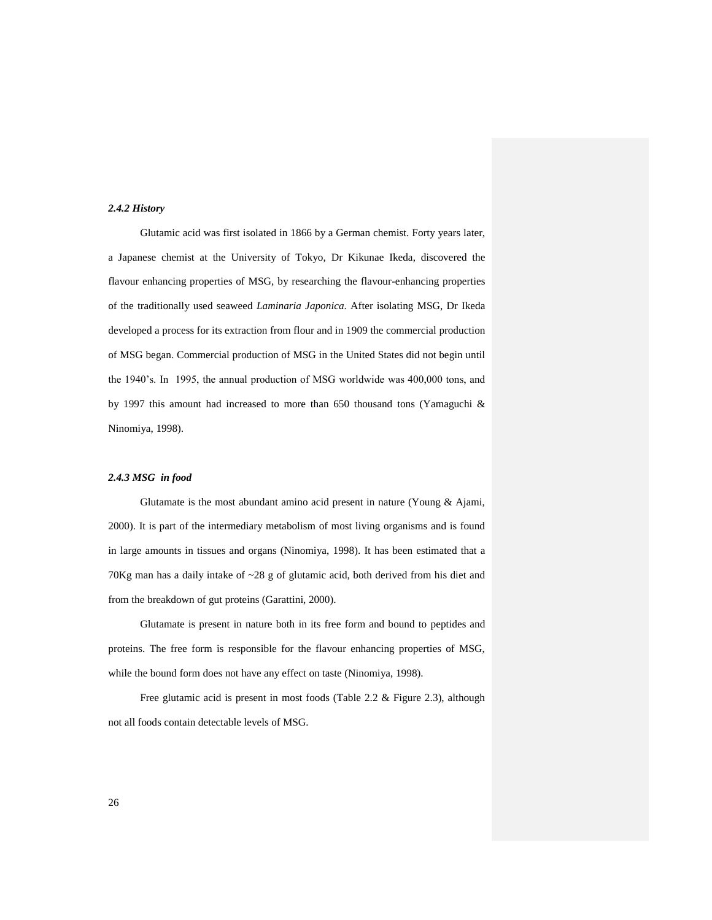### *2.4.2 History*

Glutamic acid was first isolated in 1866 by a German chemist. Forty years later, a Japanese chemist at the University of Tokyo, Dr Kikunae Ikeda, discovered the flavour enhancing properties of MSG, by researching the flavour-enhancing properties of the traditionally used seaweed *Laminaria Japonica*. After isolating MSG, Dr Ikeda developed a process for its extraction from flour and in 1909 the commercial production of MSG began. Commercial production of MSG in the United States did not begin until the 1940's. In 1995, the annual production of MSG worldwide was 400,000 tons, and by 1997 this amount had increased to more than 650 thousand tons (Yamaguchi & Ninomiya, 1998).

### *2.4.3 MSG in food*

Glutamate is the most abundant amino acid present in nature (Young & Ajami, 2000). It is part of the intermediary metabolism of most living organisms and is found in large amounts in tissues and organs (Ninomiya, 1998). It has been estimated that a 70Kg man has a daily intake of ~28 g of glutamic acid, both derived from his diet and from the breakdown of gut proteins (Garattini, 2000).

Glutamate is present in nature both in its free form and bound to peptides and proteins. The free form is responsible for the flavour enhancing properties of MSG, while the bound form does not have any effect on taste (Ninomiya, 1998).

Free glutamic acid is present in most foods (Table 2.2 & Figure 2.3), although not all foods contain detectable levels of MSG.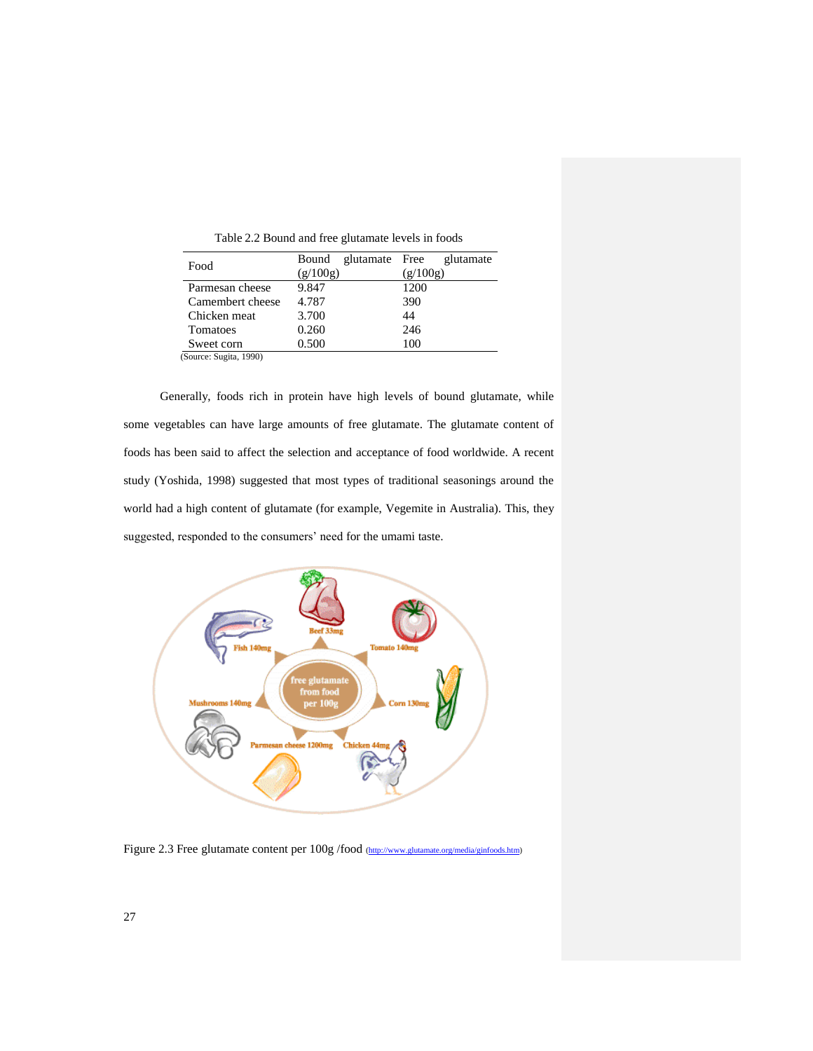Table 2.2 Bound and free glutamate levels in foods

| Food | Bound glutamate (g/100g) | Free glutamate (g/100g) |
|---|---|---|
| Parmesan cheese | 9.847 | 1200 |
| Camembert cheese | 4.787 | 390 |
| Chicken meat | 3.700 | 44 |
| Tomatoes | 0.260 | 246 |
| Sweet corn | 0.500 | 100 |

(Source: Sugita, 1990)

Generally, foods rich in protein have high levels of bound glutamate, while some vegetables can have large amounts of free glutamate. The glutamate content of foods has been said to affect the selection and acceptance of food worldwide. A recent study (Yoshida, 1998) suggested that most types of traditional seasonings around the world had a high content of glutamate (for example, Vegemite in Australia). This, they suggested, responded to the consumers' need for the umami taste.

free glutamate from food per 100g

Beef 33mg

Tomato 140mg

Corn 130mg

Chicken 44mg

Parmesan cheese 1200mg

Mushrooms 140mg

Fish 140mg

Figure 2.3 Free glutamate content per 100g /food (http://www.glutamate.org/media/ginfoods.htm)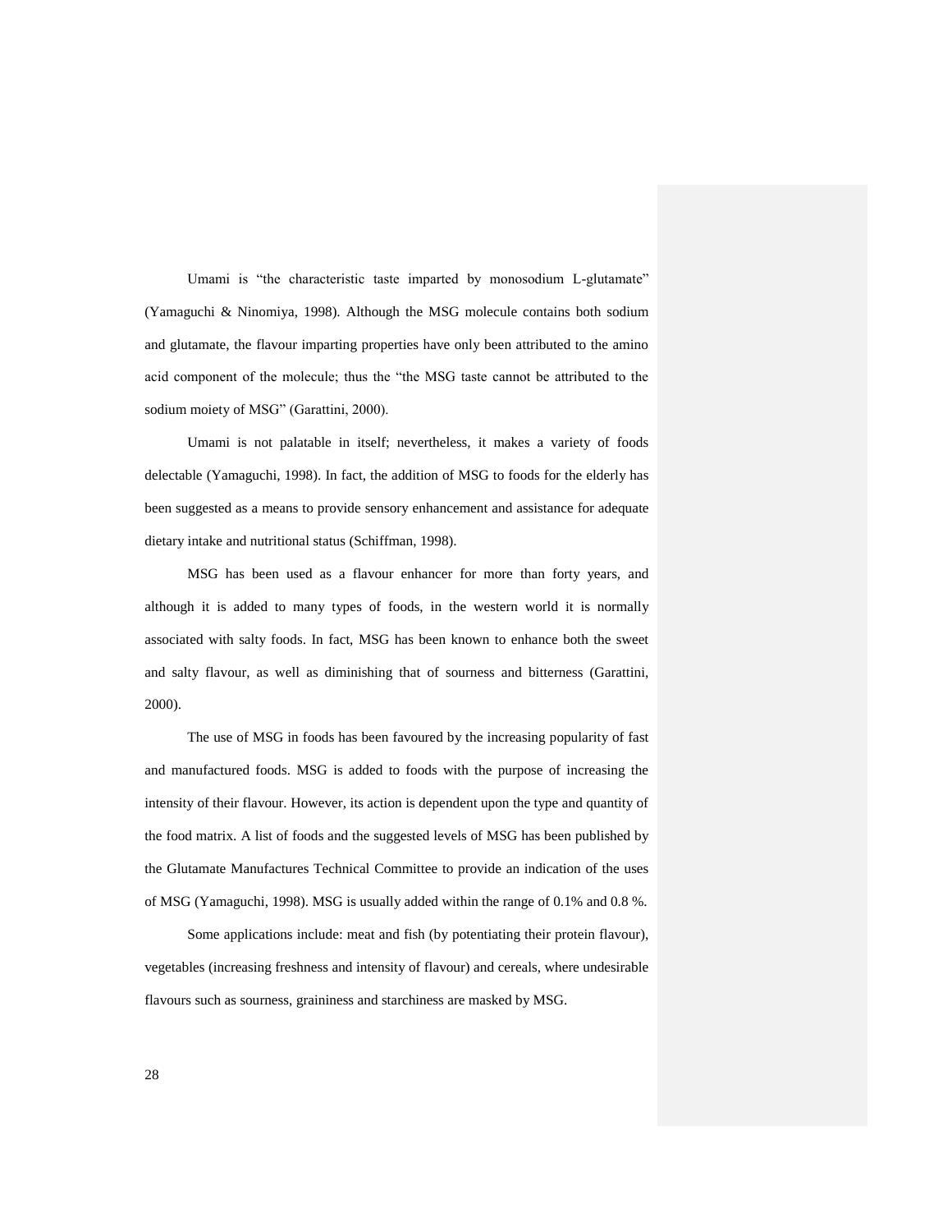Umami is "the characteristic taste imparted by monosodium L-glutamate" (Yamaguchi & Ninomiya, 1998). Although the MSG molecule contains both sodium and glutamate, the flavour imparting properties have only been attributed to the amino acid component of the molecule; thus the "the MSG taste cannot be attributed to the sodium moiety of MSG" (Garattini, 2000).

Umami is not palatable in itself; nevertheless, it makes a variety of foods delectable (Yamaguchi, 1998). In fact, the addition of MSG to foods for the elderly has been suggested as a means to provide sensory enhancement and assistance for adequate dietary intake and nutritional status (Schiffman, 1998).

MSG has been used as a flavour enhancer for more than forty years, and although it is added to many types of foods, in the western world it is normally associated with salty foods. In fact, MSG has been known to enhance both the sweet and salty flavour, as well as diminishing that of sourness and bitterness (Garattini, 2000).

The use of MSG in foods has been favoured by the increasing popularity of fast and manufactured foods. MSG is added to foods with the purpose of increasing the intensity of their flavour. However, its action is dependent upon the type and quantity of the food matrix. A list of foods and the suggested levels of MSG has been published by the Glutamate Manufactures Technical Committee to provide an indication of the uses of MSG (Yamaguchi, 1998). MSG is usually added within the range of 0.1% and 0.8 %.

Some applications include: meat and fish (by potentiating their protein flavour), vegetables (increasing freshness and intensity of flavour) and cereals, where undesirable flavours such as sourness, graininess and starchiness are masked by MSG.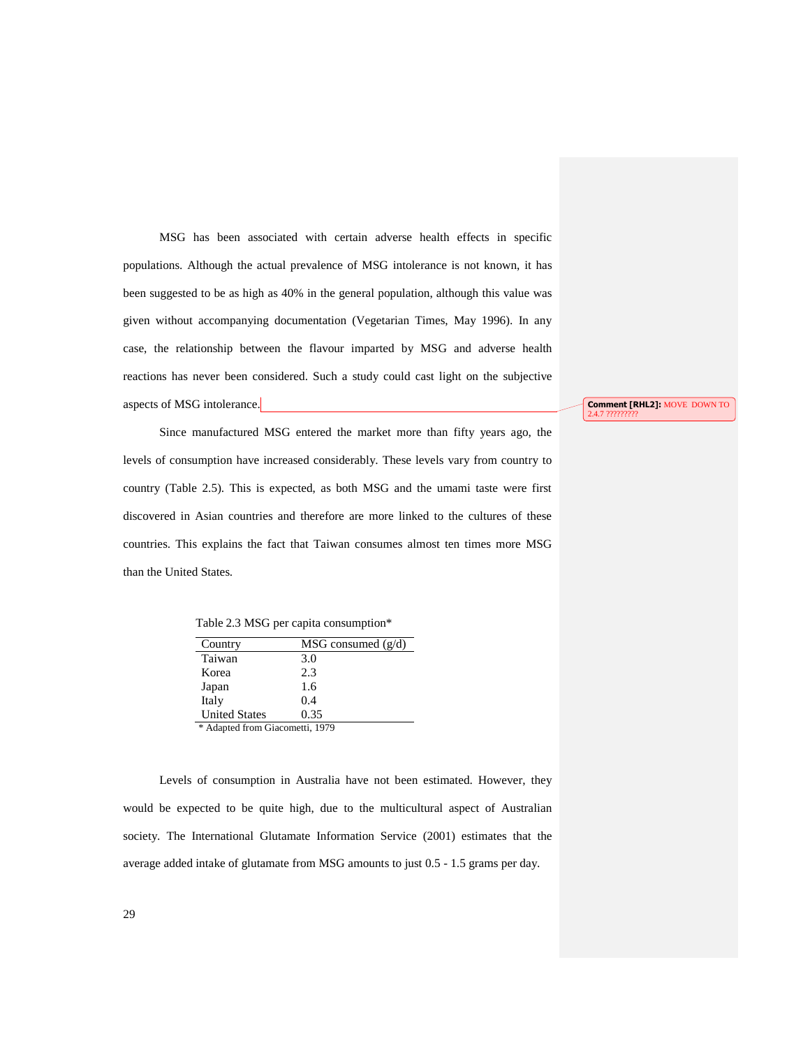MSG has been associated with certain adverse health effects in specific populations. Although the actual prevalence of MSG intolerance is not known, it has been suggested to be as high as 40% in the general population, although this value was given without accompanying documentation (Vegetarian Times, May 1996). In any case, the relationship between the flavour imparted by MSG and adverse health reactions has never been considered. Such a study could cast light on the subjective aspects of MSG intolerance.

**Comment [RHL2]:** MOVE DOWN TO 2.4.7 ?????????

Since manufactured MSG entered the market more than fifty years ago, the levels of consumption have increased considerably. These levels vary from country to country (Table 2.5). This is expected, as both MSG and the umami taste were first discovered in Asian countries and therefore are more linked to the cultures of these countries. This explains the fact that Taiwan consumes almost ten times more MSG than the United States.

Table 2.3 MSG per capita consumption*

| Country | MSG consumed (g/d) |
|---|---|
| Taiwan | 3.0 |
| Korea | 2.3 |
| Japan | 1.6 |
| Italy | 0.4 |
| United States | 0.35 |

* Adapted from Giacometti, 1979

Levels of consumption in Australia have not been estimated. However, they would be expected to be quite high, due to the multicultural aspect of Australian society. The International Glutamate Information Service (2001) estimates that the average added intake of glutamate from MSG amounts to just 0.5 - 1.5 grams per day.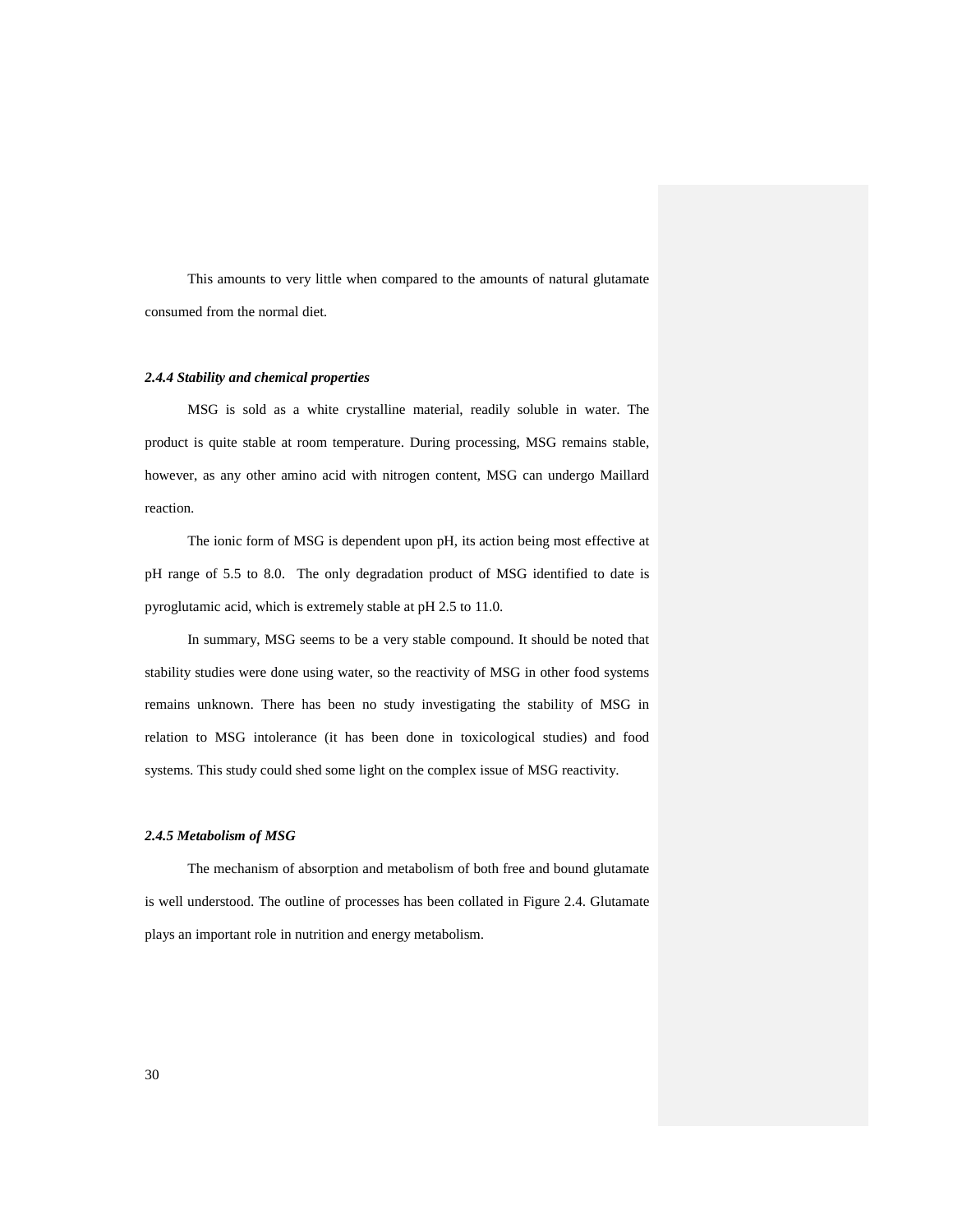This amounts to very little when compared to the amounts of natural glutamate consumed from the normal diet.

### *2.4.4 Stability and chemical properties*

MSG is sold as a white crystalline material, readily soluble in water. The product is quite stable at room temperature. During processing, MSG remains stable, however, as any other amino acid with nitrogen content, MSG can undergo Maillard reaction.

The ionic form of MSG is dependent upon pH, its action being most effective at pH range of 5.5 to 8.0. The only degradation product of MSG identified to date is pyroglutamic acid, which is extremely stable at pH 2.5 to 11.0.

In summary, MSG seems to be a very stable compound. It should be noted that stability studies were done using water, so the reactivity of MSG in other food systems remains unknown. There has been no study investigating the stability of MSG in relation to MSG intolerance (it has been done in toxicological studies) and food systems. This study could shed some light on the complex issue of MSG reactivity.

### *2.4.5 Metabolism of MSG*

The mechanism of absorption and metabolism of both free and bound glutamate is well understood. The outline of processes has been collated in Figure 2.4. Glutamate plays an important role in nutrition and energy metabolism.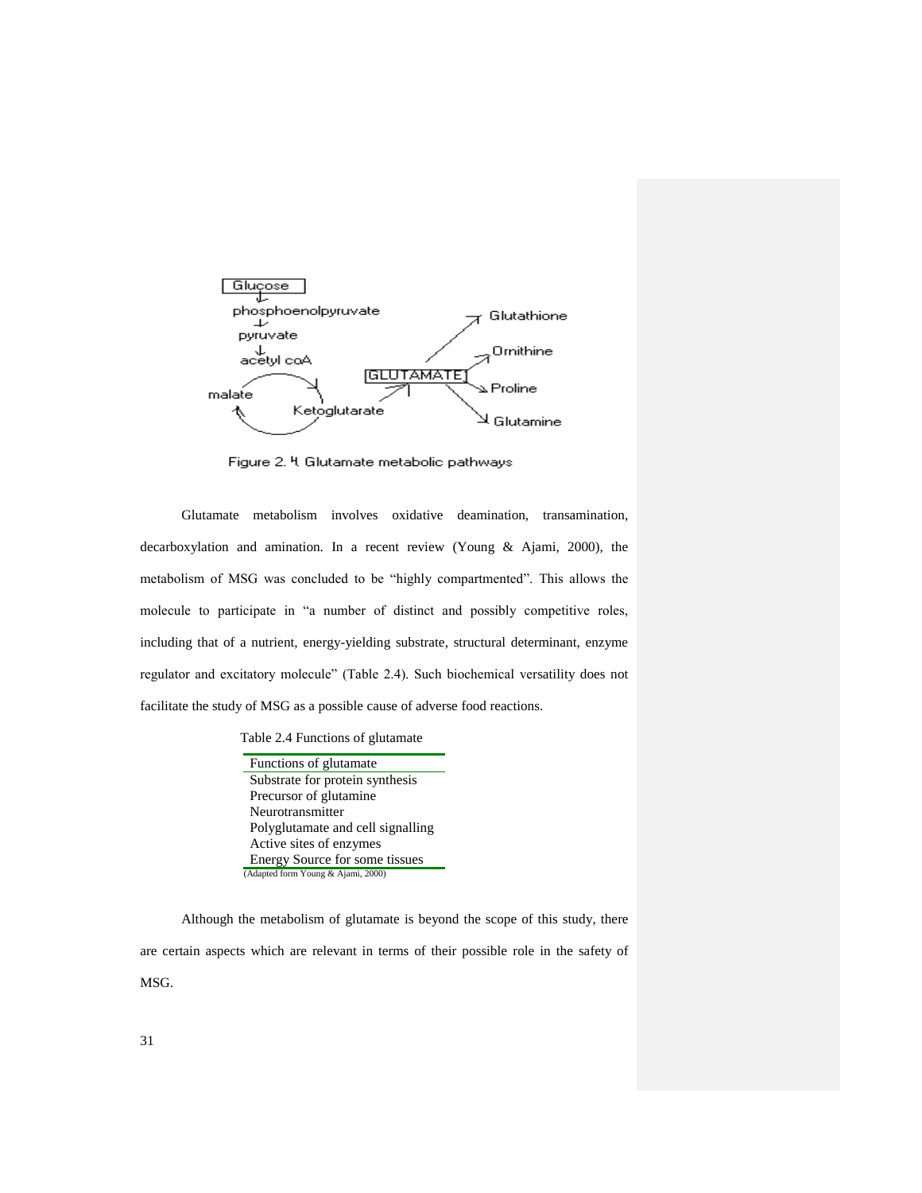Glucose
phosphoenolpyruvate
pyruvate
acetyl coA
malate
Ketoglutarate
GLUTAMATE
Glutathione
Ornithine
Proline
Glutamine

Figure 2. 4. Glutamate metabolic pathways

Glutamate metabolism involves oxidative deamination, transamination, decarboxylation and amination. In a recent review (Young & Ajami, 2000), the metabolism of MSG was concluded to be "highly compartmented". This allows the molecule to participate in "a number of distinct and possibly competitive roles, including that of a nutrient, energy-yielding substrate, structural determinant, enzyme regulator and excitatory molecule" (Table 2.4). Such biochemical versatility does not facilitate the study of MSG as a possible cause of adverse food reactions.

Table 2.4 Functions of glutamate

| Functions of glutamate |
|---|
| Substrate for protein synthesis |
| Precursor of glutamine |
| Neurotransmitter |
| Polyglutamate and cell signalling |
| Active sites of enzymes |
| Energy Source for some tissues |

(Adapted form Young & Ajami, 2000)

Although the metabolism of glutamate is beyond the scope of this study, there are certain aspects which are relevant in terms of their possible role in the safety of MSG.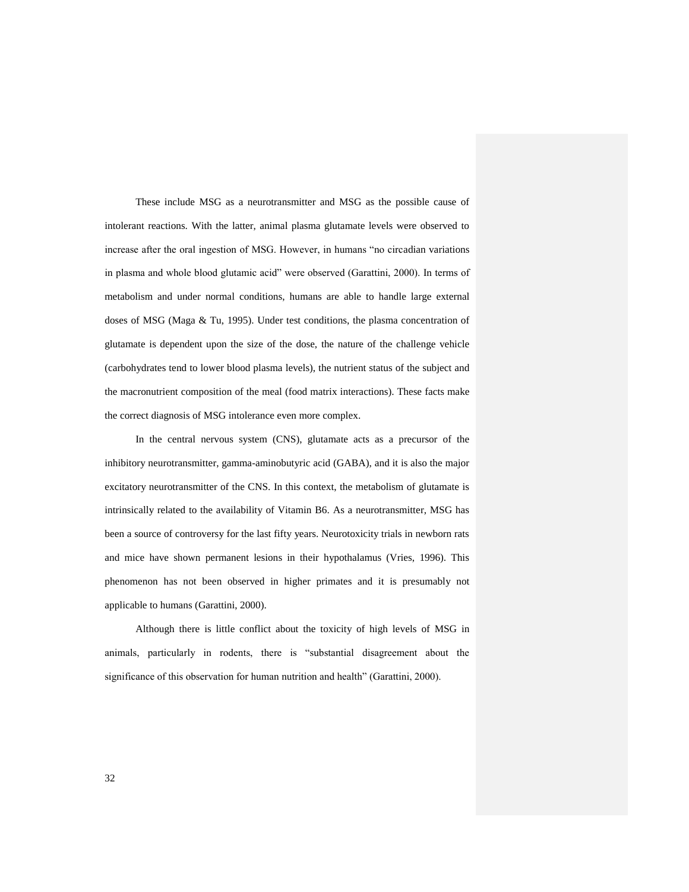These include MSG as a neurotransmitter and MSG as the possible cause of intolerant reactions. With the latter, animal plasma glutamate levels were observed to increase after the oral ingestion of MSG. However, in humans "no circadian variations in plasma and whole blood glutamic acid" were observed (Garattini, 2000). In terms of metabolism and under normal conditions, humans are able to handle large external doses of MSG (Maga & Tu, 1995). Under test conditions, the plasma concentration of glutamate is dependent upon the size of the dose, the nature of the challenge vehicle (carbohydrates tend to lower blood plasma levels), the nutrient status of the subject and the macronutrient composition of the meal (food matrix interactions). These facts make the correct diagnosis of MSG intolerance even more complex.

In the central nervous system (CNS), glutamate acts as a precursor of the inhibitory neurotransmitter, gamma-aminobutyric acid (GABA), and it is also the major excitatory neurotransmitter of the CNS. In this context, the metabolism of glutamate is intrinsically related to the availability of Vitamin B6. As a neurotransmitter, MSG has been a source of controversy for the last fifty years. Neurotoxicity trials in newborn rats and mice have shown permanent lesions in their hypothalamus (Vries, 1996). This phenomenon has not been observed in higher primates and it is presumably not applicable to humans (Garattini, 2000).

Although there is little conflict about the toxicity of high levels of MSG in animals, particularly in rodents, there is "substantial disagreement about the significance of this observation for human nutrition and health" (Garattini, 2000).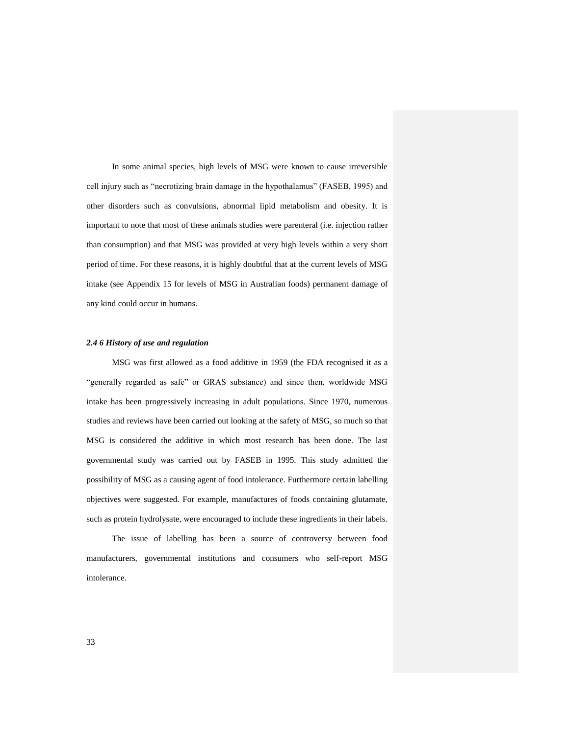In some animal species, high levels of MSG were known to cause irreversible cell injury such as "necrotizing brain damage in the hypothalamus" (FASEB, 1995) and other disorders such as convulsions, abnormal lipid metabolism and obesity. It is important to note that most of these animals studies were parenteral (i.e. injection rather than consumption) and that MSG was provided at very high levels within a very short period of time. For these reasons, it is highly doubtful that at the current levels of MSG intake (see Appendix 15 for levels of MSG in Australian foods) permanent damage of any kind could occur in humans.

### *2.4 6 History of use and regulation*

MSG was first allowed as a food additive in 1959 (the FDA recognised it as a "generally regarded as safe" or GRAS substance) and since then, worldwide MSG intake has been progressively increasing in adult populations. Since 1970, numerous studies and reviews have been carried out looking at the safety of MSG, so much so that MSG is considered the additive in which most research has been done. The last governmental study was carried out by FASEB in 1995. This study admitted the possibility of MSG as a causing agent of food intolerance. Furthermore certain labelling objectives were suggested. For example, manufactures of foods containing glutamate, such as protein hydrolysate, were encouraged to include these ingredients in their labels.

The issue of labelling has been a source of controversy between food manufacturers, governmental institutions and consumers who self-report MSG intolerance.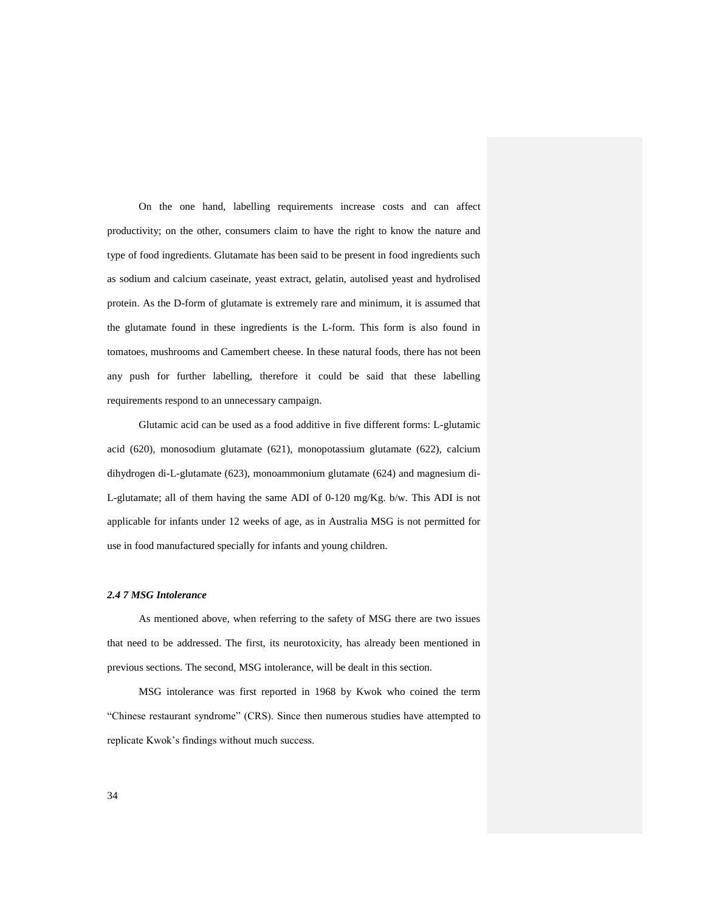On the one hand, labelling requirements increase costs and can affect productivity; on the other, consumers claim to have the right to know the nature and type of food ingredients. Glutamate has been said to be present in food ingredients such as sodium and calcium caseinate, yeast extract, gelatin, autolised yeast and hydrolised protein. As the D-form of glutamate is extremely rare and minimum, it is assumed that the glutamate found in these ingredients is the L-form. This form is also found in tomatoes, mushrooms and Camembert cheese. In these natural foods, there has not been any push for further labelling, therefore it could be said that these labelling requirements respond to an unnecessary campaign.

Glutamic acid can be used as a food additive in five different forms: L-glutamic acid (620), monosodium glutamate (621), monopotassium glutamate (622), calcium dihydrogen di-L-glutamate (623), monoammonium glutamate (624) and magnesium di-L-glutamate; all of them having the same ADI of 0-120 mg/Kg. b/w. This ADI is not applicable for infants under 12 weeks of age, as in Australia MSG is not permitted for use in food manufactured specially for infants and young children.

### *2.4 7 MSG Intolerance*

As mentioned above, when referring to the safety of MSG there are two issues that need to be addressed. The first, its neurotoxicity, has already been mentioned in previous sections. The second, MSG intolerance, will be dealt in this section.

MSG intolerance was first reported in 1968 by Kwok who coined the term "Chinese restaurant syndrome" (CRS). Since then numerous studies have attempted to replicate Kwok's findings without much success.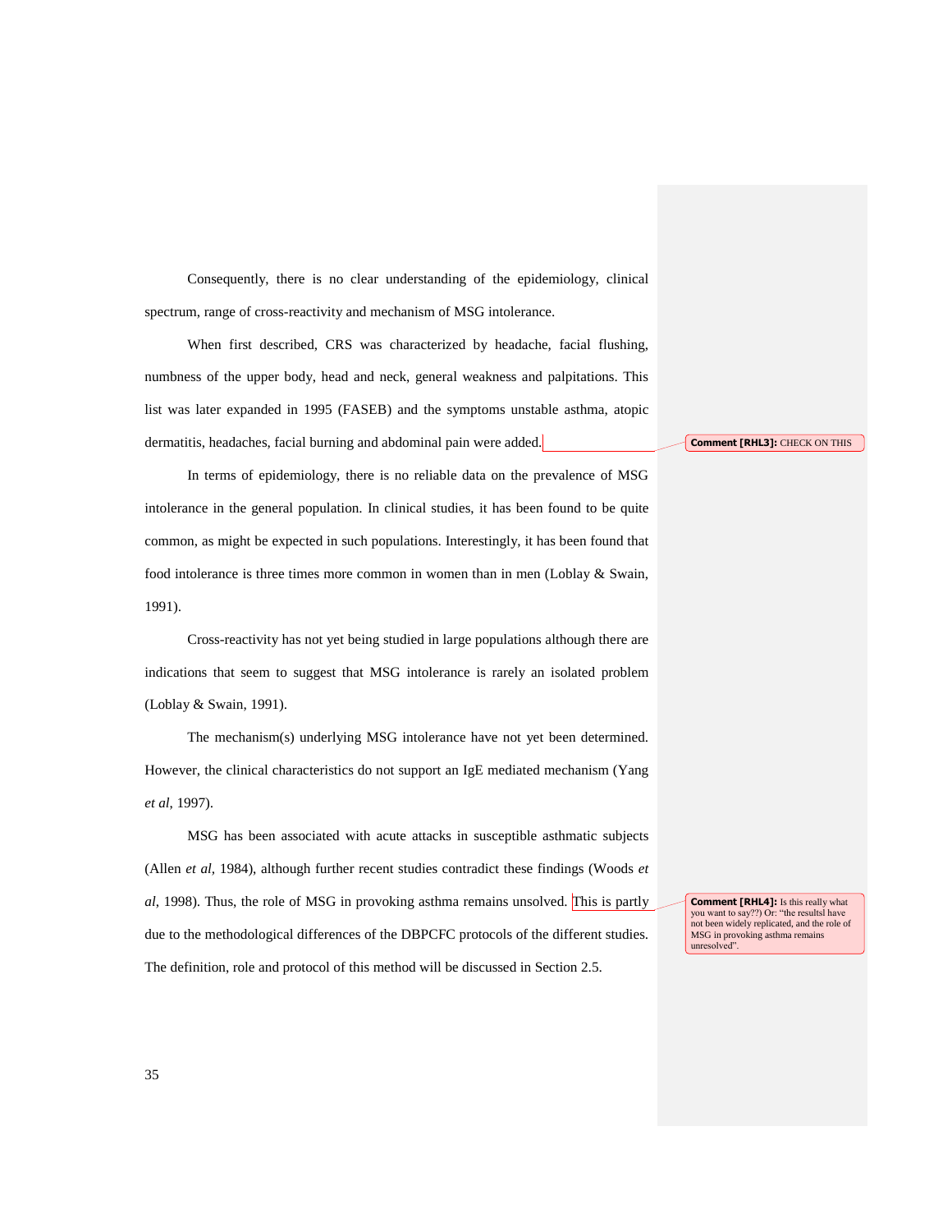Consequently, there is no clear understanding of the epidemiology, clinical spectrum, range of cross-reactivity and mechanism of MSG intolerance.

When first described, CRS was characterized by headache, facial flushing, numbness of the upper body, head and neck, general weakness and palpitations. This list was later expanded in 1995 (FASEB) and the symptoms unstable asthma, atopic dermatitis, headaches, facial burning and abdominal pain were added.

**Comment [RHL3]:** CHECK ON THIS

In terms of epidemiology, there is no reliable data on the prevalence of MSG intolerance in the general population. In clinical studies, it has been found to be quite common, as might be expected in such populations. Interestingly, it has been found that food intolerance is three times more common in women than in men (Loblay & Swain, 1991).

Cross-reactivity has not yet being studied in large populations although there are indications that seem to suggest that MSG intolerance is rarely an isolated problem (Loblay & Swain, 1991).

The mechanism(s) underlying MSG intolerance have not yet been determined. However, the clinical characteristics do not support an IgE mediated mechanism (Yang *et al*, 1997).

MSG has been associated with acute attacks in susceptible asthmatic subjects (Allen *et al*, 1984), although further recent studies contradict these findings (Woods *et al*, 1998). Thus, the role of MSG in provoking asthma remains unsolved. This is partly due to the methodological differences of the DBPCFC protocols of the different studies. The definition, role and protocol of this method will be discussed in Section 2.5.

**Comment [RHL4]:** Is this really what you want to say??) Or: "the resultsl have not been widely replicated, and the role of MSG in provoking asthma remains unresolved".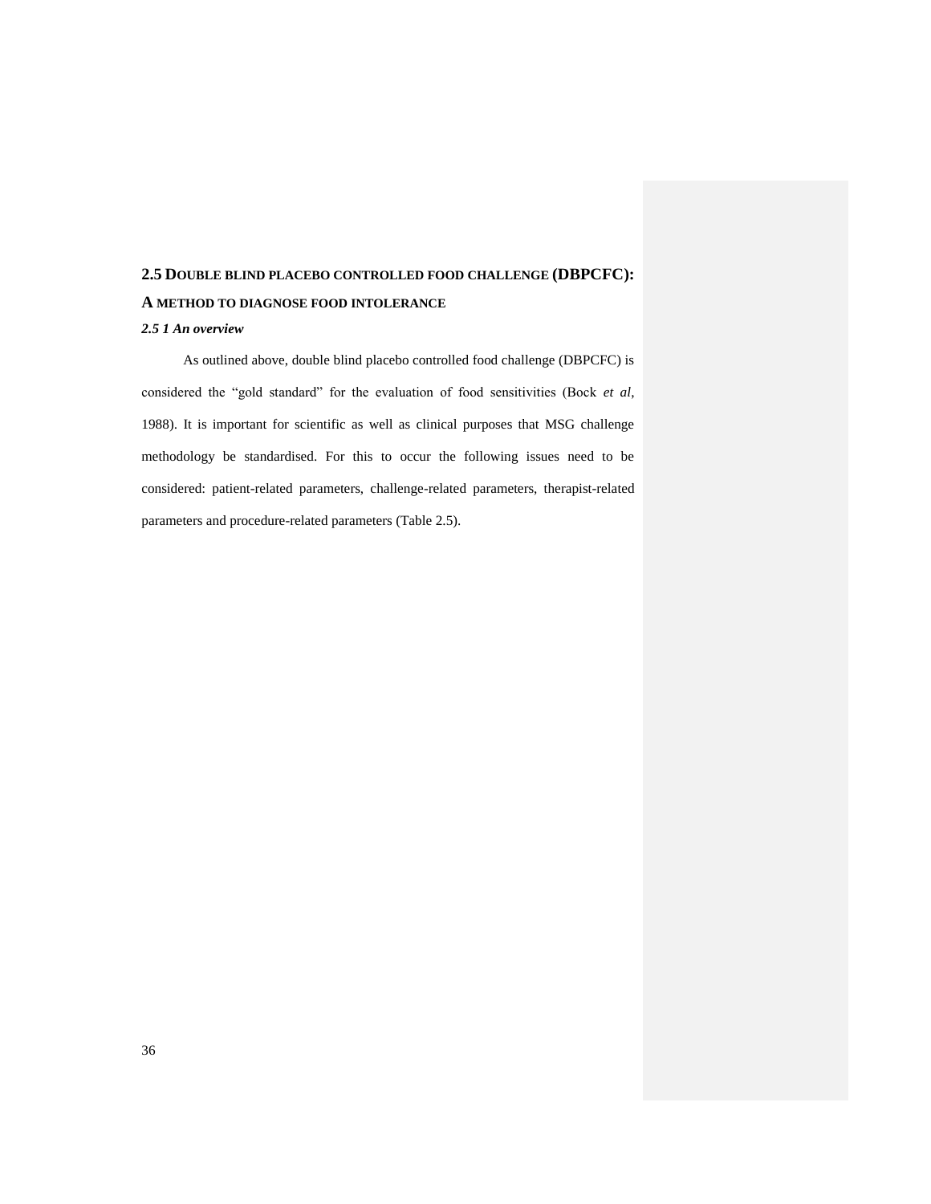## 2.5 Double blind placebo controlled food challenge (DBPCFC): A method to diagnose food intolerance

### *2.5 1 An overview*

As outlined above, double blind placebo controlled food challenge (DBPCFC) is considered the "gold standard" for the evaluation of food sensitivities (Bock *et al*, 1988). It is important for scientific as well as clinical purposes that MSG challenge methodology be standardised. For this to occur the following issues need to be considered: patient-related parameters, challenge-related parameters, therapist-related parameters and procedure-related parameters (Table 2.5).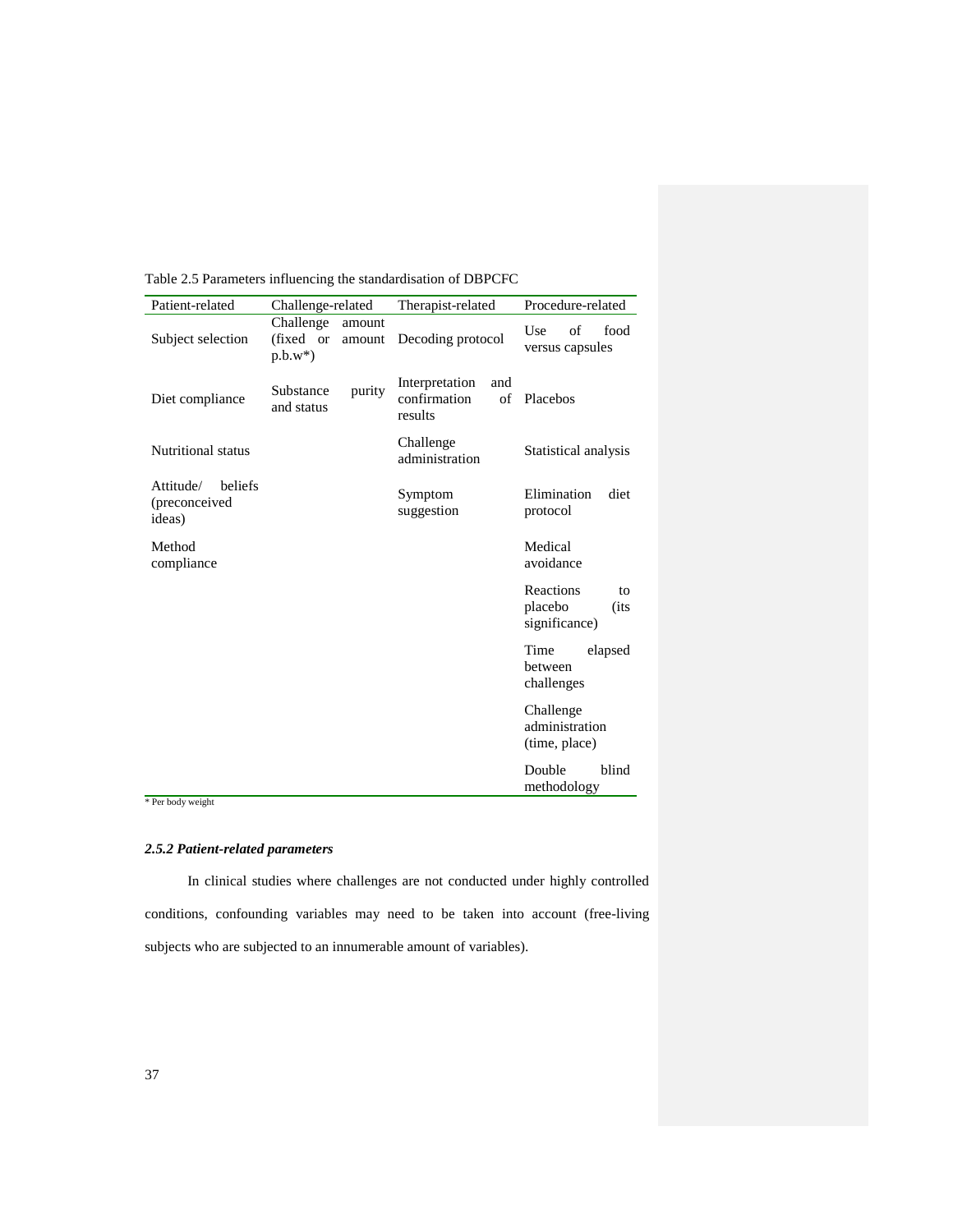Table 2.5 Parameters influencing the standardisation of DBPCFC

| Patient-related | Challenge-related | Therapist-related | Procedure-related |
|---|---|---|---|
| Subject selection | Challenge amount (fixed or amount p.b.w*) | Decoding protocol | Use of food versus capsules |
| Diet compliance | Substance purity and status | Interpretation and confirmation of results | Placebos |
| Nutritional status | | Challenge administration | Statistical analysis |
| Attitude/ beliefs (preconceived ideas) | | Symptom suggestion | Elimination diet protocol |
| Method compliance | | | Medical avoidance |
| | | | Reactions to placebo (its significance) |
| | | | Time elapsed between challenges |
| | | | Challenge administration (time, place) |
| | | | Double blind methodology |

* Per body weight

### *2.5.2 Patient-related parameters*

In clinical studies where challenges are not conducted under highly controlled conditions, confounding variables may need to be taken into account (free-living subjects who are subjected to an innumerable amount of variables).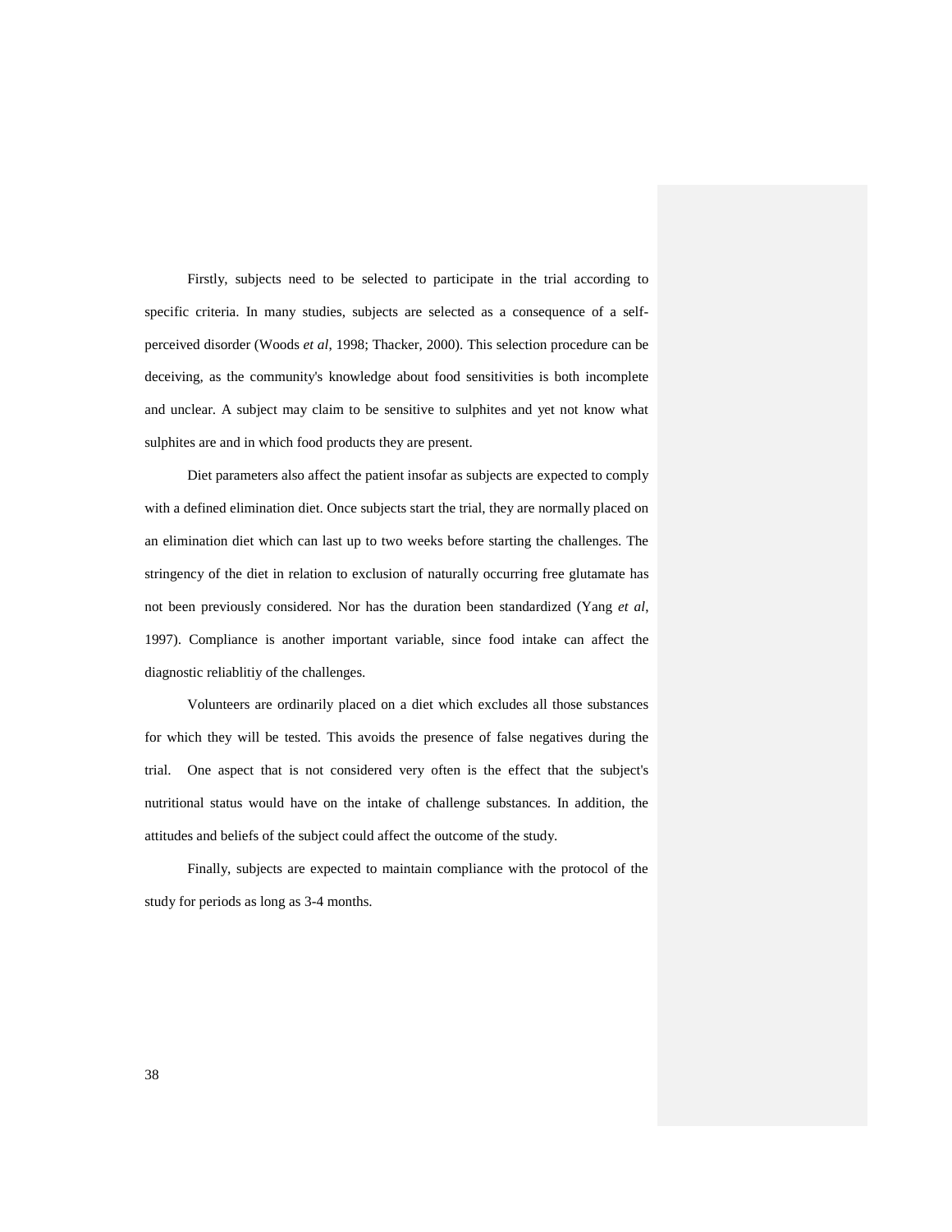Firstly, subjects need to be selected to participate in the trial according to specific criteria. In many studies, subjects are selected as a consequence of a self-perceived disorder (Woods *et al*, 1998; Thacker, 2000). This selection procedure can be deceiving, as the community's knowledge about food sensitivities is both incomplete and unclear. A subject may claim to be sensitive to sulphites and yet not know what sulphites are and in which food products they are present.

Diet parameters also affect the patient insofar as subjects are expected to comply with a defined elimination diet. Once subjects start the trial, they are normally placed on an elimination diet which can last up to two weeks before starting the challenges. The stringency of the diet in relation to exclusion of naturally occurring free glutamate has not been previously considered. Nor has the duration been standardized (Yang *et al*, 1997). Compliance is another important variable, since food intake can affect the diagnostic reliablitiy of the challenges.

Volunteers are ordinarily placed on a diet which excludes all those substances for which they will be tested. This avoids the presence of false negatives during the trial. One aspect that is not considered very often is the effect that the subject's nutritional status would have on the intake of challenge substances. In addition, the attitudes and beliefs of the subject could affect the outcome of the study.

Finally, subjects are expected to maintain compliance with the protocol of the study for periods as long as 3-4 months.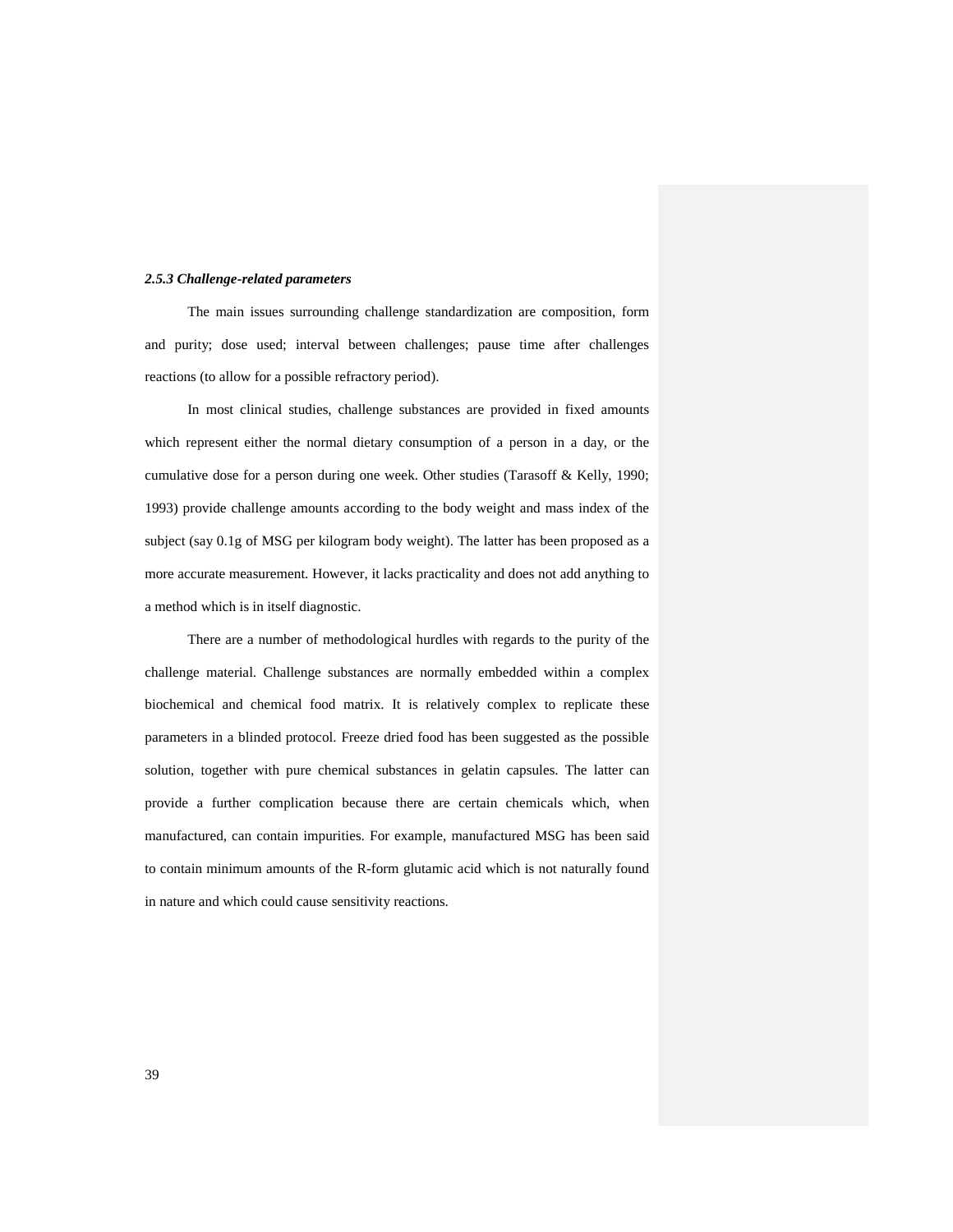### *2.5.3 Challenge-related parameters*

The main issues surrounding challenge standardization are composition, form and purity; dose used; interval between challenges; pause time after challenges reactions (to allow for a possible refractory period).

In most clinical studies, challenge substances are provided in fixed amounts which represent either the normal dietary consumption of a person in a day, or the cumulative dose for a person during one week. Other studies (Tarasoff & Kelly, 1990; 1993) provide challenge amounts according to the body weight and mass index of the subject (say 0.1g of MSG per kilogram body weight). The latter has been proposed as a more accurate measurement. However, it lacks practicality and does not add anything to a method which is in itself diagnostic.

There are a number of methodological hurdles with regards to the purity of the challenge material. Challenge substances are normally embedded within a complex biochemical and chemical food matrix. It is relatively complex to replicate these parameters in a blinded protocol. Freeze dried food has been suggested as the possible solution, together with pure chemical substances in gelatin capsules. The latter can provide a further complication because there are certain chemicals which, when manufactured, can contain impurities. For example, manufactured MSG has been said to contain minimum amounts of the R-form glutamic acid which is not naturally found in nature and which could cause sensitivity reactions.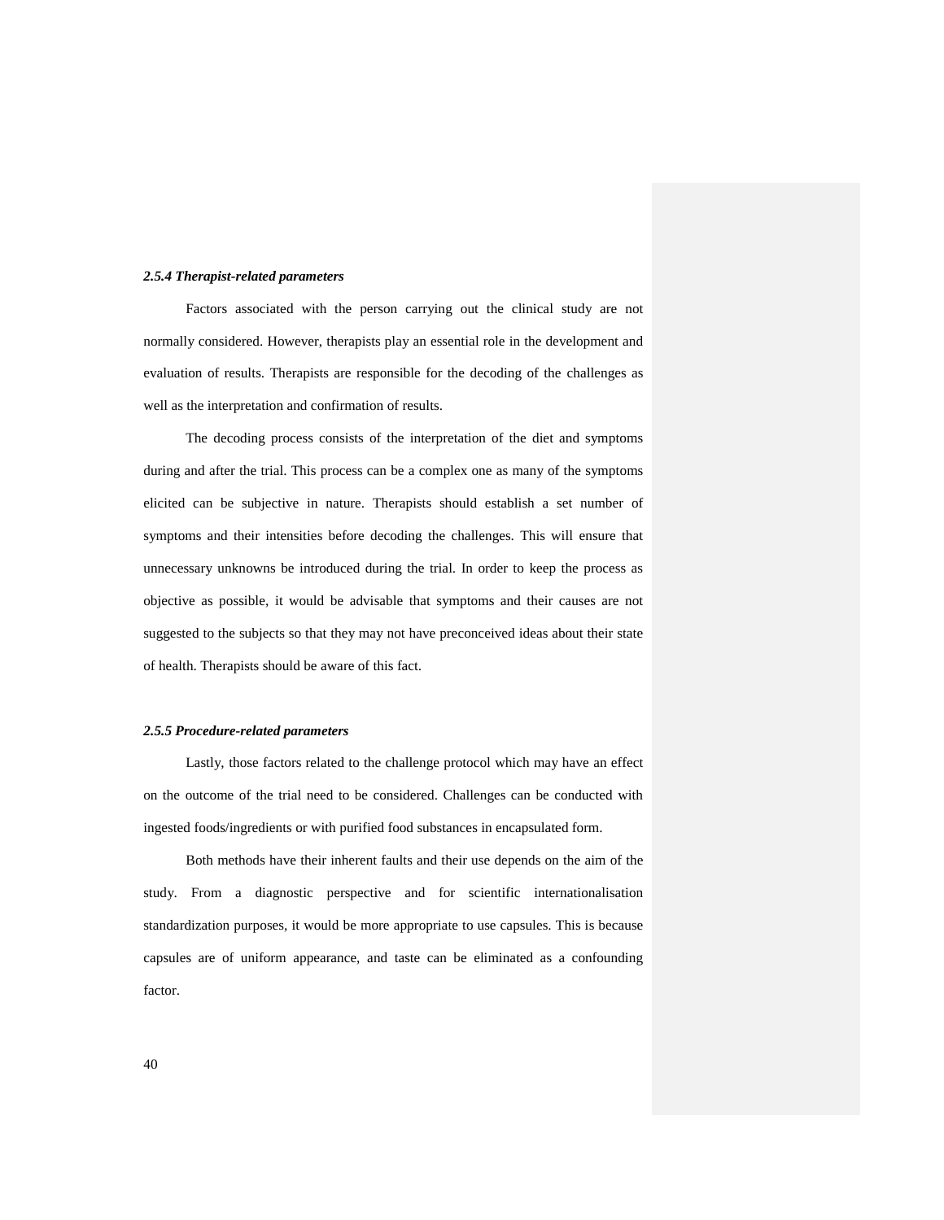### *2.5.4 Therapist-related parameters*

Factors associated with the person carrying out the clinical study are not normally considered. However, therapists play an essential role in the development and evaluation of results. Therapists are responsible for the decoding of the challenges as well as the interpretation and confirmation of results.

The decoding process consists of the interpretation of the diet and symptoms during and after the trial. This process can be a complex one as many of the symptoms elicited can be subjective in nature. Therapists should establish a set number of symptoms and their intensities before decoding the challenges. This will ensure that unnecessary unknowns be introduced during the trial. In order to keep the process as objective as possible, it would be advisable that symptoms and their causes are not suggested to the subjects so that they may not have preconceived ideas about their state of health. Therapists should be aware of this fact.

### *2.5.5 Procedure-related parameters*

Lastly, those factors related to the challenge protocol which may have an effect on the outcome of the trial need to be considered. Challenges can be conducted with ingested foods/ingredients or with purified food substances in encapsulated form.

Both methods have their inherent faults and their use depends on the aim of the study. From a diagnostic perspective and for scientific internationalisation standardization purposes, it would be more appropriate to use capsules. This is because capsules are of uniform appearance, and taste can be eliminated as a confounding factor.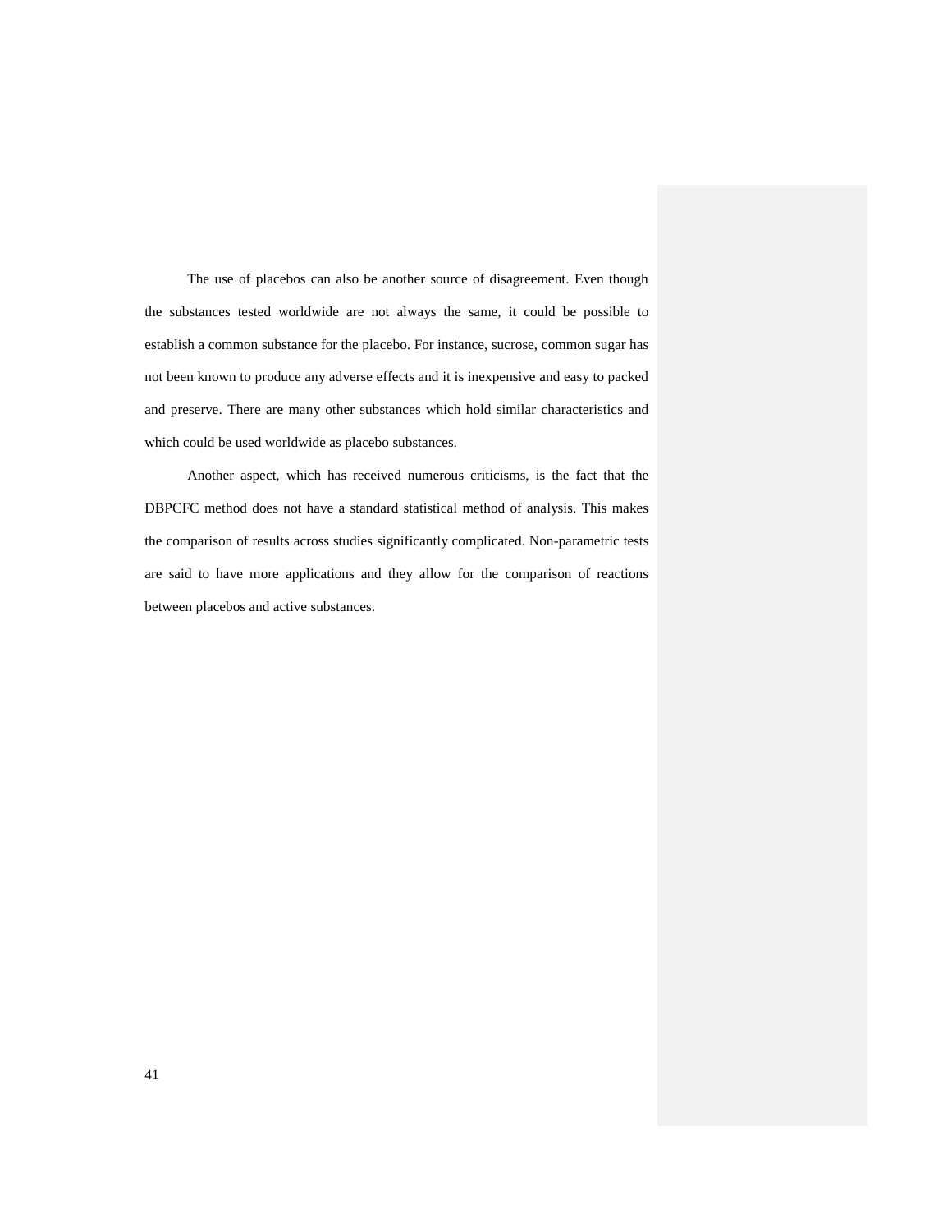The use of placebos can also be another source of disagreement. Even though the substances tested worldwide are not always the same, it could be possible to establish a common substance for the placebo. For instance, sucrose, common sugar has not been known to produce any adverse effects and it is inexpensive and easy to packed and preserve. There are many other substances which hold similar characteristics and which could be used worldwide as placebo substances.

Another aspect, which has received numerous criticisms, is the fact that the DBPCFC method does not have a standard statistical method of analysis. This makes the comparison of results across studies significantly complicated. Non-parametric tests are said to have more applications and they allow for the comparison of reactions between placebos and active substances.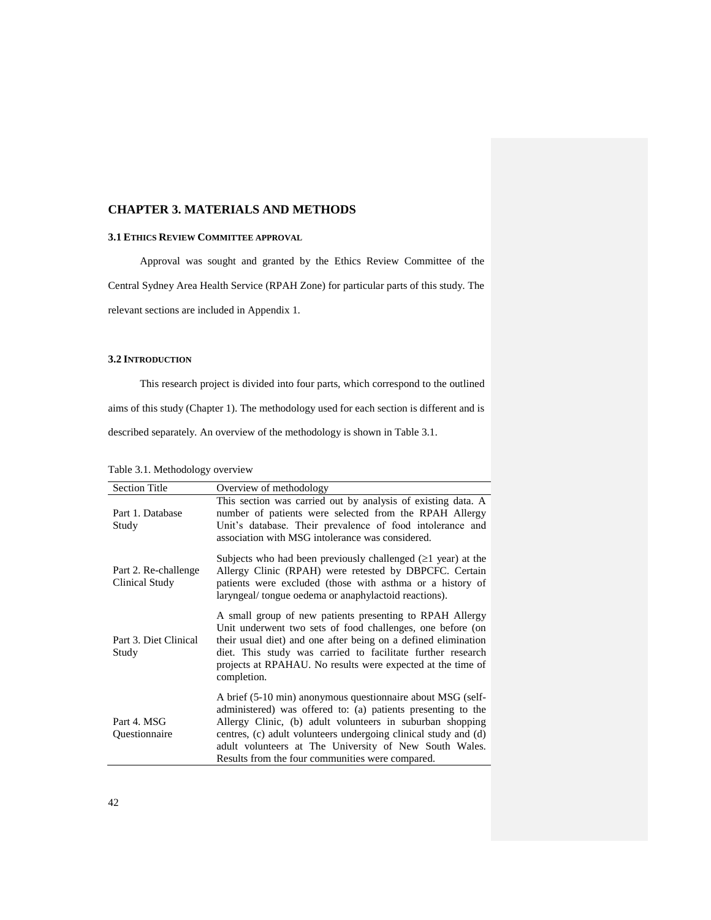# CHAPTER 3. MATERIALS AND METHODS

### 3.1 Ethics Review Committee approval

Approval was sought and granted by the Ethics Review Committee of the Central Sydney Area Health Service (RPAH Zone) for particular parts of this study. The relevant sections are included in Appendix 1.

### 3.2 Introduction

This research project is divided into four parts, which correspond to the outlined aims of this study (Chapter 1). The methodology used for each section is different and is described separately. An overview of the methodology is shown in Table 3.1.

Table 3.1. Methodology overview

| Section Title | Overview of methodology |
| --- | --- |
| Part 1. Database Study | This section was carried out by analysis of existing data. A number of patients were selected from the RPAH Allergy Unit's database. Their prevalence of food intolerance and association with MSG intolerance was considered. |
| Part 2. Re-challenge Clinical Study | Subjects who had been previously challenged (≥1 year) at the Allergy Clinic (RPAH) were retested by DBPCFC. Certain patients were excluded (those with asthma or a history of laryngeal/ tongue oedema or anaphylactoid reactions). |
| Part 3. Diet Clinical Study | A small group of new patients presenting to RPAH Allergy Unit underwent two sets of food challenges, one before (on their usual diet) and one after being on a defined elimination diet. This study was carried to facilitate further research projects at RPAHAU. No results were expected at the time of completion. |
| Part 4. MSG Questionnaire | A brief (5-10 min) anonymous questionnaire about MSG (self-administered) was offered to: (a) patients presenting to the Allergy Clinic, (b) adult volunteers in suburban shopping centres, (c) adult volunteers undergoing clinical study and (d) adult volunteers at The University of New South Wales. Results from the four communities were compared. |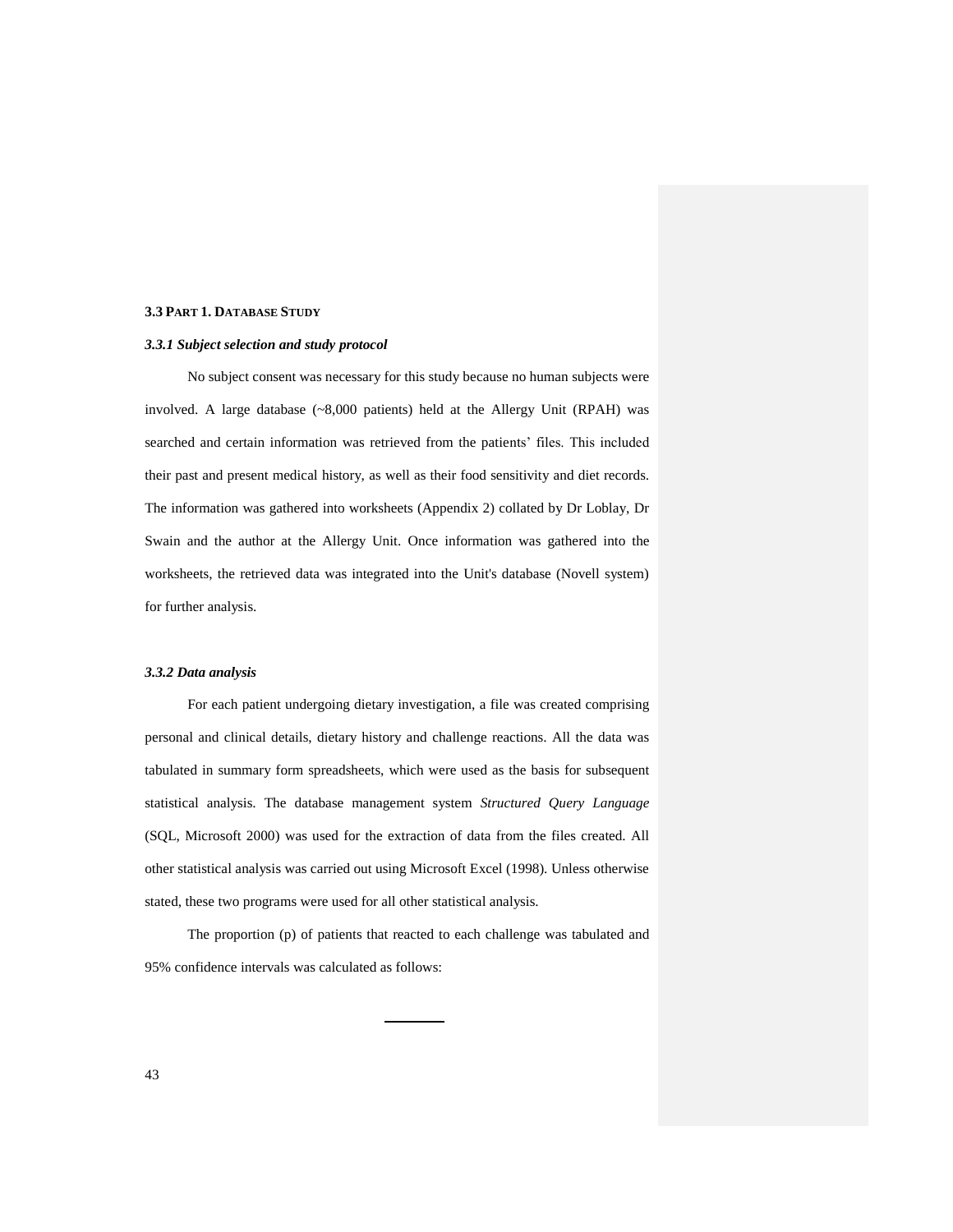### 3.3 Part 1. Database Study

#### *3.3.1 Subject selection and study protocol*

No subject consent was necessary for this study because no human subjects were involved. A large database (~8,000 patients) held at the Allergy Unit (RPAH) was searched and certain information was retrieved from the patients' files. This included their past and present medical history, as well as their food sensitivity and diet records. The information was gathered into worksheets (Appendix 2) collated by Dr Loblay, Dr Swain and the author at the Allergy Unit. Once information was gathered into the worksheets, the retrieved data was integrated into the Unit's database (Novell system) for further analysis.

#### *3.3.2 Data analysis*

For each patient undergoing dietary investigation, a file was created comprising personal and clinical details, dietary history and challenge reactions. All the data was tabulated in summary form spreadsheets, which were used as the basis for subsequent statistical analysis. The database management system *Structured Query Language* (SQL, Microsoft 2000) was used for the extraction of data from the files created. All other statistical analysis was carried out using Microsoft Excel (1998). Unless otherwise stated, these two programs were used for all other statistical analysis.

The proportion (p) of patients that reacted to each challenge was tabulated and 95% confidence intervals was calculated as follows: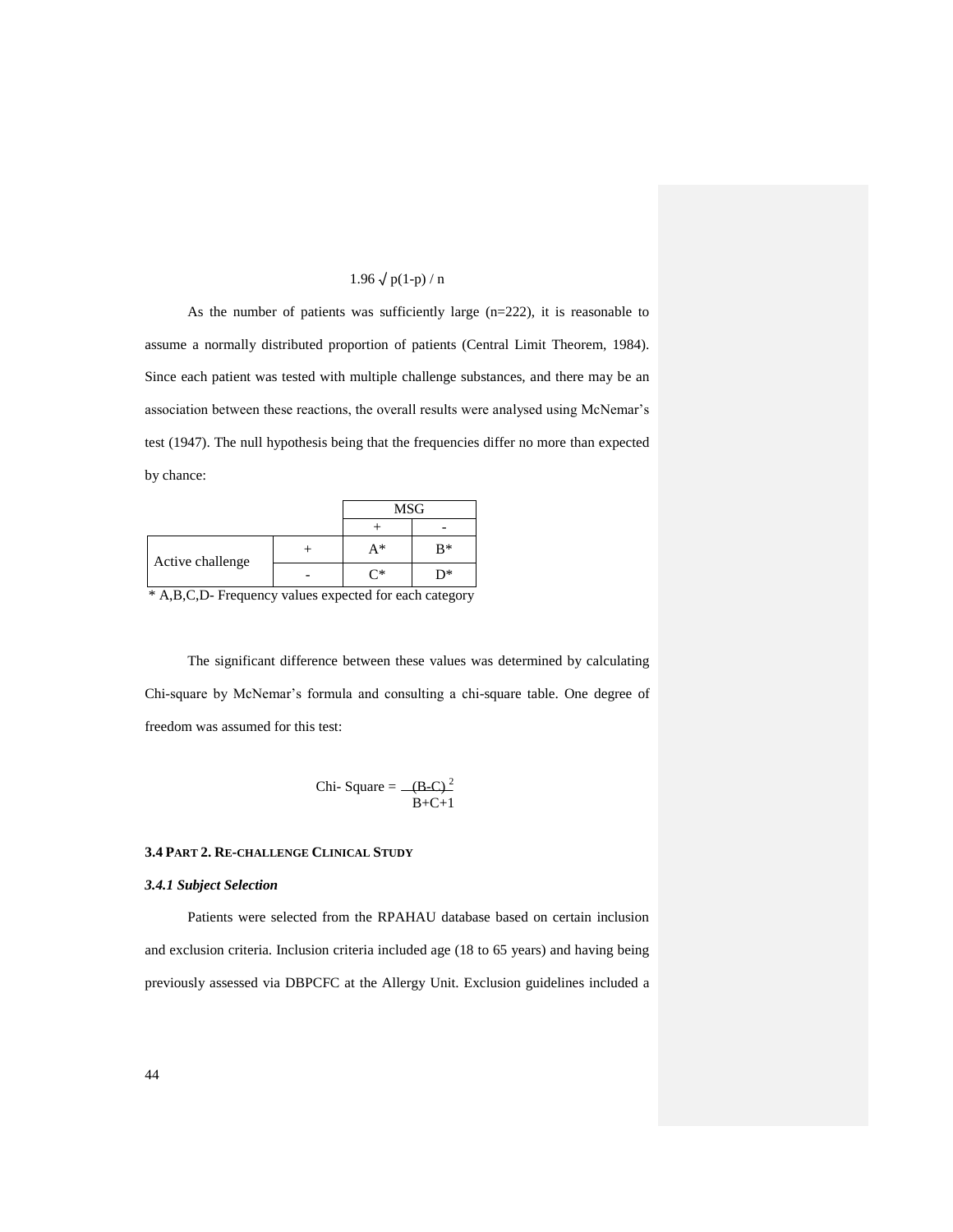$$1.96 \sqrt{p(1-p) / n}$$

As the number of patients was sufficiently large (n=222), it is reasonable to assume a normally distributed proportion of patients (Central Limit Theorem, 1984). Since each patient was tested with multiple challenge substances, and there may be an association between these reactions, the overall results were analysed using McNemar's test (1947). The null hypothesis being that the frequencies differ no more than expected by chance:

| | | MSG | |
|---|---|---|---|
| | | + | - |
| Active challenge | + | A* | B* |
| | - | C* | D* |

\* A,B,C,D- Frequency values expected for each category

The significant difference between these values was determined by calculating Chi-square by McNemar's formula and consulting a chi-square table. One degree of freedom was assumed for this test:

$$\text{Chi- Square} = \frac{(B\text{-}C)^2}{B+C+1}$$

### 3.4 Part 2. Re-challenge Clinical Study

#### *3.4.1 Subject Selection*

Patients were selected from the RPAHAU database based on certain inclusion and exclusion criteria. Inclusion criteria included age (18 to 65 years) and having being previously assessed via DBPCFC at the Allergy Unit. Exclusion guidelines included a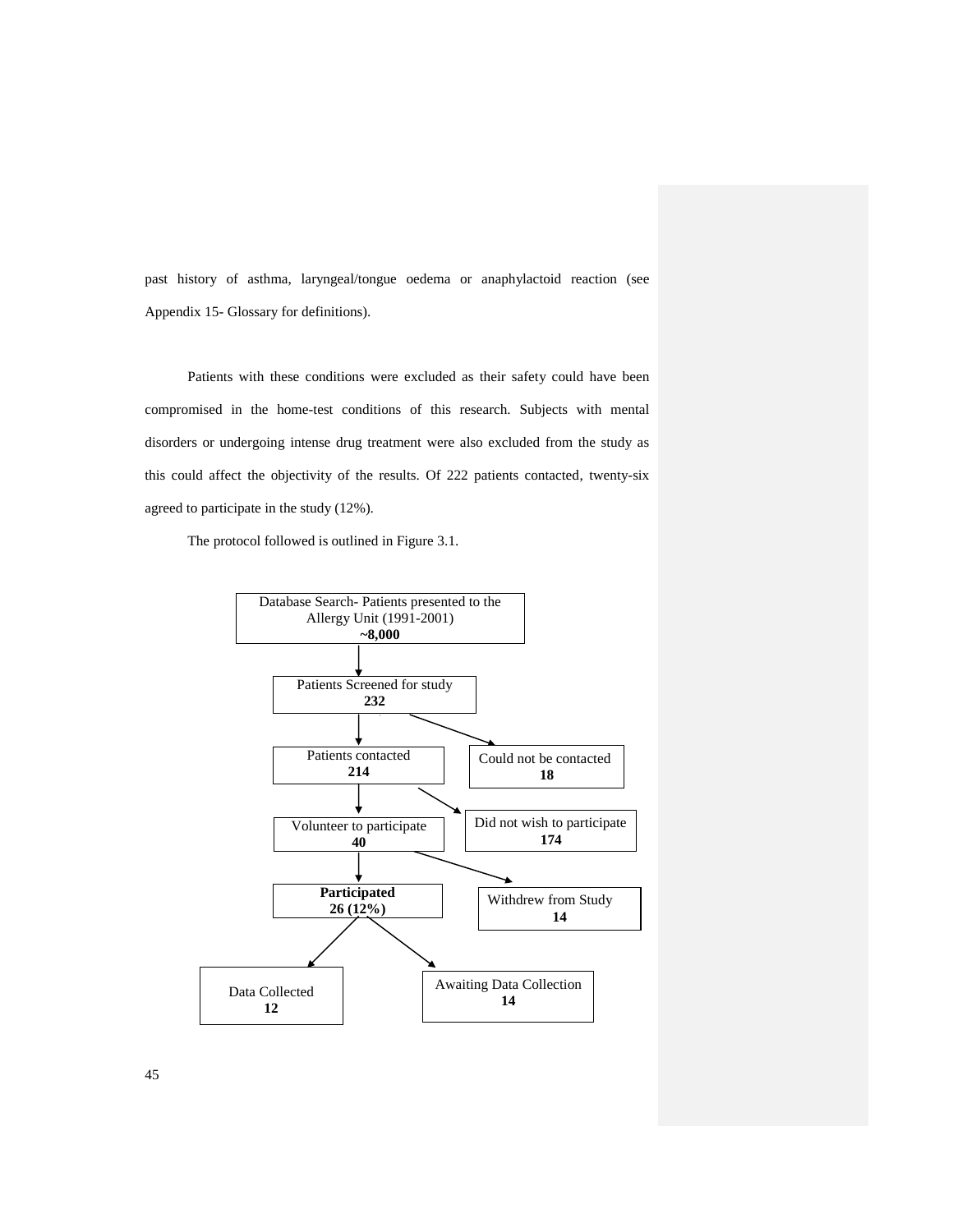past history of asthma, laryngeal/tongue oedema or anaphylactoid reaction (see Appendix 15- Glossary for definitions).

Patients with these conditions were excluded as their safety could have been compromised in the home-test conditions of this research. Subjects with mental disorders or undergoing intense drug treatment were also excluded from the study as this could affect the objectivity of the results. Of 222 patients contacted, twenty-six agreed to participate in the study (12%).

The protocol followed is outlined in Figure 3.1.

Database Search- Patients presented to the Allergy Unit (1991-2001)
**~8,000**

Patients Screened for study
**232**

Patients contacted
**214**

Could not be contacted
**18**

Volunteer to participate
**40**

Did not wish to participate
**174**

**Participated**
**26 (12%)**

Withdrew from Study
**14**

Data Collected
**12**

Awaiting Data Collection
**14**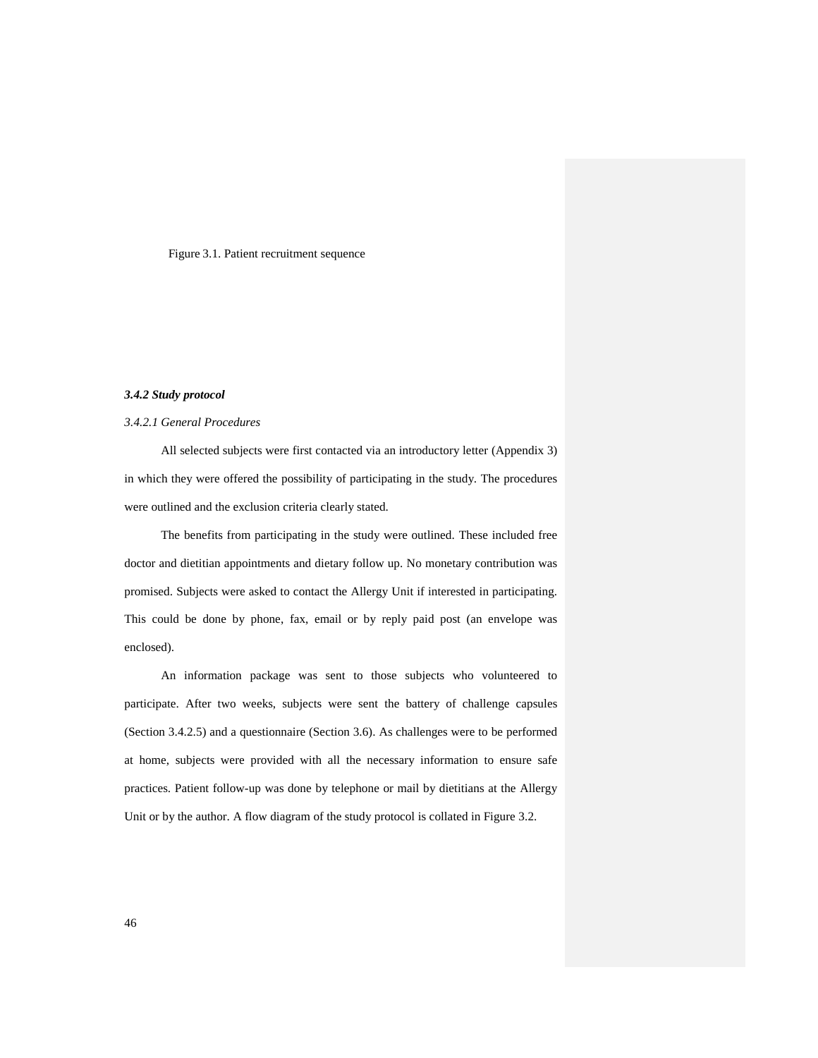Figure 3.1. Patient recruitment sequence

***3.4.2 Study protocol***

*3.4.2.1 General Procedures*

All selected subjects were first contacted via an introductory letter (Appendix 3) in which they were offered the possibility of participating in the study. The procedures were outlined and the exclusion criteria clearly stated.

The benefits from participating in the study were outlined. These included free doctor and dietitian appointments and dietary follow up. No monetary contribution was promised. Subjects were asked to contact the Allergy Unit if interested in participating. This could be done by phone, fax, email or by reply paid post (an envelope was enclosed).

An information package was sent to those subjects who volunteered to participate. After two weeks, subjects were sent the battery of challenge capsules (Section 3.4.2.5) and a questionnaire (Section 3.6). As challenges were to be performed at home, subjects were provided with all the necessary information to ensure safe practices. Patient follow-up was done by telephone or mail by dietitians at the Allergy Unit or by the author. A flow diagram of the study protocol is collated in Figure 3.2.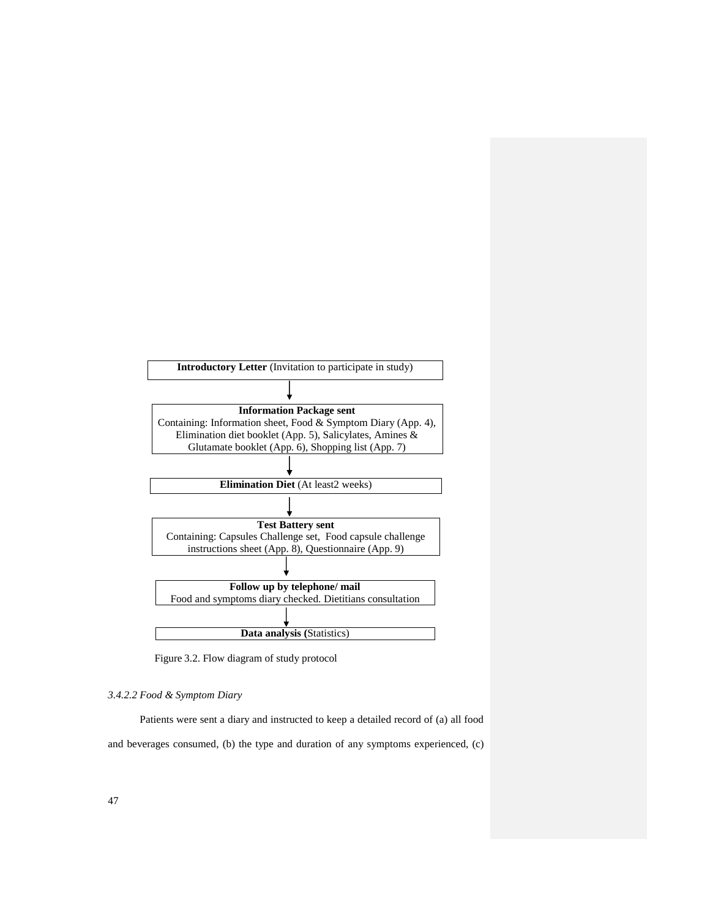**Introductory Letter** (Invitation to participate in study)

↓

**Information Package sent**
Containing: Information sheet, Food & Symptom Diary (App. 4), Elimination diet booklet (App. 5), Salicylates, Amines & Glutamate booklet (App. 6), Shopping list (App. 7)

↓

**Elimination Diet** (At least2 weeks)

↓

**Test Battery sent**
Containing: Capsules Challenge set, Food capsule challenge instructions sheet (App. 8), Questionnaire (App. 9)

↓

**Follow up by telephone/ mail**
Food and symptoms diary checked. Dietitians consultation

↓

**Data analysis (**Statistics)

Figure 3.2. Flow diagram of study protocol

*3.4.2.2 Food & Symptom Diary*

Patients were sent a diary and instructed to keep a detailed record of (a) all food and beverages consumed, (b) the type and duration of any symptoms experienced, (c)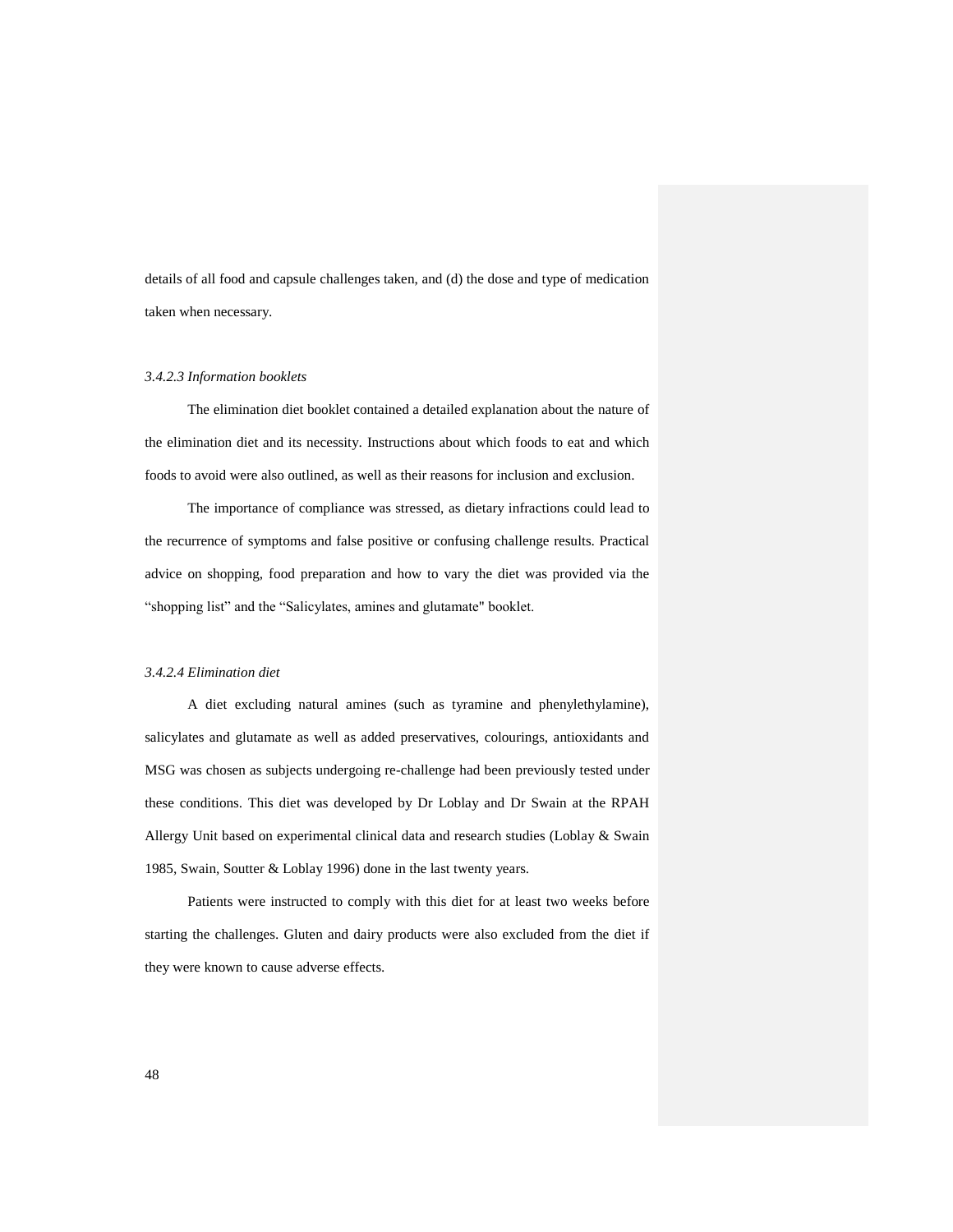details of all food and capsule challenges taken, and (d) the dose and type of medication taken when necessary.

#### *3.4.2.3 Information booklets*

The elimination diet booklet contained a detailed explanation about the nature of the elimination diet and its necessity. Instructions about which foods to eat and which foods to avoid were also outlined, as well as their reasons for inclusion and exclusion.

The importance of compliance was stressed, as dietary infractions could lead to the recurrence of symptoms and false positive or confusing challenge results. Practical advice on shopping, food preparation and how to vary the diet was provided via the "shopping list" and the "Salicylates, amines and glutamate" booklet.

#### *3.4.2.4 Elimination diet*

A diet excluding natural amines (such as tyramine and phenylethylamine), salicylates and glutamate as well as added preservatives, colourings, antioxidants and MSG was chosen as subjects undergoing re-challenge had been previously tested under these conditions. This diet was developed by Dr Loblay and Dr Swain at the RPAH Allergy Unit based on experimental clinical data and research studies (Loblay & Swain 1985, Swain, Soutter & Loblay 1996) done in the last twenty years.

Patients were instructed to comply with this diet for at least two weeks before starting the challenges. Gluten and dairy products were also excluded from the diet if they were known to cause adverse effects.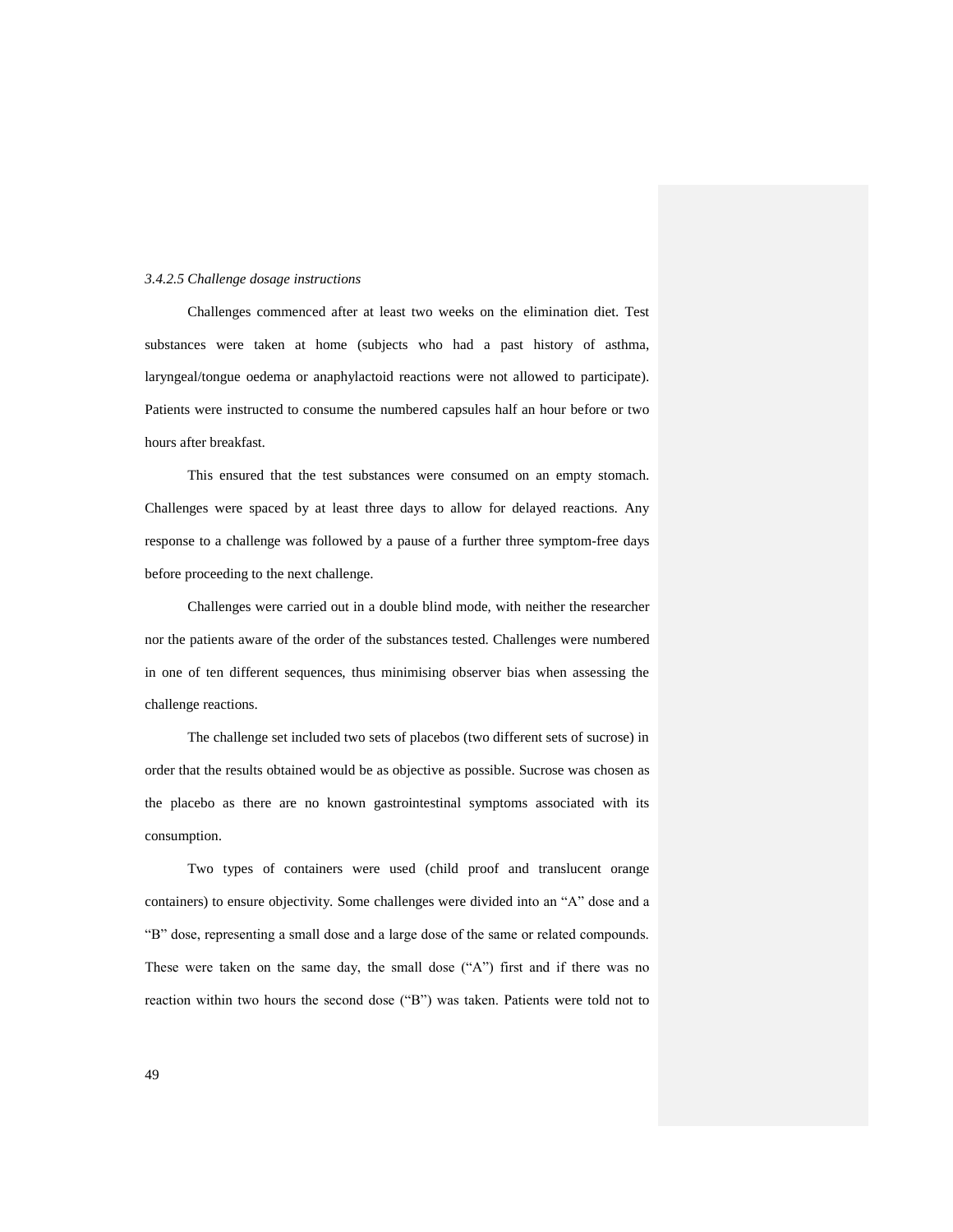*3.4.2.5 Challenge dosage instructions*

Challenges commenced after at least two weeks on the elimination diet. Test substances were taken at home (subjects who had a past history of asthma, laryngeal/tongue oedema or anaphylactoid reactions were not allowed to participate). Patients were instructed to consume the numbered capsules half an hour before or two hours after breakfast.

This ensured that the test substances were consumed on an empty stomach. Challenges were spaced by at least three days to allow for delayed reactions. Any response to a challenge was followed by a pause of a further three symptom-free days before proceeding to the next challenge.

Challenges were carried out in a double blind mode, with neither the researcher nor the patients aware of the order of the substances tested. Challenges were numbered in one of ten different sequences, thus minimising observer bias when assessing the challenge reactions.

The challenge set included two sets of placebos (two different sets of sucrose) in order that the results obtained would be as objective as possible. Sucrose was chosen as the placebo as there are no known gastrointestinal symptoms associated with its consumption.

Two types of containers were used (child proof and translucent orange containers) to ensure objectivity. Some challenges were divided into an "A" dose and a "B" dose, representing a small dose and a large dose of the same or related compounds. These were taken on the same day, the small dose ("A") first and if there was no reaction within two hours the second dose ("B") was taken. Patients were told not to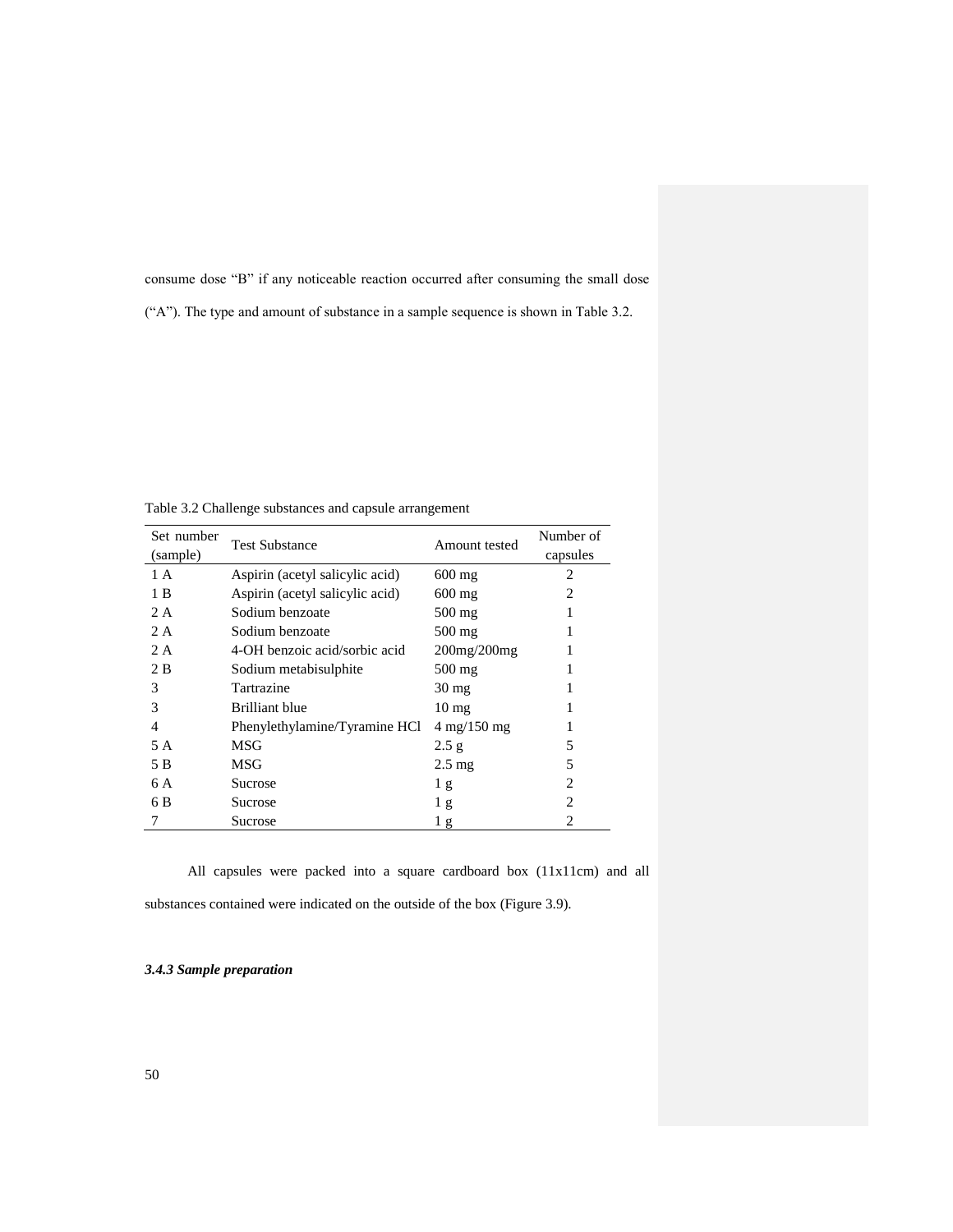consume dose "B" if any noticeable reaction occurred after consuming the small dose ("A"). The type and amount of substance in a sample sequence is shown in Table 3.2.

Table 3.2 Challenge substances and capsule arrangement

| Set number (sample) | Test Substance | Amount tested | Number of capsules |
|---|---|---|---|
| 1 A | Aspirin (acetyl salicylic acid) | 600 mg | 2 |
| 1 B | Aspirin (acetyl salicylic acid) | 600 mg | 2 |
| 2 A | Sodium benzoate | 500 mg | 1 |
| 2 A | Sodium benzoate | 500 mg | 1 |
| 2 A | 4-OH benzoic acid/sorbic acid | 200mg/200mg | 1 |
| 2 B | Sodium metabisulphite | 500 mg | 1 |
| 3 | Tartrazine | 30 mg | 1 |
| 3 | Brilliant blue | 10 mg | 1 |
| 4 | Phenylethylamine/Tyramine HCl | 4 mg/150 mg | 1 |
| 5 A | MSG | 2.5 g | 5 |
| 5 B | MSG | 2.5 mg | 5 |
| 6 A | Sucrose | 1 g | 2 |
| 6 B | Sucrose | 1 g | 2 |
| 7 | Sucrose | 1 g | 2 |

All capsules were packed into a square cardboard box (11x11cm) and all substances contained were indicated on the outside of the box (Figure 3.9).

### *3.4.3 Sample preparation*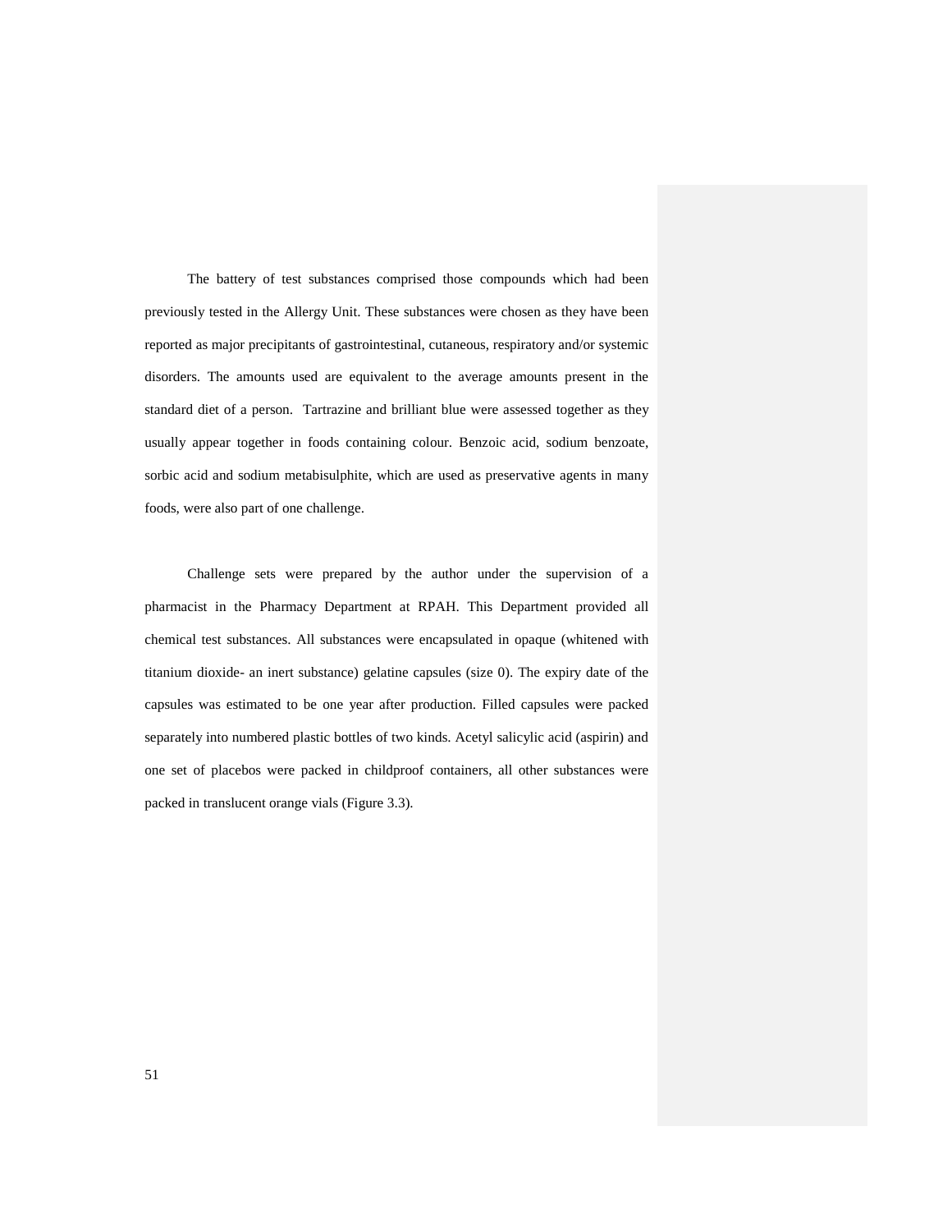The battery of test substances comprised those compounds which had been previously tested in the Allergy Unit. These substances were chosen as they have been reported as major precipitants of gastrointestinal, cutaneous, respiratory and/or systemic disorders. The amounts used are equivalent to the average amounts present in the standard diet of a person. Tartrazine and brilliant blue were assessed together as they usually appear together in foods containing colour. Benzoic acid, sodium benzoate, sorbic acid and sodium metabisulphite, which are used as preservative agents in many foods, were also part of one challenge.

Challenge sets were prepared by the author under the supervision of a pharmacist in the Pharmacy Department at RPAH. This Department provided all chemical test substances. All substances were encapsulated in opaque (whitened with titanium dioxide- an inert substance) gelatine capsules (size 0). The expiry date of the capsules was estimated to be one year after production. Filled capsules were packed separately into numbered plastic bottles of two kinds. Acetyl salicylic acid (aspirin) and one set of placebos were packed in childproof containers, all other substances were packed in translucent orange vials (Figure 3.3).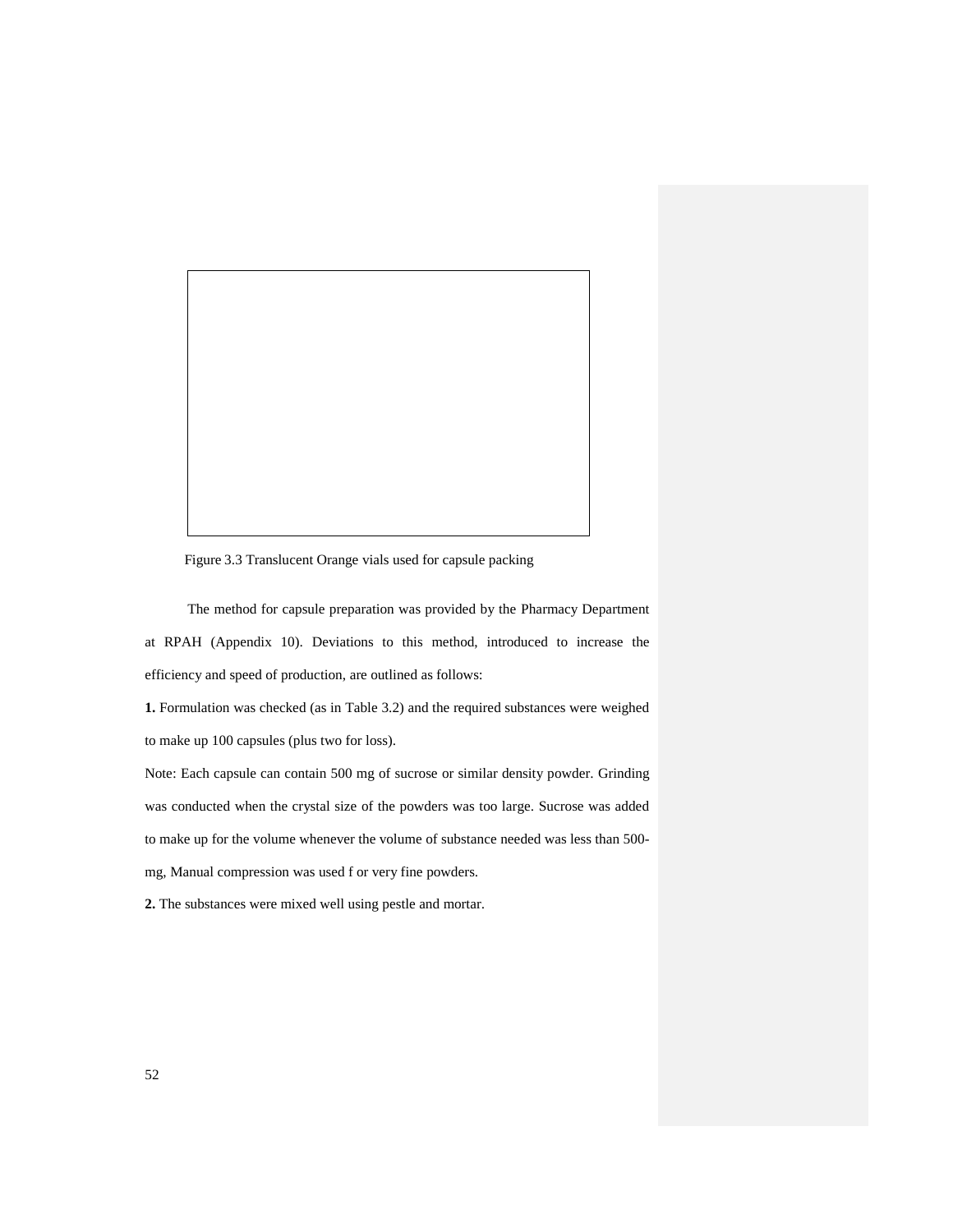Figure 3.3 Translucent Orange vials used for capsule packing

The method for capsule preparation was provided by the Pharmacy Department at RPAH (Appendix 10). Deviations to this method, introduced to increase the efficiency and speed of production, are outlined as follows:

**1.** Formulation was checked (as in Table 3.2) and the required substances were weighed to make up 100 capsules (plus two for loss).

Note: Each capsule can contain 500 mg of sucrose or similar density powder. Grinding was conducted when the crystal size of the powders was too large. Sucrose was added to make up for the volume whenever the volume of substance needed was less than 500-mg, Manual compression was used f or very fine powders.

**2.** The substances were mixed well using pestle and mortar.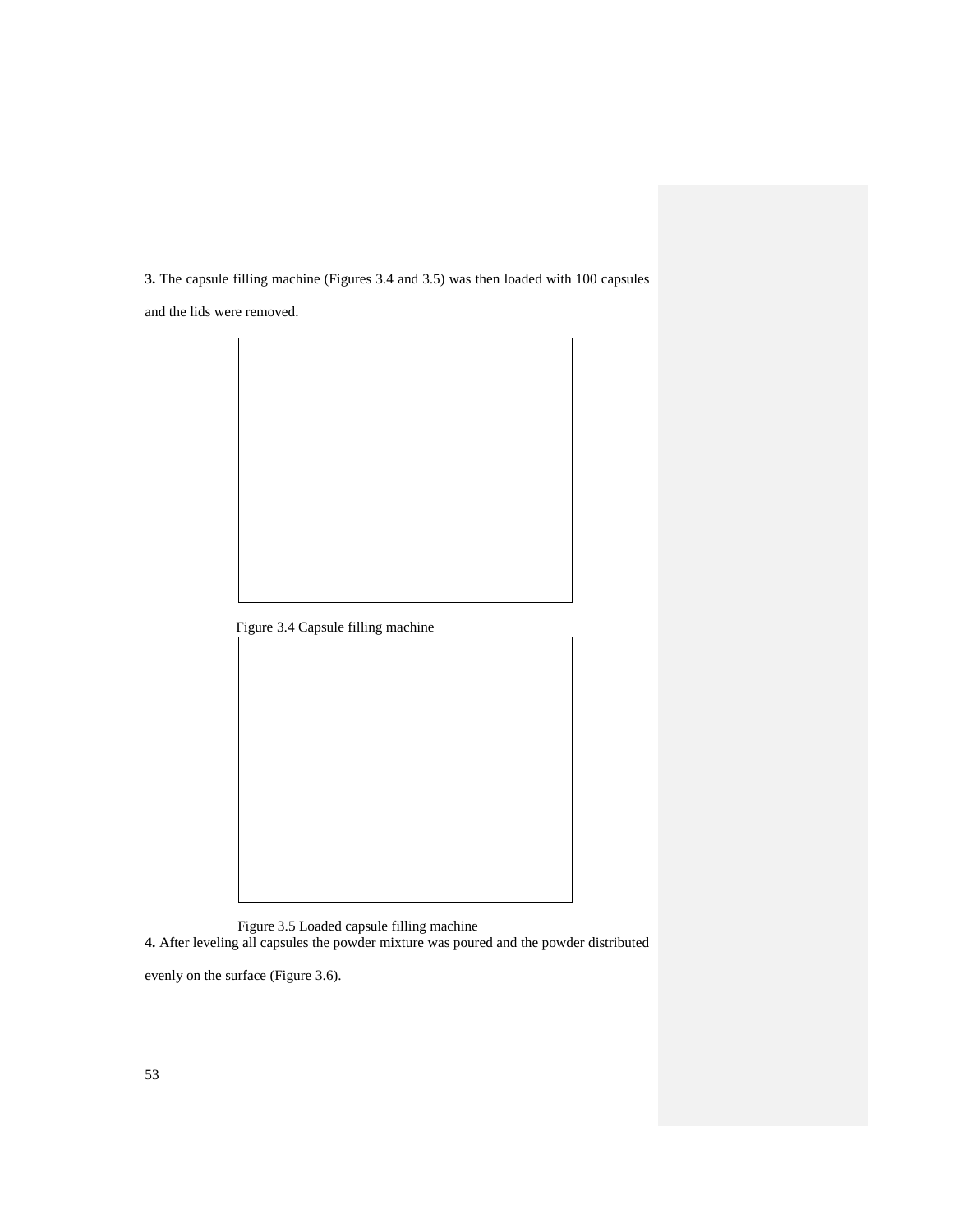**3.** The capsule filling machine (Figures 3.4 and 3.5) was then loaded with 100 capsules and the lids were removed.

Figure 3.4 Capsule filling machine

Figure 3.5 Loaded capsule filling machine

**4.** After leveling all capsules the powder mixture was poured and the powder distributed evenly on the surface (Figure 3.6).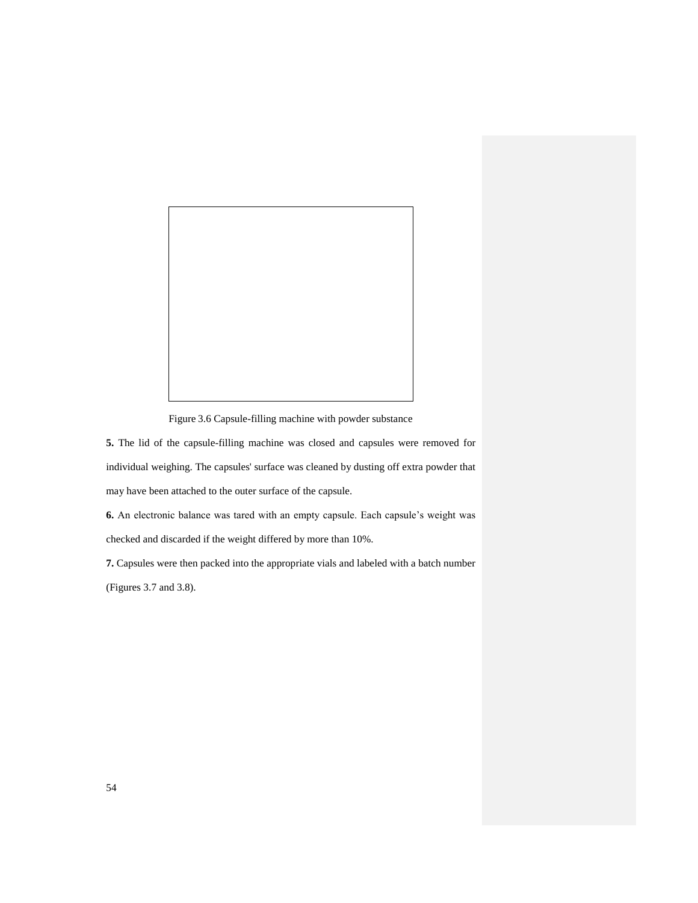Figure 3.6 Capsule-filling machine with powder substance

**5.** The lid of the capsule-filling machine was closed and capsules were removed for individual weighing. The capsules' surface was cleaned by dusting off extra powder that may have been attached to the outer surface of the capsule.

**6.** An electronic balance was tared with an empty capsule. Each capsule's weight was checked and discarded if the weight differed by more than 10%.

**7.** Capsules were then packed into the appropriate vials and labeled with a batch number (Figures 3.7 and 3.8).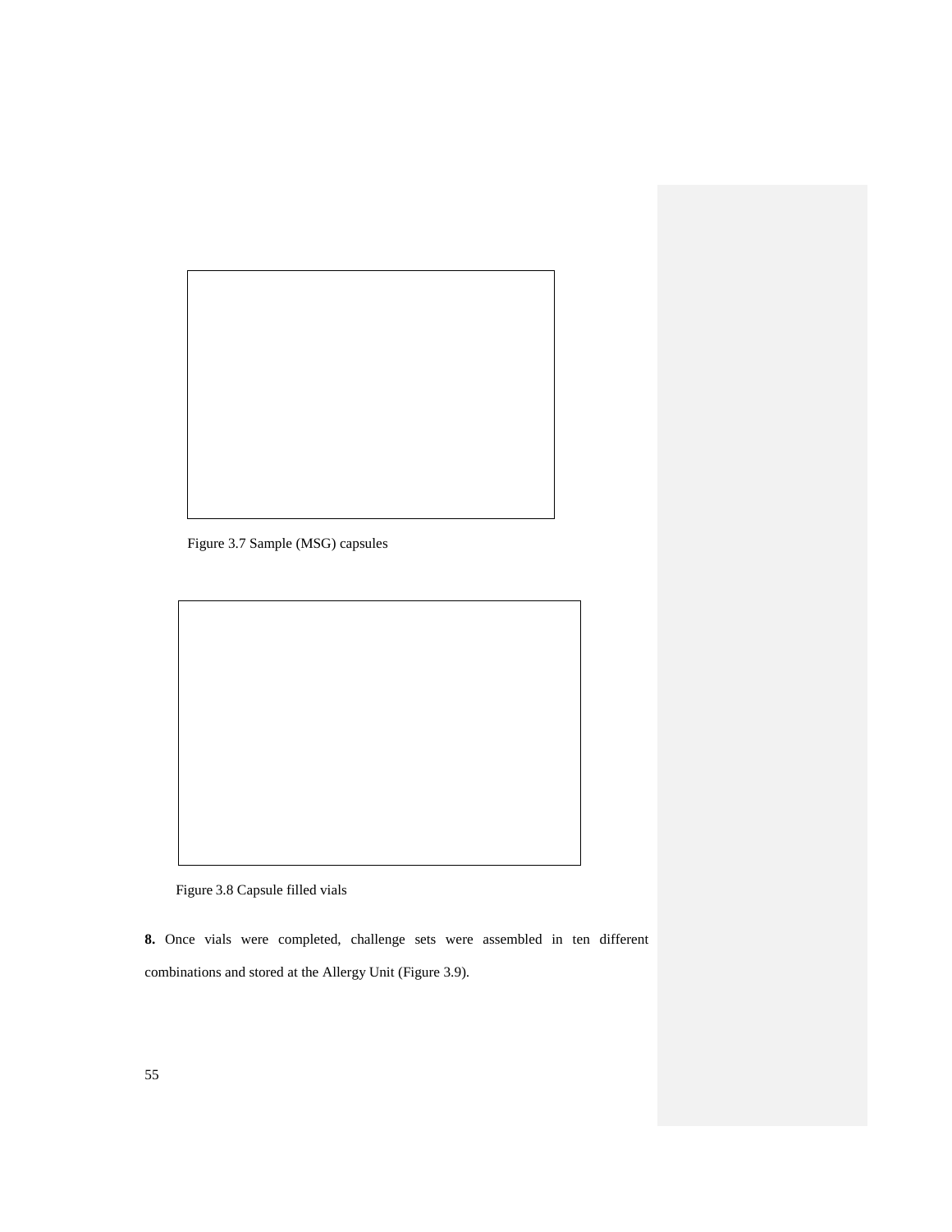Figure 3.7 Sample (MSG) capsules

Figure 3.8 Capsule filled vials

**8.** Once vials were completed, challenge sets were assembled in ten different combinations and stored at the Allergy Unit (Figure 3.9).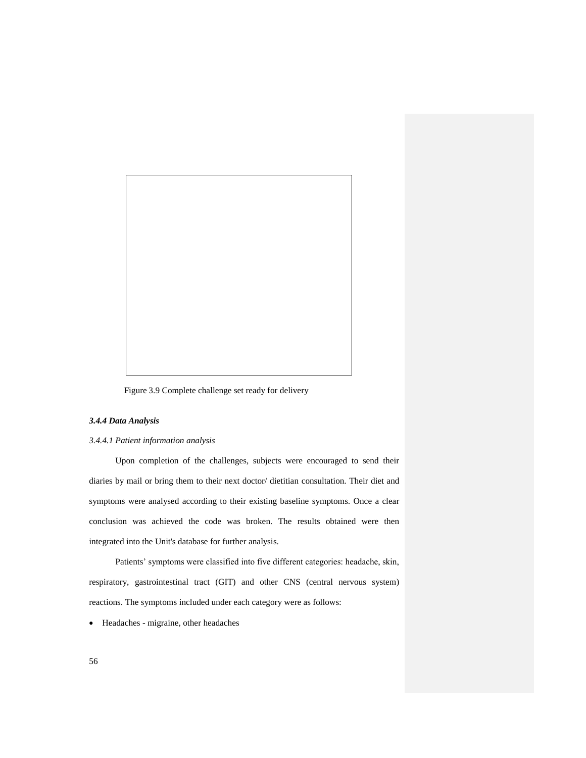Figure 3.9 Complete challenge set ready for delivery

### *3.4.4 Data Analysis*

*3.4.4.1 Patient information analysis*

Upon completion of the challenges, subjects were encouraged to send their diaries by mail or bring them to their next doctor/ dietitian consultation. Their diet and symptoms were analysed according to their existing baseline symptoms. Once a clear conclusion was achieved the code was broken. The results obtained were then integrated into the Unit's database for further analysis.

Patients' symptoms were classified into five different categories: headache, skin, respiratory, gastrointestinal tract (GIT) and other CNS (central nervous system) reactions. The symptoms included under each category were as follows:

- Headaches - migraine, other headaches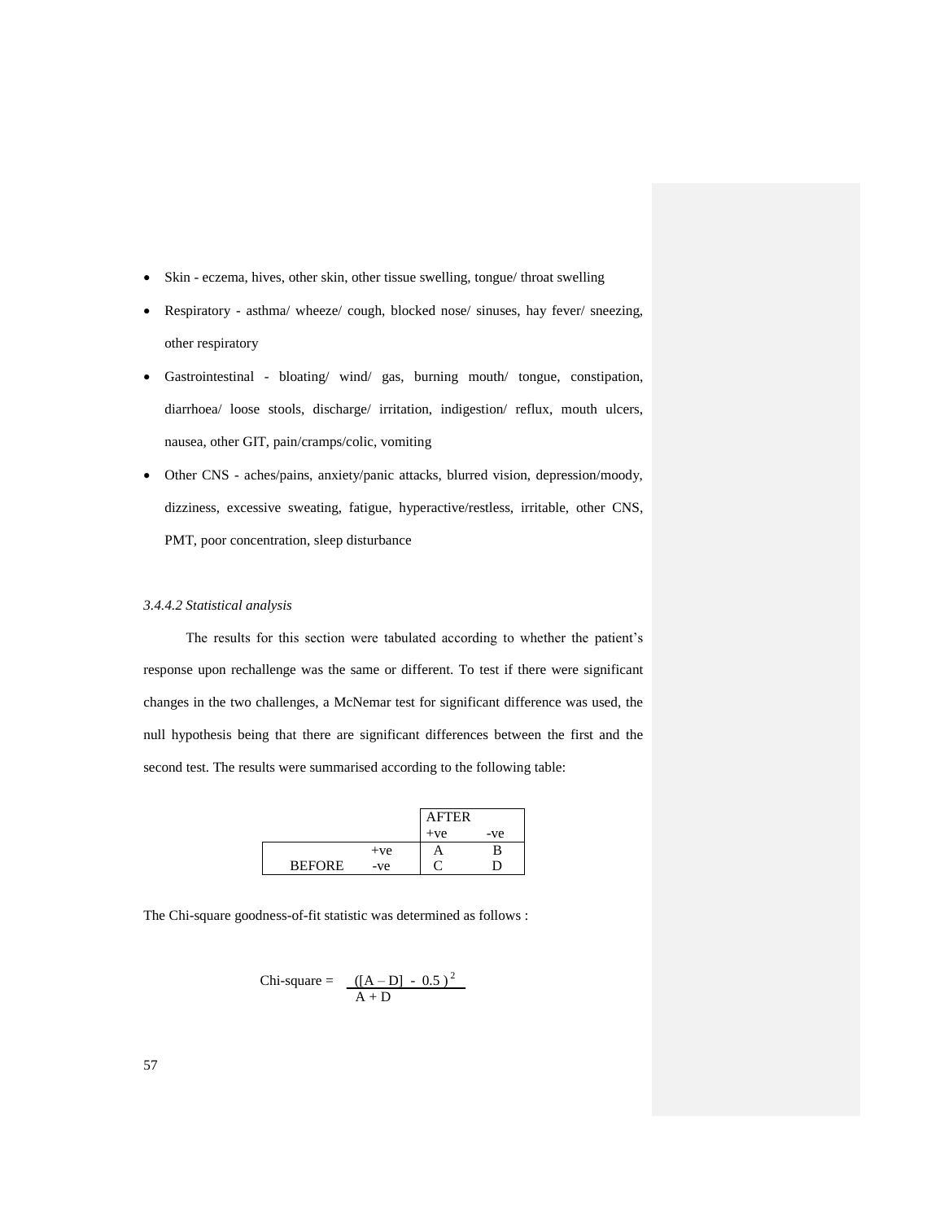- Skin - eczema, hives, other skin, other tissue swelling, tongue/ throat swelling
- Respiratory - asthma/ wheeze/ cough, blocked nose/ sinuses, hay fever/ sneezing, other respiratory
- Gastrointestinal - bloating/ wind/ gas, burning mouth/ tongue, constipation, diarrhoea/ loose stools, discharge/ irritation, indigestion/ reflux, mouth ulcers, nausea, other GIT, pain/cramps/colic, vomiting
- Other CNS - aches/pains, anxiety/panic attacks, blurred vision, depression/moody, dizziness, excessive sweating, fatigue, hyperactive/restless, irritable, other CNS, PMT, poor concentration, sleep disturbance

*3.4.4.2 Statistical analysis*

The results for this section were tabulated according to whether the patient's response upon rechallenge was the same or different. To test if there were significant changes in the two challenges, a McNemar test for significant difference was used, the null hypothesis being that there are significant differences between the first and the second test. The results were summarised according to the following table:

| | | AFTER | |
|---|---|---|---|
| | | +ve | -ve |
| | +ve | A | B |
| BEFORE | -ve | C | D |

The Chi-square goodness-of-fit statistic was determined as follows :

$$\text{Chi-square} = \frac{([A - D] - 0.5)^2}{A + D}$$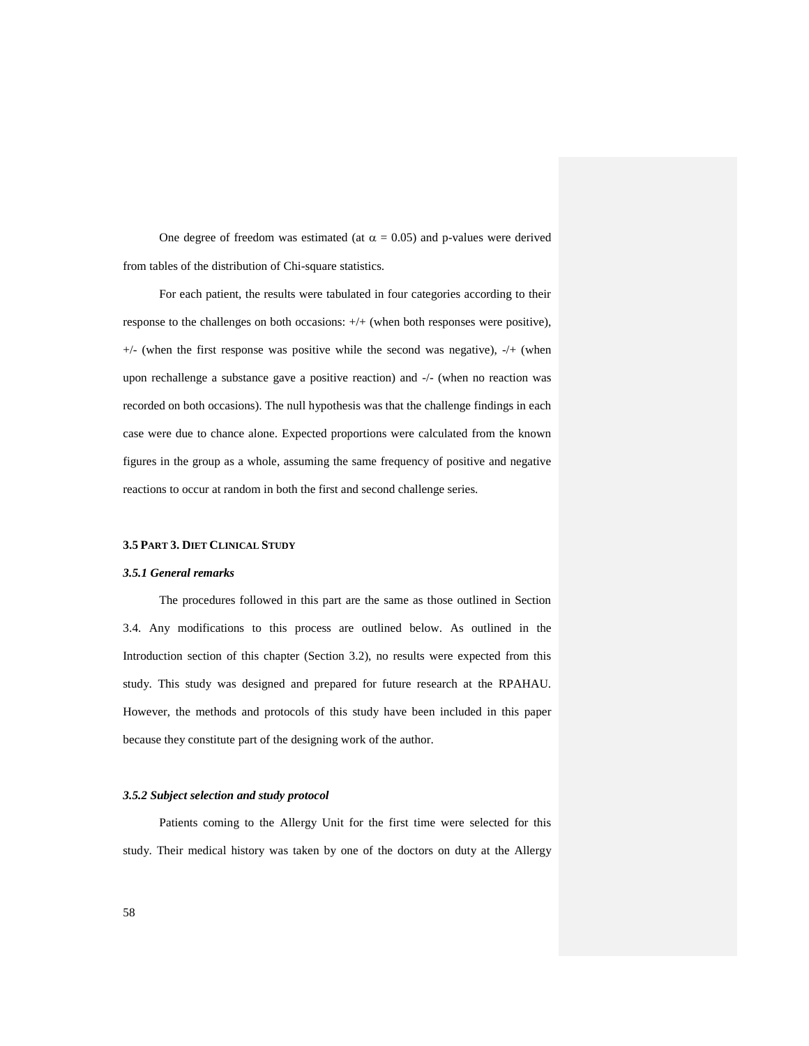One degree of freedom was estimated (at $\alpha = 0.05$) and p-values were derived from tables of the distribution of Chi-square statistics.

For each patient, the results were tabulated in four categories according to their response to the challenges on both occasions: +/+ (when both responses were positive), +/- (when the first response was positive while the second was negative), -/+ (when upon rechallenge a substance gave a positive reaction) and -/- (when no reaction was recorded on both occasions). The null hypothesis was that the challenge findings in each case were due to chance alone. Expected proportions were calculated from the known figures in the group as a whole, assuming the same frequency of positive and negative reactions to occur at random in both the first and second challenge series.

## 3.5 PART 3. DIET CLINICAL STUDY

### *3.5.1 General remarks*

The procedures followed in this part are the same as those outlined in Section 3.4. Any modifications to this process are outlined below. As outlined in the Introduction section of this chapter (Section 3.2), no results were expected from this study. This study was designed and prepared for future research at the RPAHAU. However, the methods and protocols of this study have been included in this paper because they constitute part of the designing work of the author.

### *3.5.2 Subject selection and study protocol*

Patients coming to the Allergy Unit for the first time were selected for this study. Their medical history was taken by one of the doctors on duty at the Allergy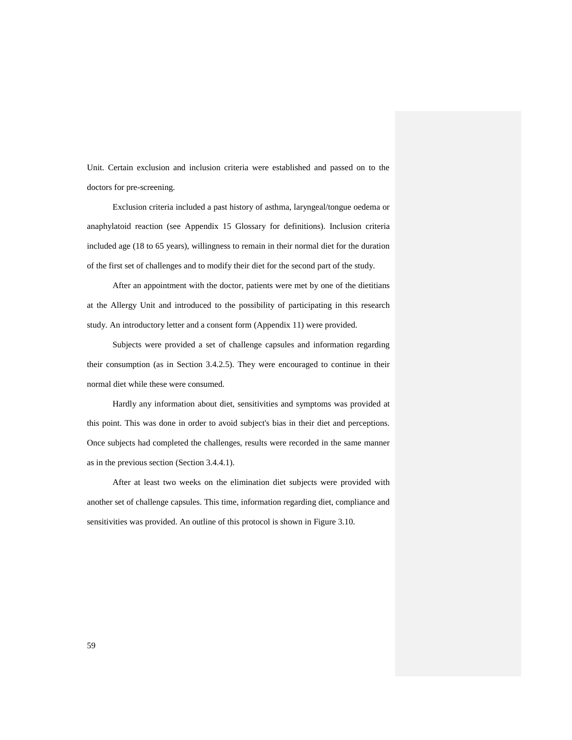Unit. Certain exclusion and inclusion criteria were established and passed on to the doctors for pre-screening.

Exclusion criteria included a past history of asthma, laryngeal/tongue oedema or anaphylatoid reaction (see Appendix 15 Glossary for definitions). Inclusion criteria included age (18 to 65 years), willingness to remain in their normal diet for the duration of the first set of challenges and to modify their diet for the second part of the study.

After an appointment with the doctor, patients were met by one of the dietitians at the Allergy Unit and introduced to the possibility of participating in this research study. An introductory letter and a consent form (Appendix 11) were provided.

Subjects were provided a set of challenge capsules and information regarding their consumption (as in Section 3.4.2.5). They were encouraged to continue in their normal diet while these were consumed.

Hardly any information about diet, sensitivities and symptoms was provided at this point. This was done in order to avoid subject's bias in their diet and perceptions. Once subjects had completed the challenges, results were recorded in the same manner as in the previous section (Section 3.4.4.1).

After at least two weeks on the elimination diet subjects were provided with another set of challenge capsules. This time, information regarding diet, compliance and sensitivities was provided. An outline of this protocol is shown in Figure 3.10.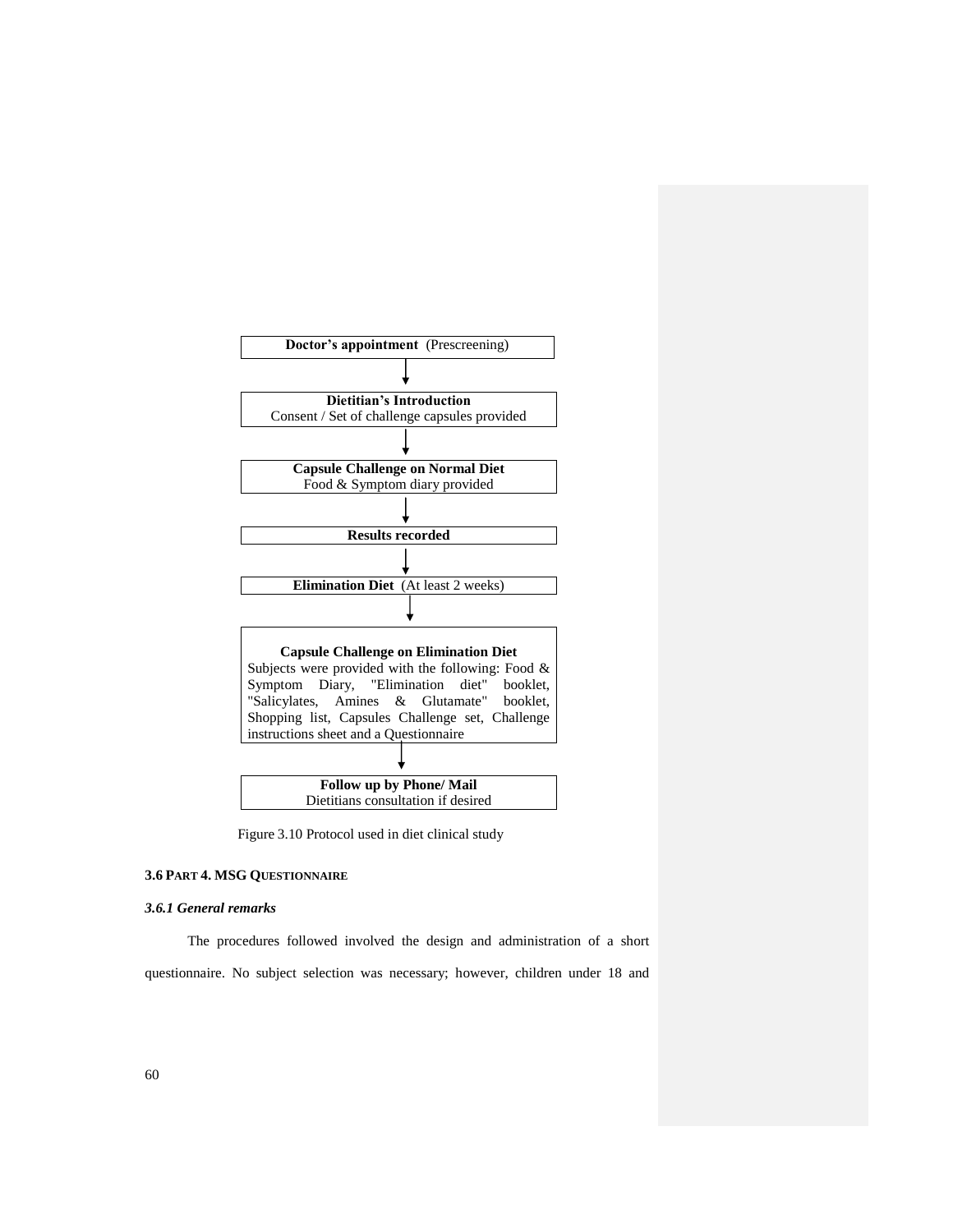**Doctor's appointment** (Prescreening)

↓

**Dietitian's Introduction**
Consent / Set of challenge capsules provided

↓

**Capsule Challenge on Normal Diet**
Food & Symptom diary provided

↓

**Results recorded**

↓

**Elimination Diet** (At least 2 weeks)

↓

**Capsule Challenge on Elimination Diet**
Subjects were provided with the following: Food & Symptom Diary, "Elimination diet" booklet, "Salicylates, Amines & Glutamate" booklet, Shopping list, Capsules Challenge set, Challenge instructions sheet and a Questionnaire

↓

**Follow up by Phone/ Mail**
Dietitians consultation if desired

Figure 3.10 Protocol used in diet clinical study

## 3.6 PART 4. MSG QUESTIONNAIRE

### *3.6.1 General remarks*

The procedures followed involved the design and administration of a short questionnaire. No subject selection was necessary; however, children under 18 and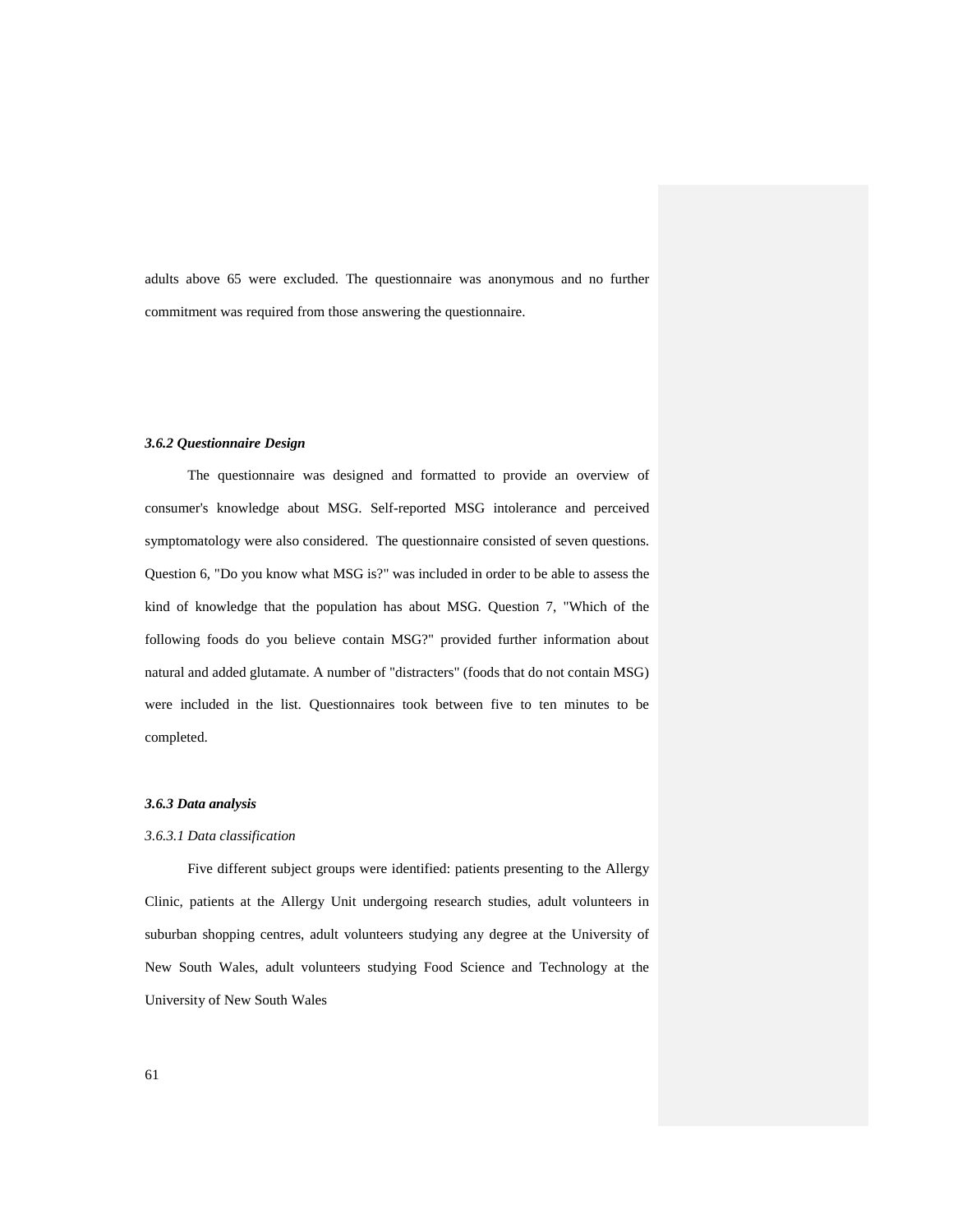adults above 65 were excluded. The questionnaire was anonymous and no further commitment was required from those answering the questionnaire.

***3.6.2 Questionnaire Design***

The questionnaire was designed and formatted to provide an overview of consumer's knowledge about MSG. Self-reported MSG intolerance and perceived symptomatology were also considered. The questionnaire consisted of seven questions. Question 6, "Do you know what MSG is?" was included in order to be able to assess the kind of knowledge that the population has about MSG. Question 7, "Which of the following foods do you believe contain MSG?" provided further information about natural and added glutamate. A number of "distracters" (foods that do not contain MSG) were included in the list. Questionnaires took between five to ten minutes to be completed.

***3.6.3 Data analysis***

*3.6.3.1 Data classification*

Five different subject groups were identified: patients presenting to the Allergy Clinic, patients at the Allergy Unit undergoing research studies, adult volunteers in suburban shopping centres, adult volunteers studying any degree at the University of New South Wales, adult volunteers studying Food Science and Technology at the University of New South Wales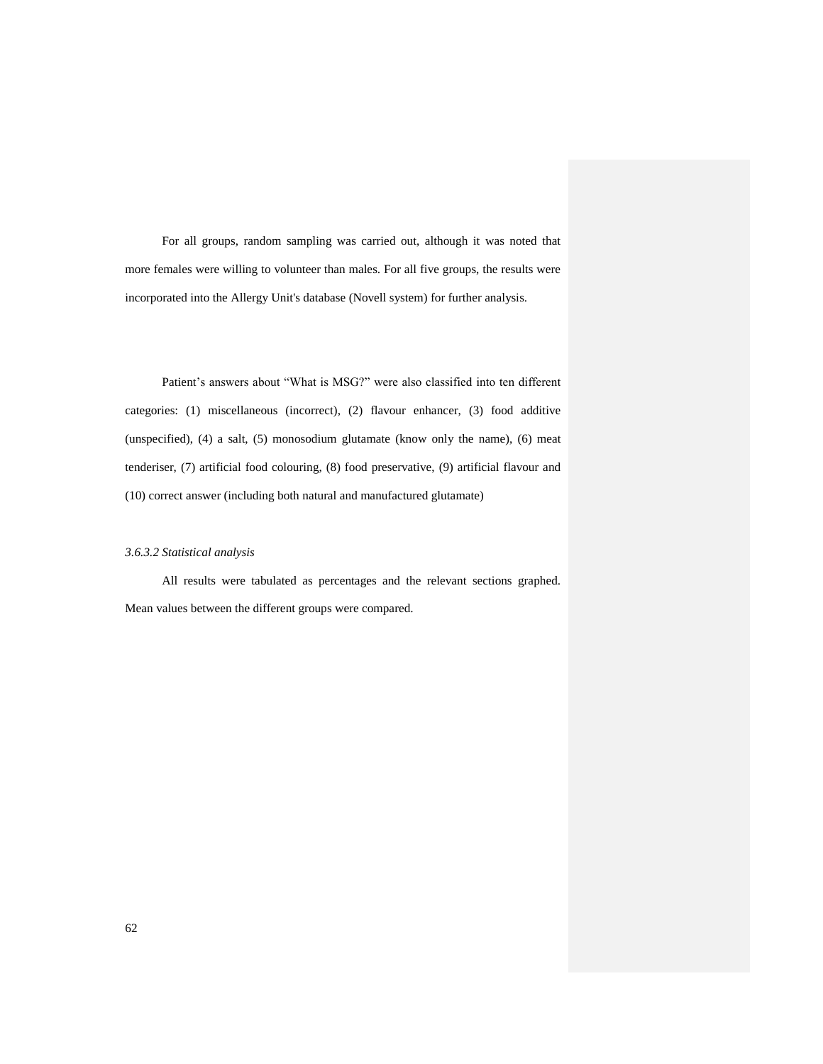For all groups, random sampling was carried out, although it was noted that more females were willing to volunteer than males. For all five groups, the results were incorporated into the Allergy Unit's database (Novell system) for further analysis.

Patient's answers about "What is MSG?" were also classified into ten different categories: (1) miscellaneous (incorrect), (2) flavour enhancer, (3) food additive (unspecified), (4) a salt, (5) monosodium glutamate (know only the name), (6) meat tenderiser, (7) artificial food colouring, (8) food preservative, (9) artificial flavour and (10) correct answer (including both natural and manufactured glutamate)

*3.6.3.2 Statistical analysis*

All results were tabulated as percentages and the relevant sections graphed. Mean values between the different groups were compared.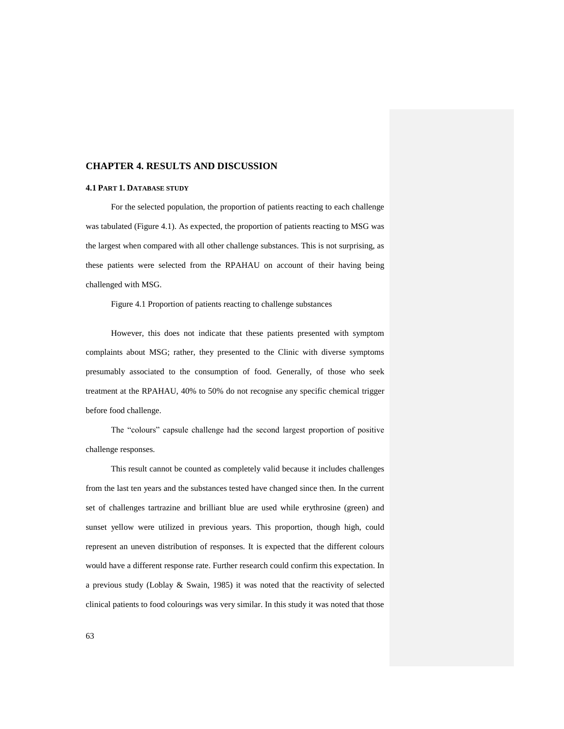# CHAPTER 4. RESULTS AND DISCUSSION

### 4.1 PART 1. DATABASE STUDY

For the selected population, the proportion of patients reacting to each challenge was tabulated (Figure 4.1). As expected, the proportion of patients reacting to MSG was the largest when compared with all other challenge substances. This is not surprising, as these patients were selected from the RPAHAU on account of their having being challenged with MSG.

Figure 4.1 Proportion of patients reacting to challenge substances

However, this does not indicate that these patients presented with symptom complaints about MSG; rather, they presented to the Clinic with diverse symptoms presumably associated to the consumption of food. Generally, of those who seek treatment at the RPAHAU, 40% to 50% do not recognise any specific chemical trigger before food challenge.

The "colours" capsule challenge had the second largest proportion of positive challenge responses.

This result cannot be counted as completely valid because it includes challenges from the last ten years and the substances tested have changed since then. In the current set of challenges tartrazine and brilliant blue are used while erythrosine (green) and sunset yellow were utilized in previous years. This proportion, though high, could represent an uneven distribution of responses. It is expected that the different colours would have a different response rate. Further research could confirm this expectation. In a previous study (Loblay & Swain, 1985) it was noted that the reactivity of selected clinical patients to food colourings was very similar. In this study it was noted that those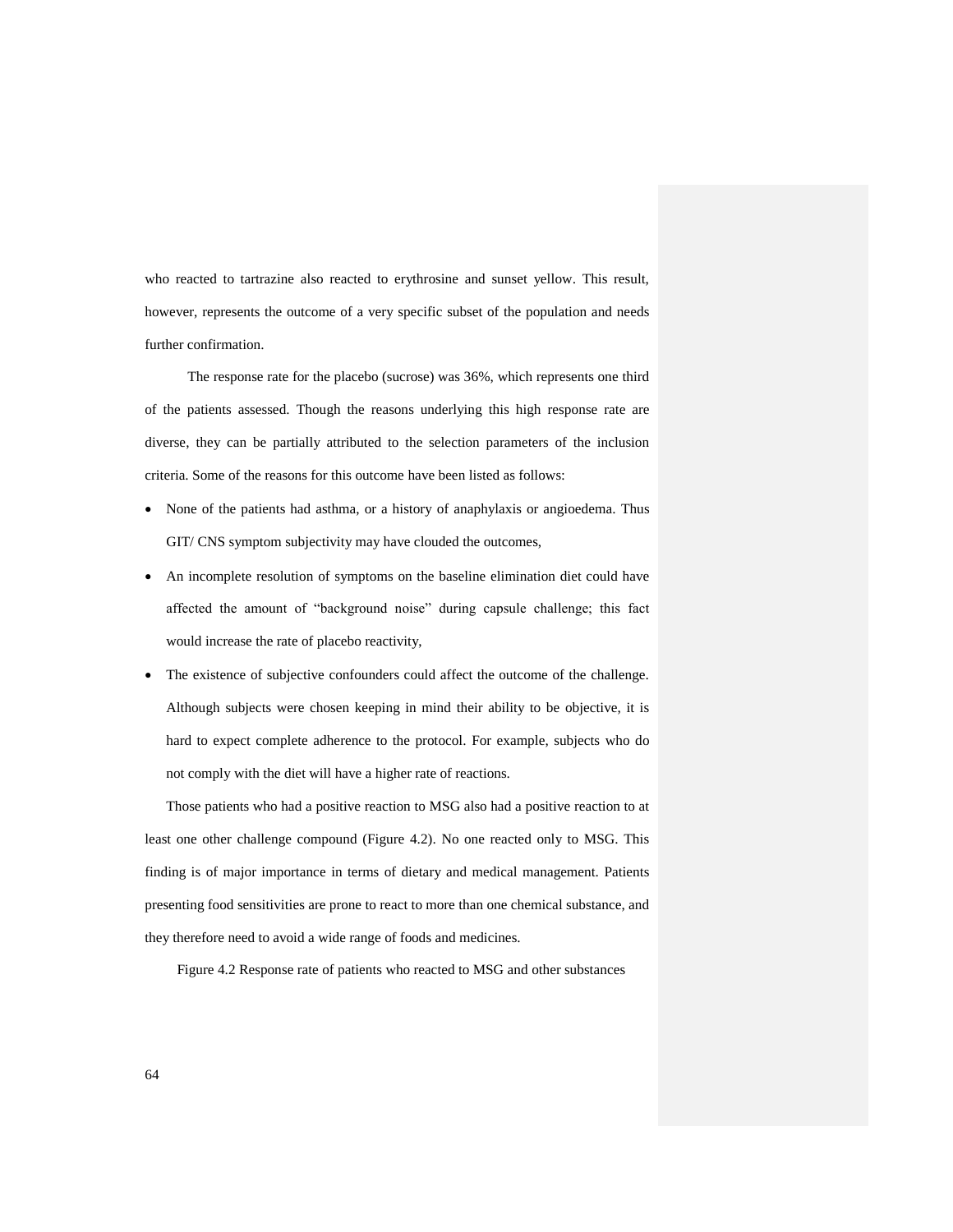who reacted to tartrazine also reacted to erythrosine and sunset yellow. This result, however, represents the outcome of a very specific subset of the population and needs further confirmation.

The response rate for the placebo (sucrose) was 36%, which represents one third of the patients assessed. Though the reasons underlying this high response rate are diverse, they can be partially attributed to the selection parameters of the inclusion criteria. Some of the reasons for this outcome have been listed as follows:

- None of the patients had asthma, or a history of anaphylaxis or angioedema. Thus GIT/ CNS symptom subjectivity may have clouded the outcomes,
- An incomplete resolution of symptoms on the baseline elimination diet could have affected the amount of “background noise” during capsule challenge; this fact would increase the rate of placebo reactivity,
- The existence of subjective confounders could affect the outcome of the challenge. Although subjects were chosen keeping in mind their ability to be objective, it is hard to expect complete adherence to the protocol. For example, subjects who do not comply with the diet will have a higher rate of reactions.

Those patients who had a positive reaction to MSG also had a positive reaction to at least one other challenge compound (Figure 4.2). No one reacted only to MSG. This finding is of major importance in terms of dietary and medical management. Patients presenting food sensitivities are prone to react to more than one chemical substance, and they therefore need to avoid a wide range of foods and medicines.

Figure 4.2 Response rate of patients who reacted to MSG and other substances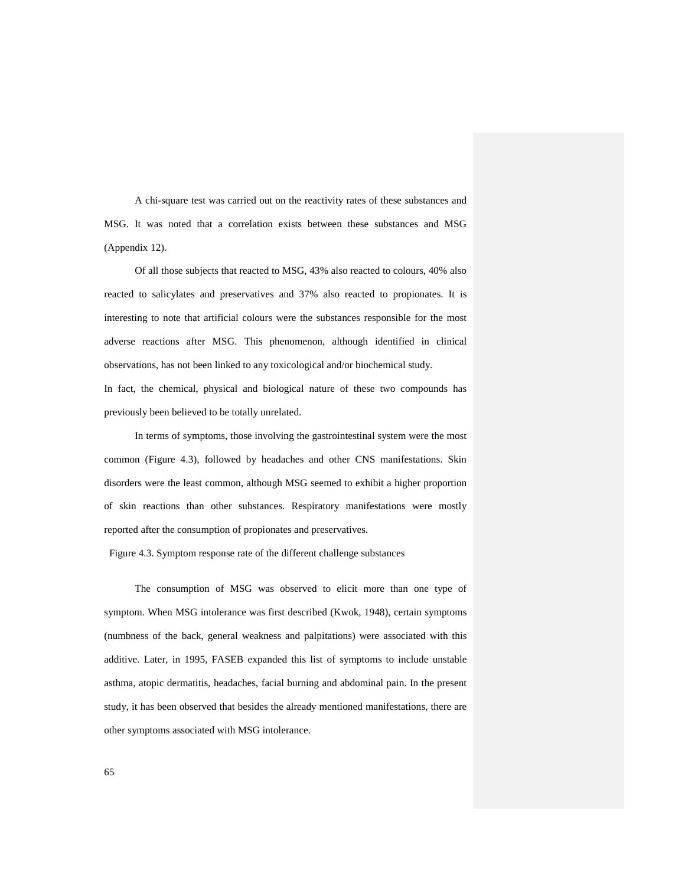A chi-square test was carried out on the reactivity rates of these substances and MSG. It was noted that a correlation exists between these substances and MSG (Appendix 12).

Of all those subjects that reacted to MSG, 43% also reacted to colours, 40% also reacted to salicylates and preservatives and 37% also reacted to propionates. It is interesting to note that artificial colours were the substances responsible for the most adverse reactions after MSG. This phenomenon, although identified in clinical observations, has not been linked to any toxicological and/or biochemical study.
In fact, the chemical, physical and biological nature of these two compounds has previously been believed to be totally unrelated.

In terms of symptoms, those involving the gastrointestinal system were the most common (Figure 4.3), followed by headaches and other CNS manifestations. Skin disorders were the least common, although MSG seemed to exhibit a higher proportion of skin reactions than other substances. Respiratory manifestations were mostly reported after the consumption of propionates and preservatives.

Figure 4.3. Symptom response rate of the different challenge substances

The consumption of MSG was observed to elicit more than one type of symptom. When MSG intolerance was first described (Kwok, 1948), certain symptoms (numbness of the back, general weakness and palpitations) were associated with this additive. Later, in 1995, FASEB expanded this list of symptoms to include unstable asthma, atopic dermatitis, headaches, facial burning and abdominal pain. In the present study, it has been observed that besides the already mentioned manifestations, there are other symptoms associated with MSG intolerance.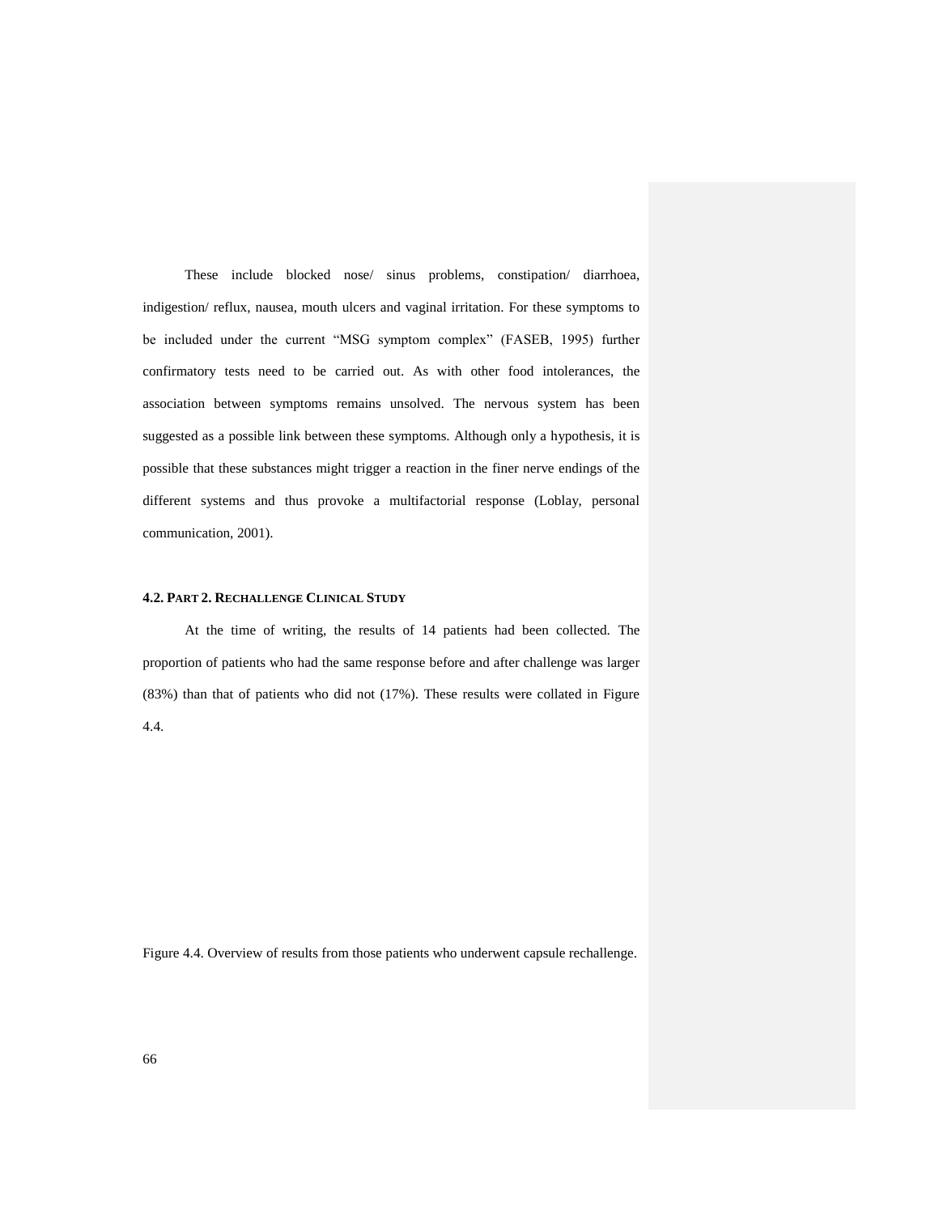These include blocked nose/ sinus problems, constipation/ diarrhoea, indigestion/ reflux, nausea, mouth ulcers and vaginal irritation. For these symptoms to be included under the current "MSG symptom complex" (FASEB, 1995) further confirmatory tests need to be carried out. As with other food intolerances, the association between symptoms remains unsolved. The nervous system has been suggested as a possible link between these symptoms. Although only a hypothesis, it is possible that these substances might trigger a reaction in the finer nerve endings of the different systems and thus provoke a multifactorial response (Loblay, personal communication, 2001).

#### 4.2. PART 2. RECHALLENGE CLINICAL STUDY

At the time of writing, the results of 14 patients had been collected. The proportion of patients who had the same response before and after challenge was larger (83%) than that of patients who did not (17%). These results were collated in Figure 4.4.

Figure 4.4. Overview of results from those patients who underwent capsule rechallenge.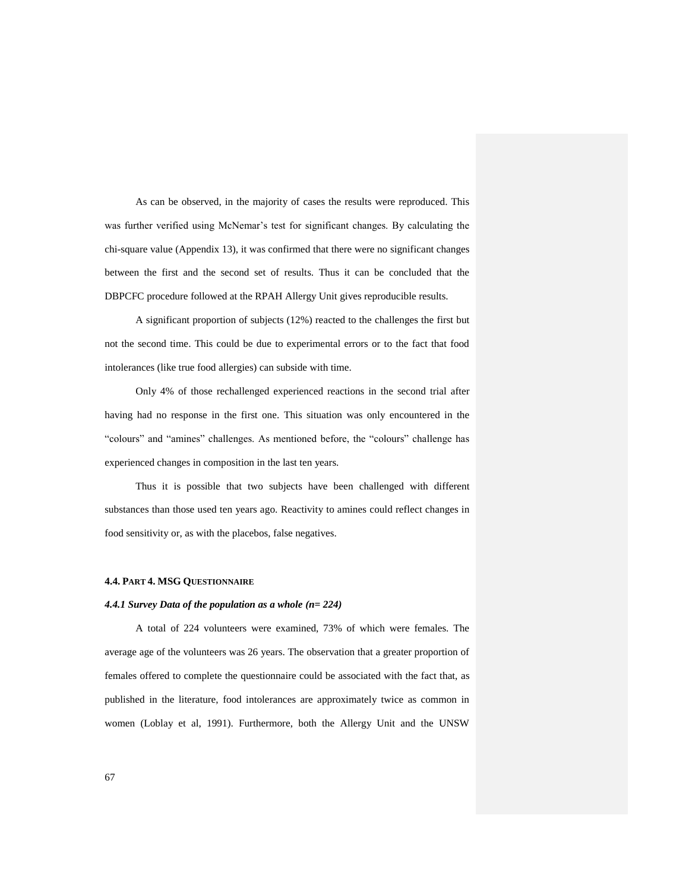As can be observed, in the majority of cases the results were reproduced. This was further verified using McNemar's test for significant changes. By calculating the chi-square value (Appendix 13), it was confirmed that there were no significant changes between the first and the second set of results. Thus it can be concluded that the DBPCFC procedure followed at the RPAH Allergy Unit gives reproducible results.

A significant proportion of subjects (12%) reacted to the challenges the first but not the second time. This could be due to experimental errors or to the fact that food intolerances (like true food allergies) can subside with time.

Only 4% of those rechallenged experienced reactions in the second trial after having had no response in the first one. This situation was only encountered in the "colours" and "amines" challenges. As mentioned before, the "colours" challenge has experienced changes in composition in the last ten years.

Thus it is possible that two subjects have been challenged with different substances than those used ten years ago. Reactivity to amines could reflect changes in food sensitivity or, as with the placebos, false negatives.

### 4.4. PART 4. MSG QUESTIONNAIRE

#### *4.4.1 Survey Data of the population as a whole (n= 224)*

A total of 224 volunteers were examined, 73% of which were females. The average age of the volunteers was 26 years. The observation that a greater proportion of females offered to complete the questionnaire could be associated with the fact that, as published in the literature, food intolerances are approximately twice as common in women (Loblay et al, 1991). Furthermore, both the Allergy Unit and the UNSW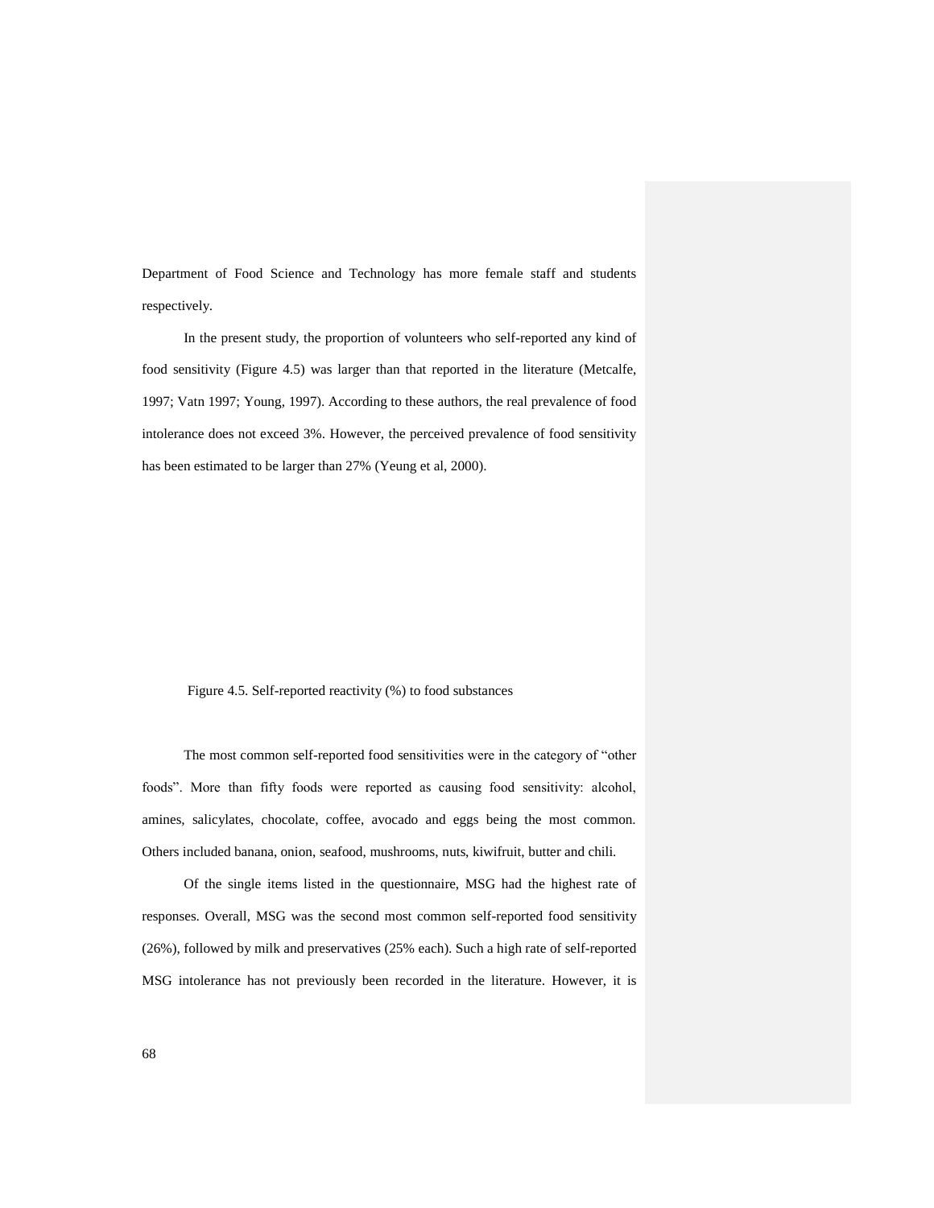Department of Food Science and Technology has more female staff and students respectively.

In the present study, the proportion of volunteers who self-reported any kind of food sensitivity (Figure 4.5) was larger than that reported in the literature (Metcalfe, 1997; Vatn 1997; Young, 1997). According to these authors, the real prevalence of food intolerance does not exceed 3%. However, the perceived prevalence of food sensitivity has been estimated to be larger than 27% (Yeung et al, 2000).

Figure 4.5. Self-reported reactivity (%) to food substances

The most common self-reported food sensitivities were in the category of "other foods". More than fifty foods were reported as causing food sensitivity: alcohol, amines, salicylates, chocolate, coffee, avocado and eggs being the most common. Others included banana, onion, seafood, mushrooms, nuts, kiwifruit, butter and chili.

Of the single items listed in the questionnaire, MSG had the highest rate of responses. Overall, MSG was the second most common self-reported food sensitivity (26%), followed by milk and preservatives (25% each). Such a high rate of self-reported MSG intolerance has not previously been recorded in the literature. However, it is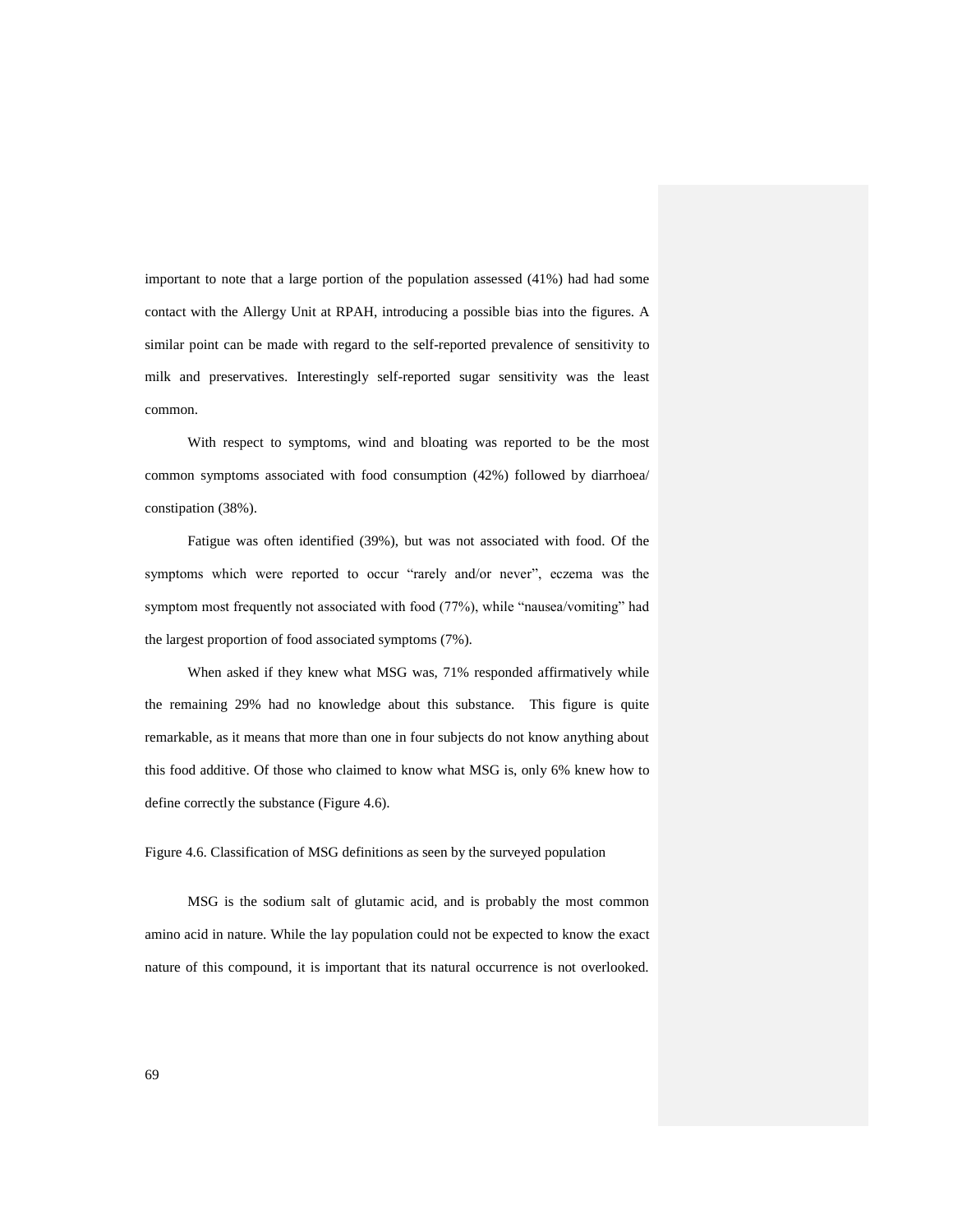important to note that a large portion of the population assessed (41%) had had some contact with the Allergy Unit at RPAH, introducing a possible bias into the figures. A similar point can be made with regard to the self-reported prevalence of sensitivity to milk and preservatives. Interestingly self-reported sugar sensitivity was the least common.

With respect to symptoms, wind and bloating was reported to be the most common symptoms associated with food consumption (42%) followed by diarrhoea/ constipation (38%).

Fatigue was often identified (39%), but was not associated with food. Of the symptoms which were reported to occur "rarely and/or never", eczema was the symptom most frequently not associated with food (77%), while "nausea/vomiting" had the largest proportion of food associated symptoms (7%).

When asked if they knew what MSG was, 71% responded affirmatively while the remaining 29% had no knowledge about this substance. This figure is quite remarkable, as it means that more than one in four subjects do not know anything about this food additive. Of those who claimed to know what MSG is, only 6% knew how to define correctly the substance (Figure 4.6).

Figure 4.6. Classification of MSG definitions as seen by the surveyed population

MSG is the sodium salt of glutamic acid, and is probably the most common amino acid in nature. While the lay population could not be expected to know the exact nature of this compound, it is important that its natural occurrence is not overlooked.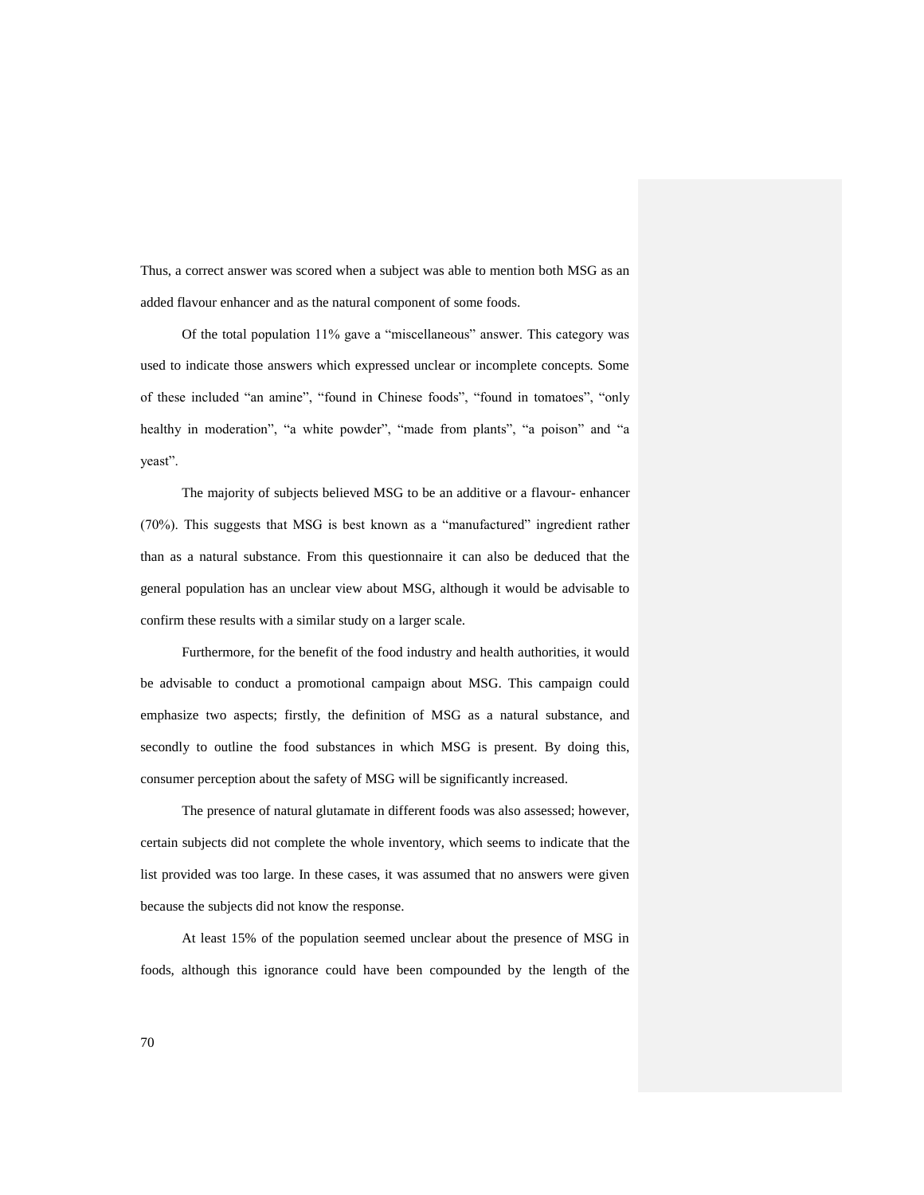Thus, a correct answer was scored when a subject was able to mention both MSG as an added flavour enhancer and as the natural component of some foods.

Of the total population 11% gave a "miscellaneous" answer. This category was used to indicate those answers which expressed unclear or incomplete concepts. Some of these included "an amine", "found in Chinese foods", "found in tomatoes", "only healthy in moderation", "a white powder", "made from plants", "a poison" and "a yeast".

The majority of subjects believed MSG to be an additive or a flavour- enhancer (70%). This suggests that MSG is best known as a "manufactured" ingredient rather than as a natural substance. From this questionnaire it can also be deduced that the general population has an unclear view about MSG, although it would be advisable to confirm these results with a similar study on a larger scale.

Furthermore, for the benefit of the food industry and health authorities, it would be advisable to conduct a promotional campaign about MSG. This campaign could emphasize two aspects; firstly, the definition of MSG as a natural substance, and secondly to outline the food substances in which MSG is present. By doing this, consumer perception about the safety of MSG will be significantly increased.

The presence of natural glutamate in different foods was also assessed; however, certain subjects did not complete the whole inventory, which seems to indicate that the list provided was too large. In these cases, it was assumed that no answers were given because the subjects did not know the response.

At least 15% of the population seemed unclear about the presence of MSG in foods, although this ignorance could have been compounded by the length of the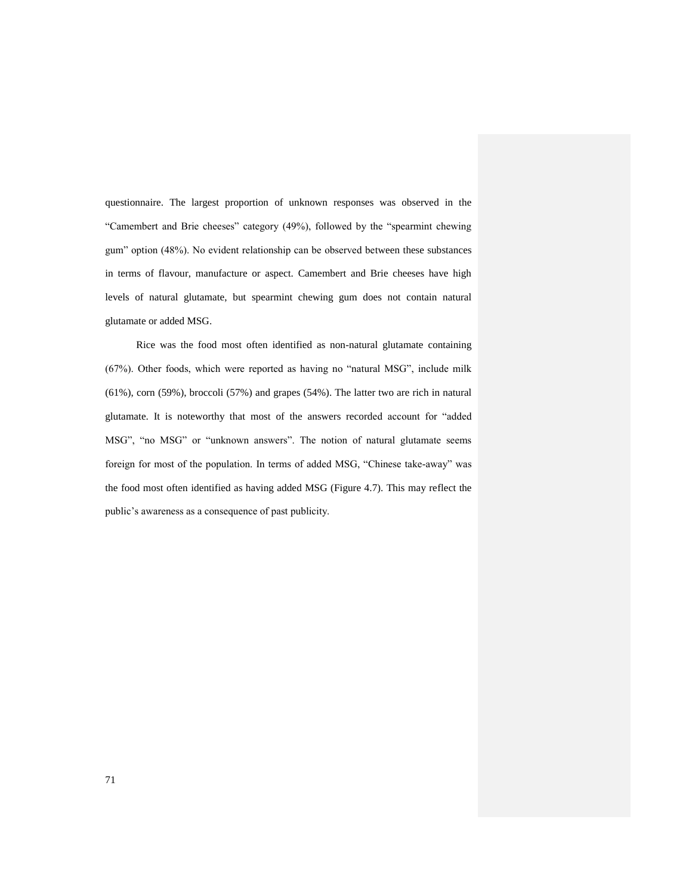questionnaire. The largest proportion of unknown responses was observed in the “Camembert and Brie cheeses” category (49%), followed by the “spearmint chewing gum” option (48%). No evident relationship can be observed between these substances in terms of flavour, manufacture or aspect. Camembert and Brie cheeses have high levels of natural glutamate, but spearmint chewing gum does not contain natural glutamate or added MSG.

Rice was the food most often identified as non-natural glutamate containing (67%). Other foods, which were reported as having no “natural MSG”, include milk (61%), corn (59%), broccoli (57%) and grapes (54%). The latter two are rich in natural glutamate. It is noteworthy that most of the answers recorded account for “added MSG”, “no MSG” or “unknown answers”. The notion of natural glutamate seems foreign for most of the population. In terms of added MSG, “Chinese take-away” was the food most often identified as having added MSG (Figure 4.7). This may reflect the public’s awareness as a consequence of past publicity.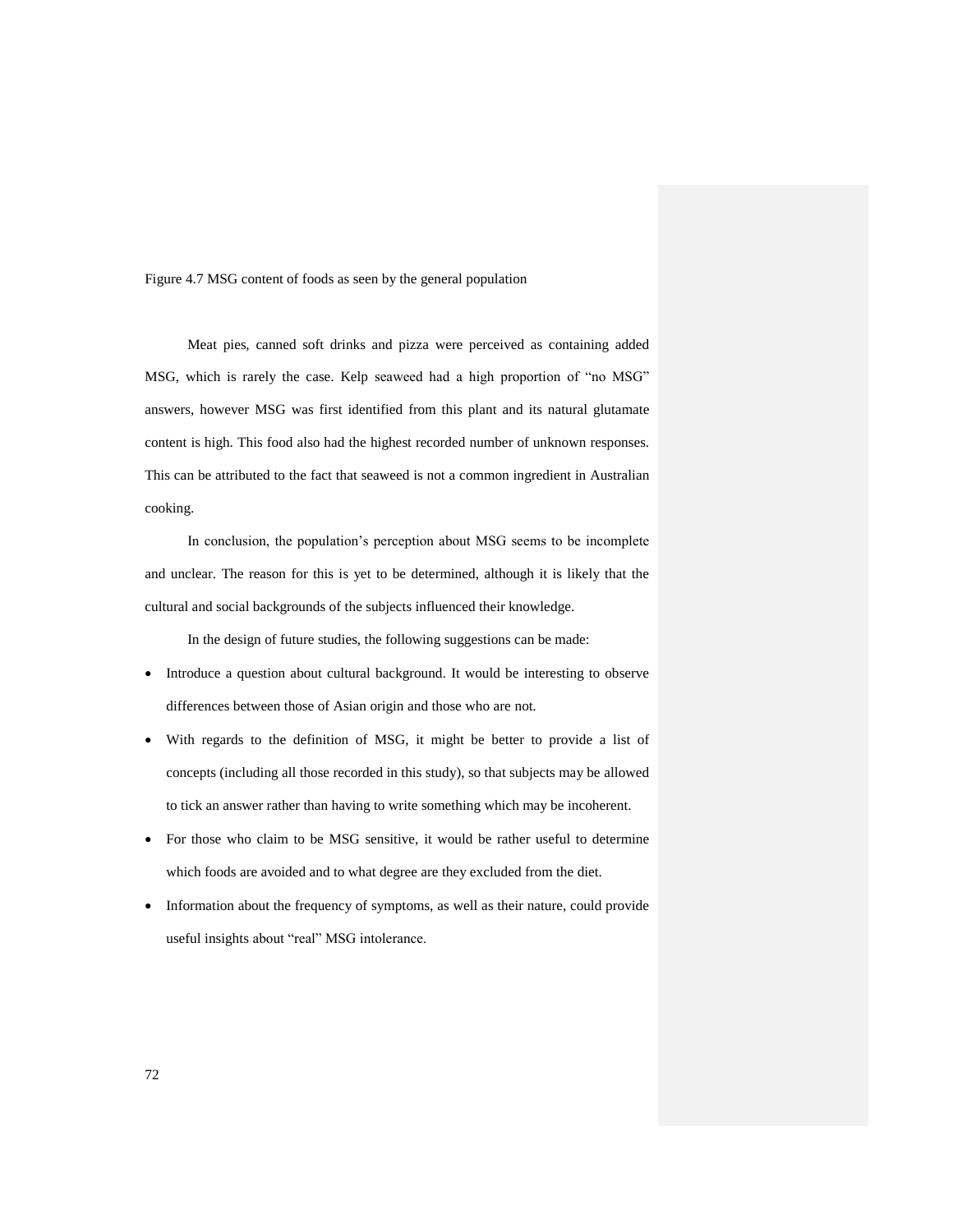Figure 4.7 MSG content of foods as seen by the general population

Meat pies, canned soft drinks and pizza were perceived as containing added MSG, which is rarely the case. Kelp seaweed had a high proportion of "no MSG" answers, however MSG was first identified from this plant and its natural glutamate content is high. This food also had the highest recorded number of unknown responses. This can be attributed to the fact that seaweed is not a common ingredient in Australian cooking.

In conclusion, the population's perception about MSG seems to be incomplete and unclear. The reason for this is yet to be determined, although it is likely that the cultural and social backgrounds of the subjects influenced their knowledge.

In the design of future studies, the following suggestions can be made:

- Introduce a question about cultural background. It would be interesting to observe differences between those of Asian origin and those who are not.
- With regards to the definition of MSG, it might be better to provide a list of concepts (including all those recorded in this study), so that subjects may be allowed to tick an answer rather than having to write something which may be incoherent.
- For those who claim to be MSG sensitive, it would be rather useful to determine which foods are avoided and to what degree are they excluded from the diet.
- Information about the frequency of symptoms, as well as their nature, could provide useful insights about "real" MSG intolerance.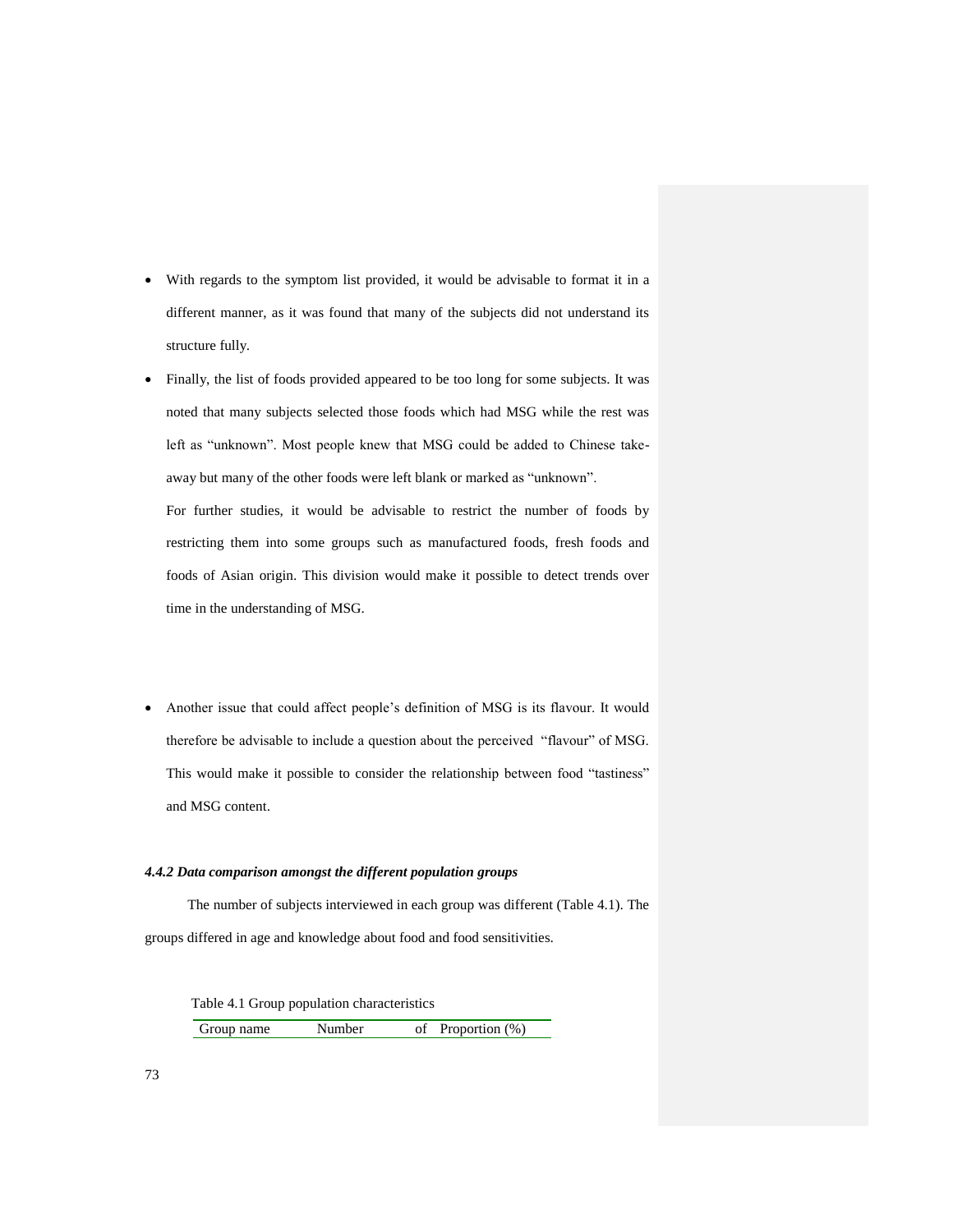- With regards to the symptom list provided, it would be advisable to format it in a different manner, as it was found that many of the subjects did not understand its structure fully.
- Finally, the list of foods provided appeared to be too long for some subjects. It was noted that many subjects selected those foods which had MSG while the rest was left as "unknown". Most people knew that MSG could be added to Chinese take-away but many of the other foods were left blank or marked as "unknown".

  For further studies, it would be advisable to restrict the number of foods by restricting them into some groups such as manufactured foods, fresh foods and foods of Asian origin. This division would make it possible to detect trends over time in the understanding of MSG.

- Another issue that could affect people's definition of MSG is its flavour. It would therefore be advisable to include a question about the perceived "flavour" of MSG. This would make it possible to consider the relationship between food "tastiness" and MSG content.

#### *4.4.2 Data comparison amongst the different population groups*

The number of subjects interviewed in each group was different (Table 4.1). The groups differed in age and knowledge about food and food sensitivities.

Table 4.1 Group population characteristics

| Group name | Number of | Proportion (%) |
|---|---|---|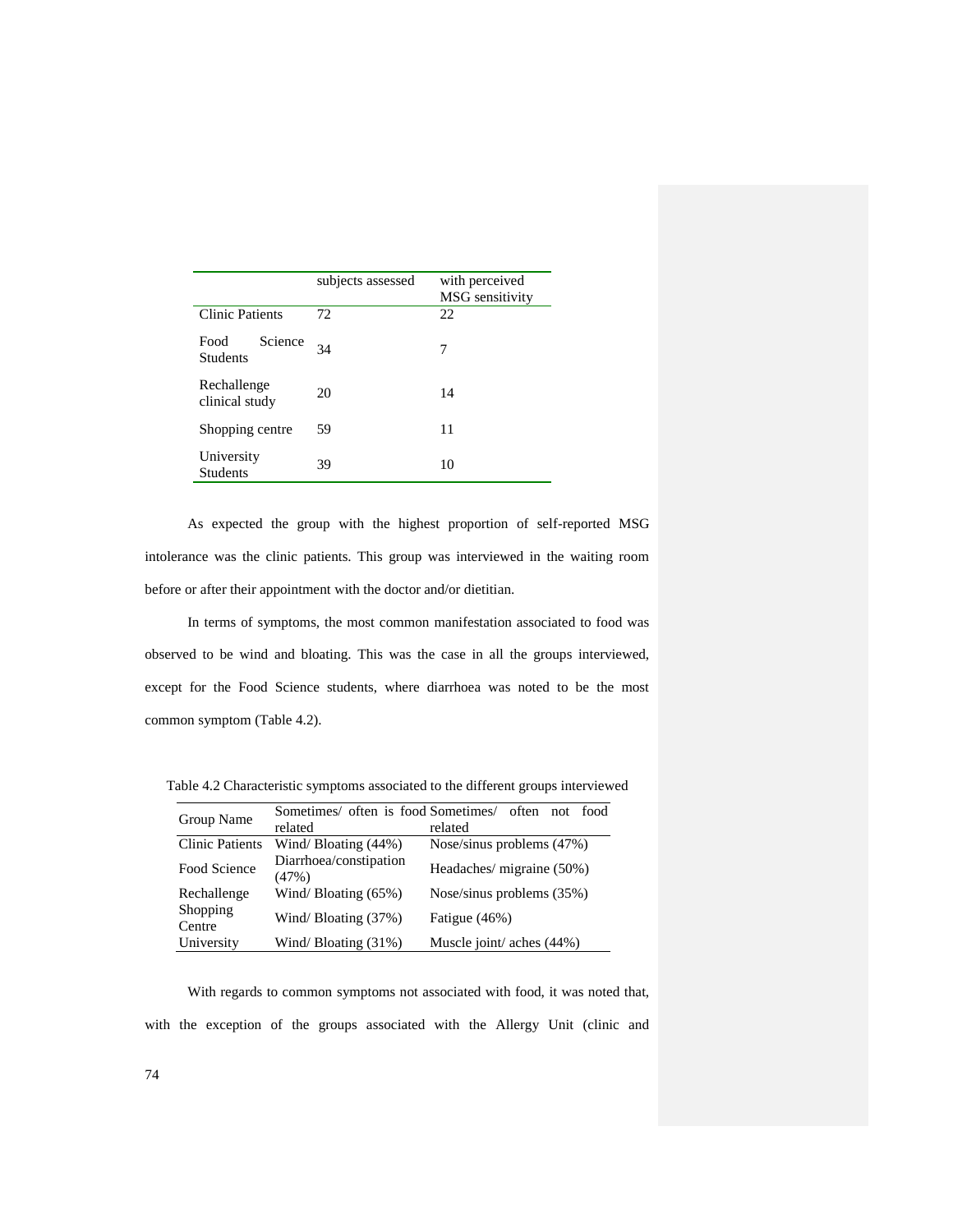| | subjects assessed | with perceived MSG sensitivity |
|---|---|---|
| Clinic Patients | 72 | 22 |
| Food Science Students | 34 | 7 |
| Rechallenge clinical study | 20 | 14 |
| Shopping centre | 59 | 11 |
| University Students | 39 | 10 |

As expected the group with the highest proportion of self-reported MSG intolerance was the clinic patients. This group was interviewed in the waiting room before or after their appointment with the doctor and/or dietitian.

In terms of symptoms, the most common manifestation associated to food was observed to be wind and bloating. This was the case in all the groups interviewed, except for the Food Science students, where diarrhoea was noted to be the most common symptom (Table 4.2).

Table 4.2 Characteristic symptoms associated to the different groups interviewed

| Group Name | Sometimes/ often is food related | Sometimes/ often not food related |
|---|---|---|
| Clinic Patients | Wind/ Bloating (44%) | Nose/sinus problems (47%) |
| Food Science | Diarrhoea/constipation (47%) | Headaches/ migraine (50%) |
| Rechallenge | Wind/ Bloating (65%) | Nose/sinus problems (35%) |
| Shopping Centre | Wind/ Bloating (37%) | Fatigue (46%) |
| University | Wind/ Bloating (31%) | Muscle joint/ aches (44%) |

With regards to common symptoms not associated with food, it was noted that, with the exception of the groups associated with the Allergy Unit (clinic and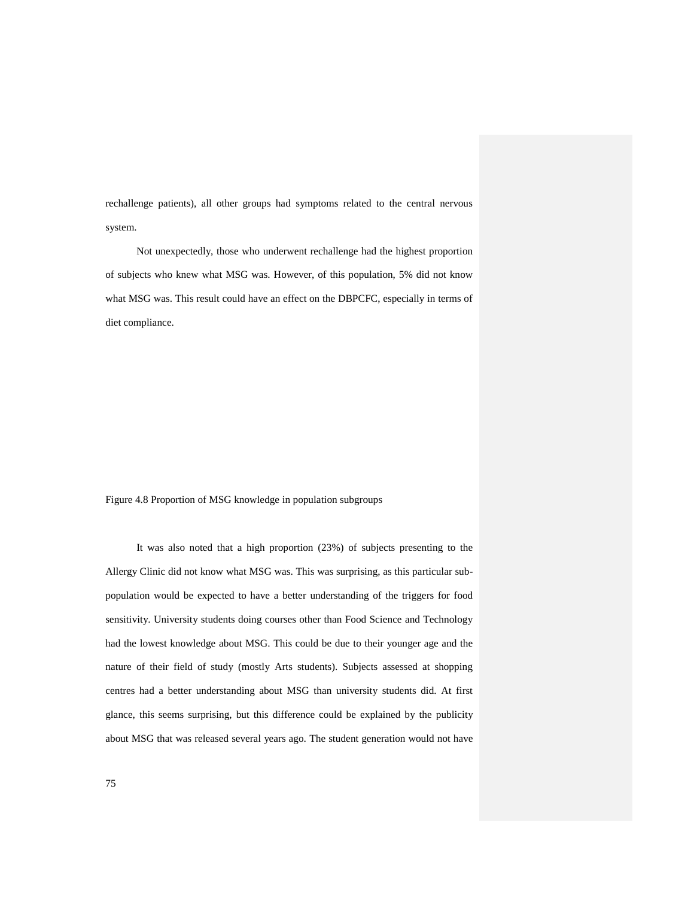rechallenge patients), all other groups had symptoms related to the central nervous system.

Not unexpectedly, those who underwent rechallenge had the highest proportion of subjects who knew what MSG was. However, of this population, 5% did not know what MSG was. This result could have an effect on the DBPCFC, especially in terms of diet compliance.

Figure 4.8 Proportion of MSG knowledge in population subgroups

It was also noted that a high proportion (23%) of subjects presenting to the Allergy Clinic did not know what MSG was. This was surprising, as this particular sub-population would be expected to have a better understanding of the triggers for food sensitivity. University students doing courses other than Food Science and Technology had the lowest knowledge about MSG. This could be due to their younger age and the nature of their field of study (mostly Arts students). Subjects assessed at shopping centres had a better understanding about MSG than university students did. At first glance, this seems surprising, but this difference could be explained by the publicity about MSG that was released several years ago. The student generation would not have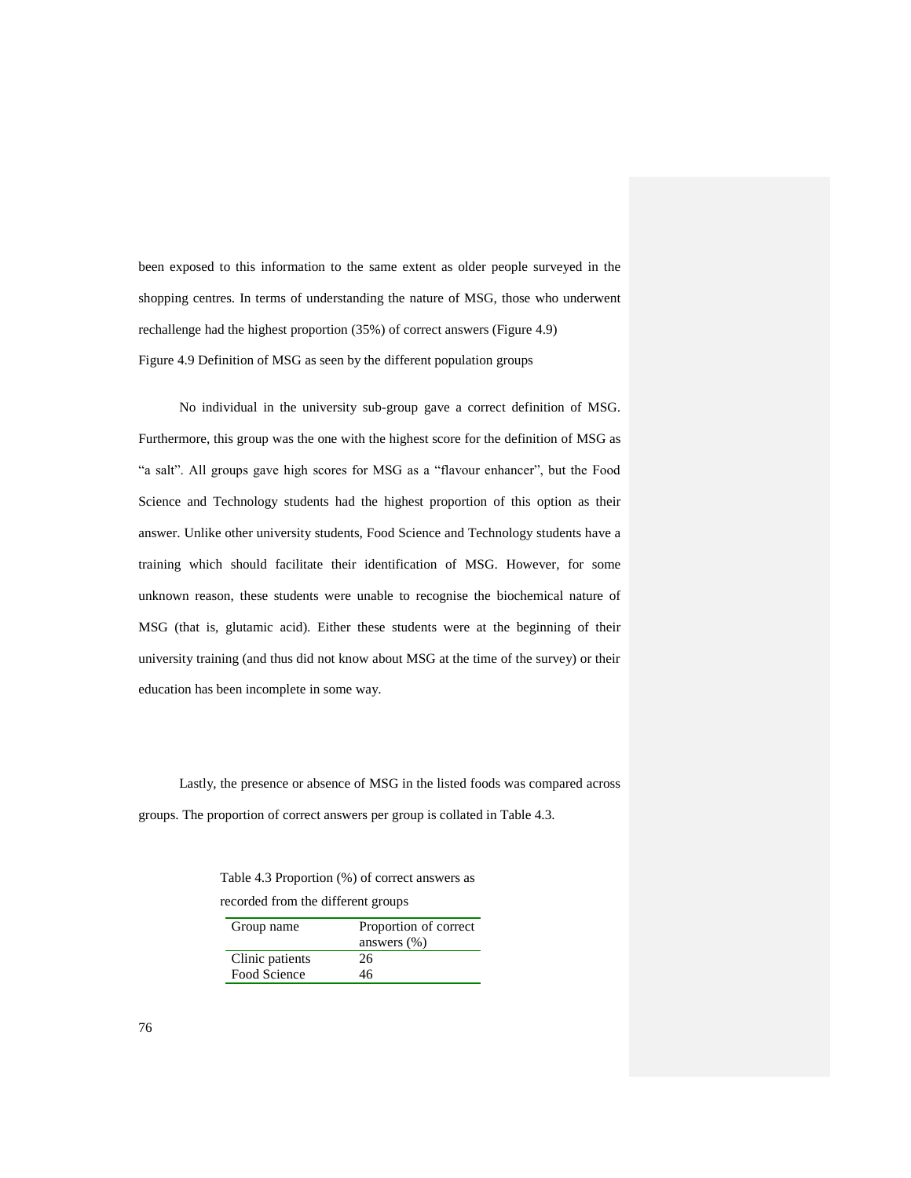been exposed to this information to the same extent as older people surveyed in the shopping centres. In terms of understanding the nature of MSG, those who underwent rechallenge had the highest proportion (35%) of correct answers (Figure 4.9)

Figure 4.9 Definition of MSG as seen by the different population groups

No individual in the university sub-group gave a correct definition of MSG. Furthermore, this group was the one with the highest score for the definition of MSG as "a salt". All groups gave high scores for MSG as a "flavour enhancer", but the Food Science and Technology students had the highest proportion of this option as their answer. Unlike other university students, Food Science and Technology students have a training which should facilitate their identification of MSG. However, for some unknown reason, these students were unable to recognise the biochemical nature of MSG (that is, glutamic acid). Either these students were at the beginning of their university training (and thus did not know about MSG at the time of the survey) or their education has been incomplete in some way.

Lastly, the presence or absence of MSG in the listed foods was compared across groups. The proportion of correct answers per group is collated in Table 4.3.

Table 4.3 Proportion (%) of correct answers as recorded from the different groups

| Group name | Proportion of correct answers (%) |
|---|---|
| Clinic patients | 26 |
| Food Science | 46 |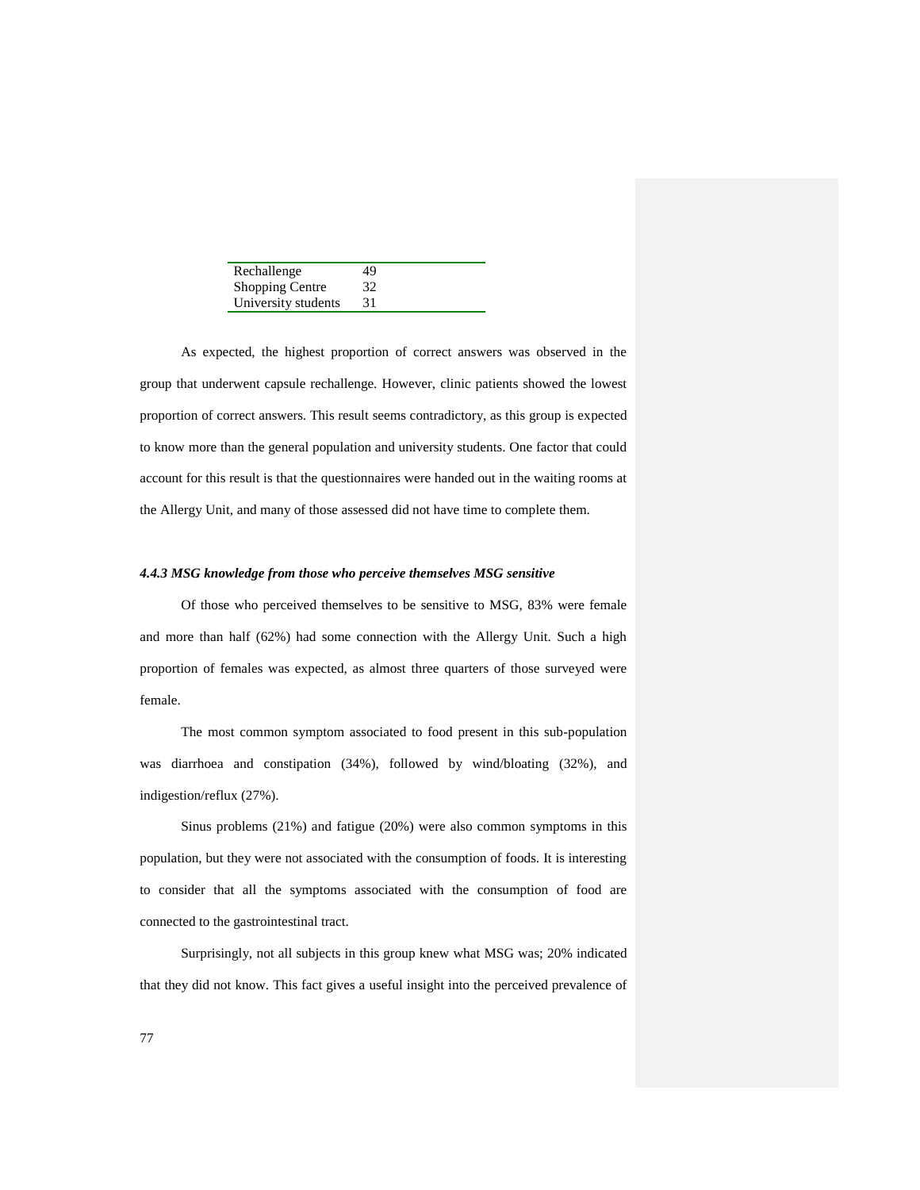| | |
|---|---|
| Rechallenge | 49 |
| Shopping Centre | 32 |
| University students | 31 |

As expected, the highest proportion of correct answers was observed in the group that underwent capsule rechallenge. However, clinic patients showed the lowest proportion of correct answers. This result seems contradictory, as this group is expected to know more than the general population and university students. One factor that could account for this result is that the questionnaires were handed out in the waiting rooms at the Allergy Unit, and many of those assessed did not have time to complete them.

#### *4.4.3 MSG knowledge from those who perceive themselves MSG sensitive*

Of those who perceived themselves to be sensitive to MSG, 83% were female and more than half (62%) had some connection with the Allergy Unit. Such a high proportion of females was expected, as almost three quarters of those surveyed were female.

The most common symptom associated to food present in this sub-population was diarrhoea and constipation (34%), followed by wind/bloating (32%), and indigestion/reflux (27%).

Sinus problems (21%) and fatigue (20%) were also common symptoms in this population, but they were not associated with the consumption of foods. It is interesting to consider that all the symptoms associated with the consumption of food are connected to the gastrointestinal tract.

Surprisingly, not all subjects in this group knew what MSG was; 20% indicated that they did not know. This fact gives a useful insight into the perceived prevalence of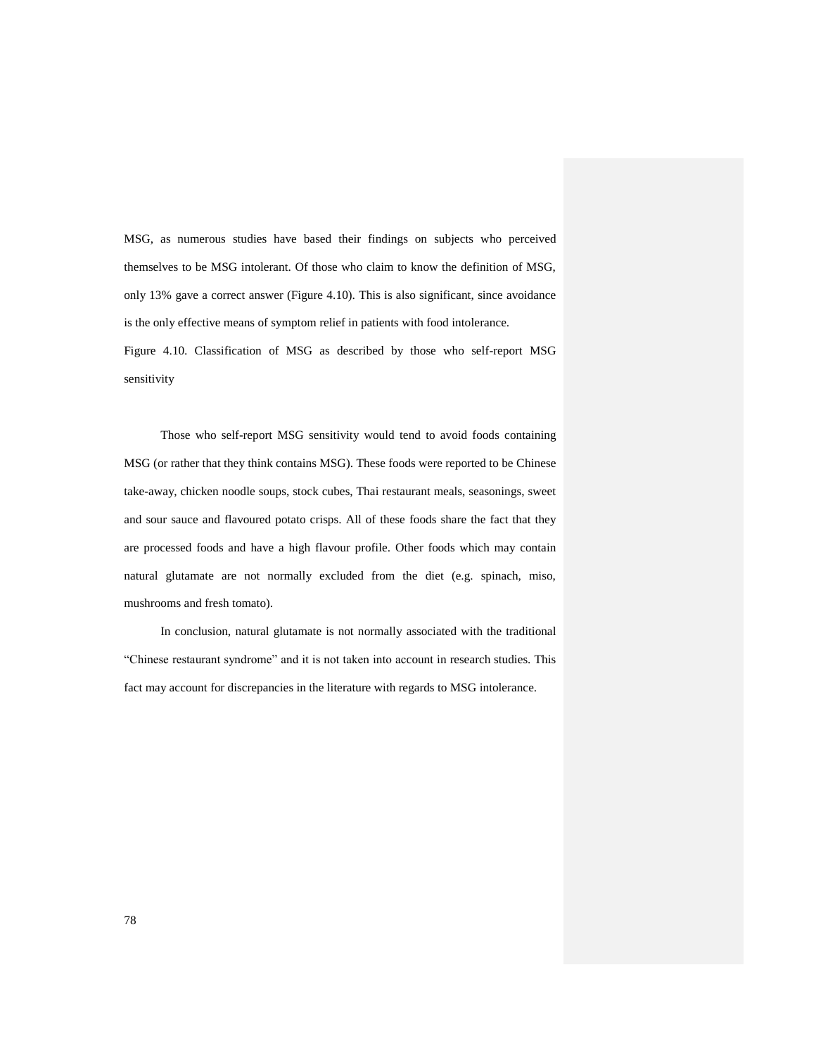MSG, as numerous studies have based their findings on subjects who perceived themselves to be MSG intolerant. Of those who claim to know the definition of MSG, only 13% gave a correct answer (Figure 4.10). This is also significant, since avoidance is the only effective means of symptom relief in patients with food intolerance.

Figure 4.10. Classification of MSG as described by those who self-report MSG sensitivity

Those who self-report MSG sensitivity would tend to avoid foods containing MSG (or rather that they think contains MSG). These foods were reported to be Chinese take-away, chicken noodle soups, stock cubes, Thai restaurant meals, seasonings, sweet and sour sauce and flavoured potato crisps. All of these foods share the fact that they are processed foods and have a high flavour profile. Other foods which may contain natural glutamate are not normally excluded from the diet (e.g. spinach, miso, mushrooms and fresh tomato).

In conclusion, natural glutamate is not normally associated with the traditional "Chinese restaurant syndrome" and it is not taken into account in research studies. This fact may account for discrepancies in the literature with regards to MSG intolerance.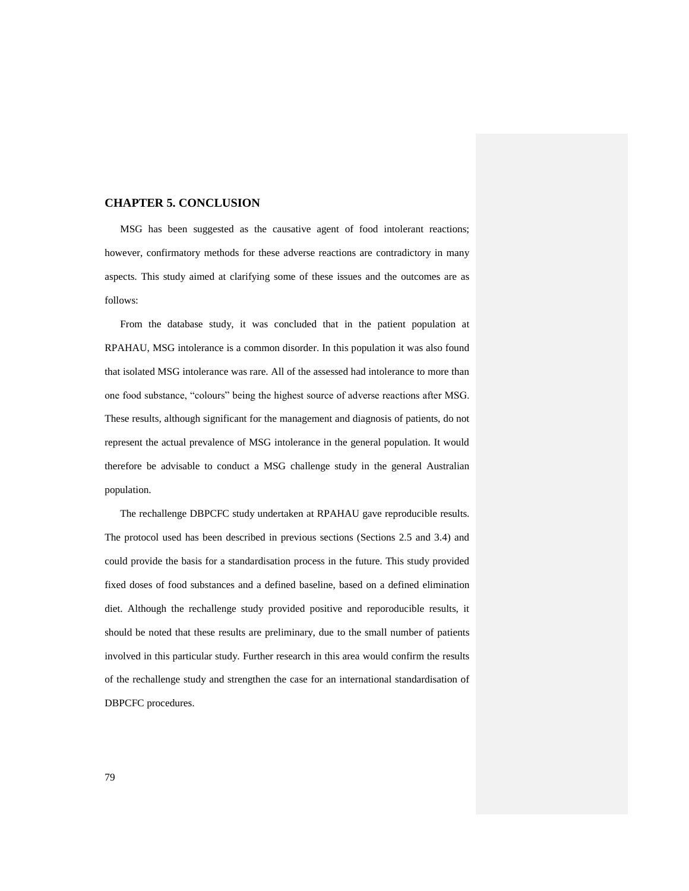## CHAPTER 5. CONCLUSION

MSG has been suggested as the causative agent of food intolerant reactions; however, confirmatory methods for these adverse reactions are contradictory in many aspects. This study aimed at clarifying some of these issues and the outcomes are as follows:

From the database study, it was concluded that in the patient population at RPAHAU, MSG intolerance is a common disorder. In this population it was also found that isolated MSG intolerance was rare. All of the assessed had intolerance to more than one food substance, "colours" being the highest source of adverse reactions after MSG. These results, although significant for the management and diagnosis of patients, do not represent the actual prevalence of MSG intolerance in the general population. It would therefore be advisable to conduct a MSG challenge study in the general Australian population.

The rechallenge DBPCFC study undertaken at RPAHAU gave reproducible results. The protocol used has been described in previous sections (Sections 2.5 and 3.4) and could provide the basis for a standardisation process in the future. This study provided fixed doses of food substances and a defined baseline, based on a defined elimination diet. Although the rechallenge study provided positive and reporoducible results, it should be noted that these results are preliminary, due to the small number of patients involved in this particular study. Further research in this area would confirm the results of the rechallenge study and strengthen the case for an international standardisation of DBPCFC procedures.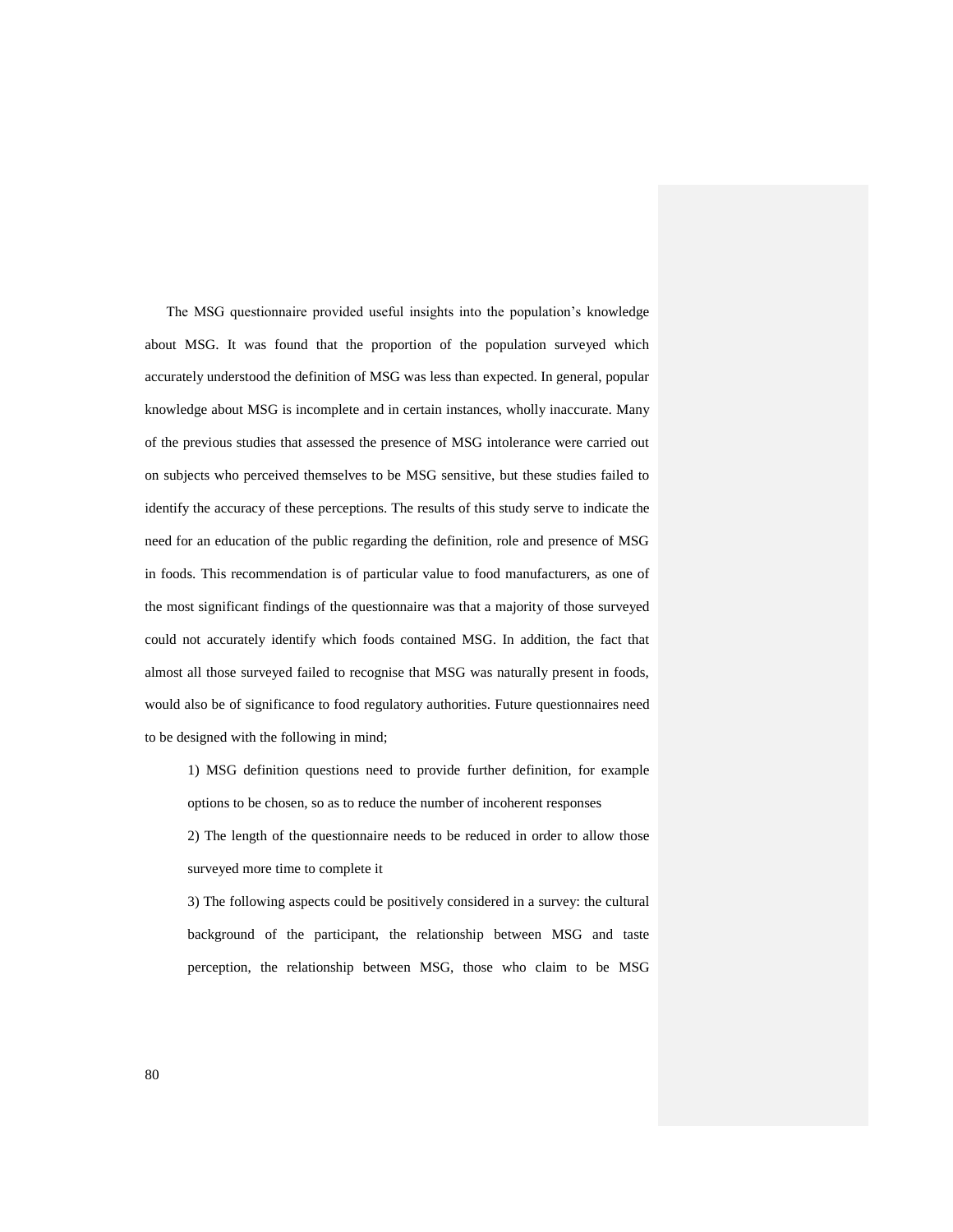The MSG questionnaire provided useful insights into the population's knowledge about MSG. It was found that the proportion of the population surveyed which accurately understood the definition of MSG was less than expected. In general, popular knowledge about MSG is incomplete and in certain instances, wholly inaccurate. Many of the previous studies that assessed the presence of MSG intolerance were carried out on subjects who perceived themselves to be MSG sensitive, but these studies failed to identify the accuracy of these perceptions. The results of this study serve to indicate the need for an education of the public regarding the definition, role and presence of MSG in foods. This recommendation is of particular value to food manufacturers, as one of the most significant findings of the questionnaire was that a majority of those surveyed could not accurately identify which foods contained MSG. In addition, the fact that almost all those surveyed failed to recognise that MSG was naturally present in foods, would also be of significance to food regulatory authorities. Future questionnaires need to be designed with the following in mind;

1) MSG definition questions need to provide further definition, for example options to be chosen, so as to reduce the number of incoherent responses

2) The length of the questionnaire needs to be reduced in order to allow those surveyed more time to complete it

3) The following aspects could be positively considered in a survey: the cultural background of the participant, the relationship between MSG and taste perception, the relationship between MSG, those who claim to be MSG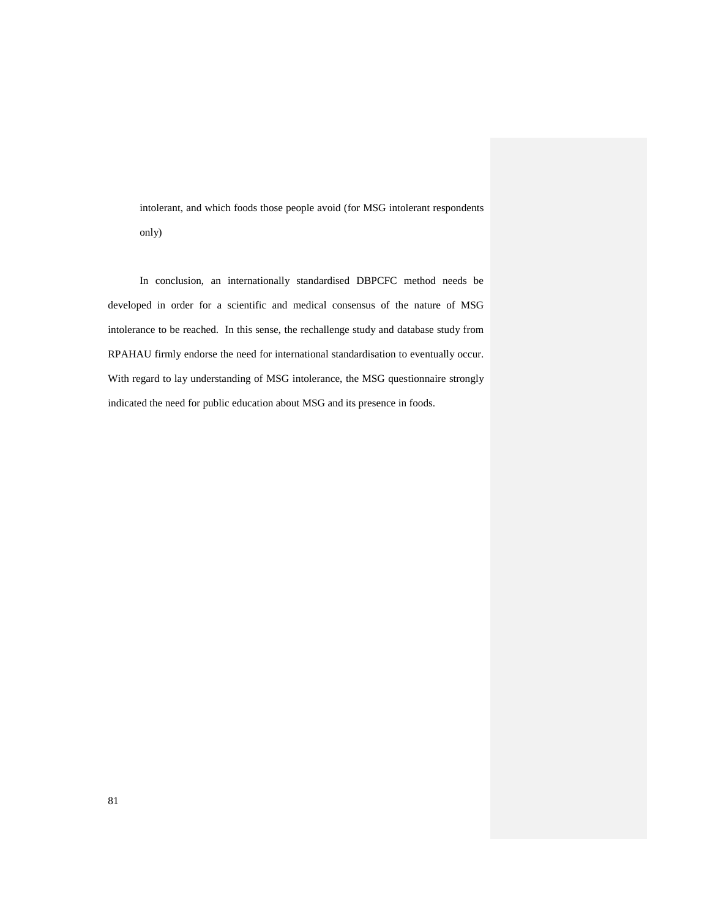intolerant, and which foods those people avoid (for MSG intolerant respondents only)

In conclusion, an internationally standardised DBPCFC method needs be developed in order for a scientific and medical consensus of the nature of MSG intolerance to be reached. In this sense, the rechallenge study and database study from RPAHAU firmly endorse the need for international standardisation to eventually occur. With regard to lay understanding of MSG intolerance, the MSG questionnaire strongly indicated the need for public education about MSG and its presence in foods.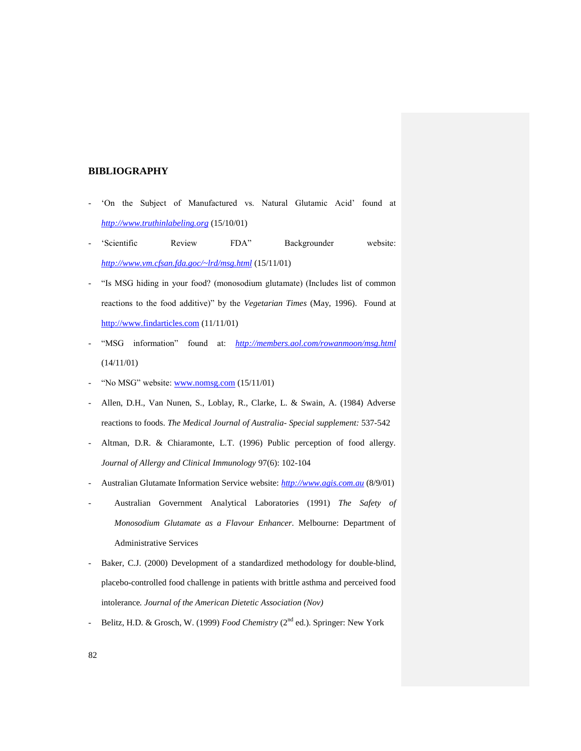## BIBLIOGRAPHY

- 'On the Subject of Manufactured vs. Natural Glutamic Acid' found at *http://www.truthinlabeling.org* (15/10/01)
- 'Scientific Review FDA" Backgrounder website: *http://www.vm.cfsan.fda.goc/~lrd/msg.html* (15/11/01)
- "Is MSG hiding in your food? (monosodium glutamate) (Includes list of common reactions to the food additive)" by the *Vegetarian Times* (May, 1996). Found at http://www.findarticles.com (11/11/01)
- "MSG information" found at: *http://members.aol.com/rowanmoon/msg.html* (14/11/01)
- "No MSG" website: www.nomsg.com (15/11/01)
- Allen, D.H., Van Nunen, S., Loblay, R., Clarke, L. & Swain, A. (1984) Adverse reactions to foods. *The Medical Journal of Australia- Special supplement:* 537-542
- Altman, D.R. & Chiaramonte, L.T. (1996) Public perception of food allergy. *Journal of Allergy and Clinical Immunology* 97(6): 102-104
- Australian Glutamate Information Service website: *http://www.agis.com.au* (8/9/01)
- Australian Government Analytical Laboratories (1991) *The Safety of Monosodium Glutamate as a Flavour Enhancer*. Melbourne: Department of Administrative Services
- Baker, C.J. (2000) Development of a standardized methodology for double-blind, placebo-controlled food challenge in patients with brittle asthma and perceived food intolerance. *Journal of the American Dietetic Association (Nov)*
- Belitz, H.D. & Grosch, W. (1999) *Food Chemistry* (2nd ed.). Springer: New York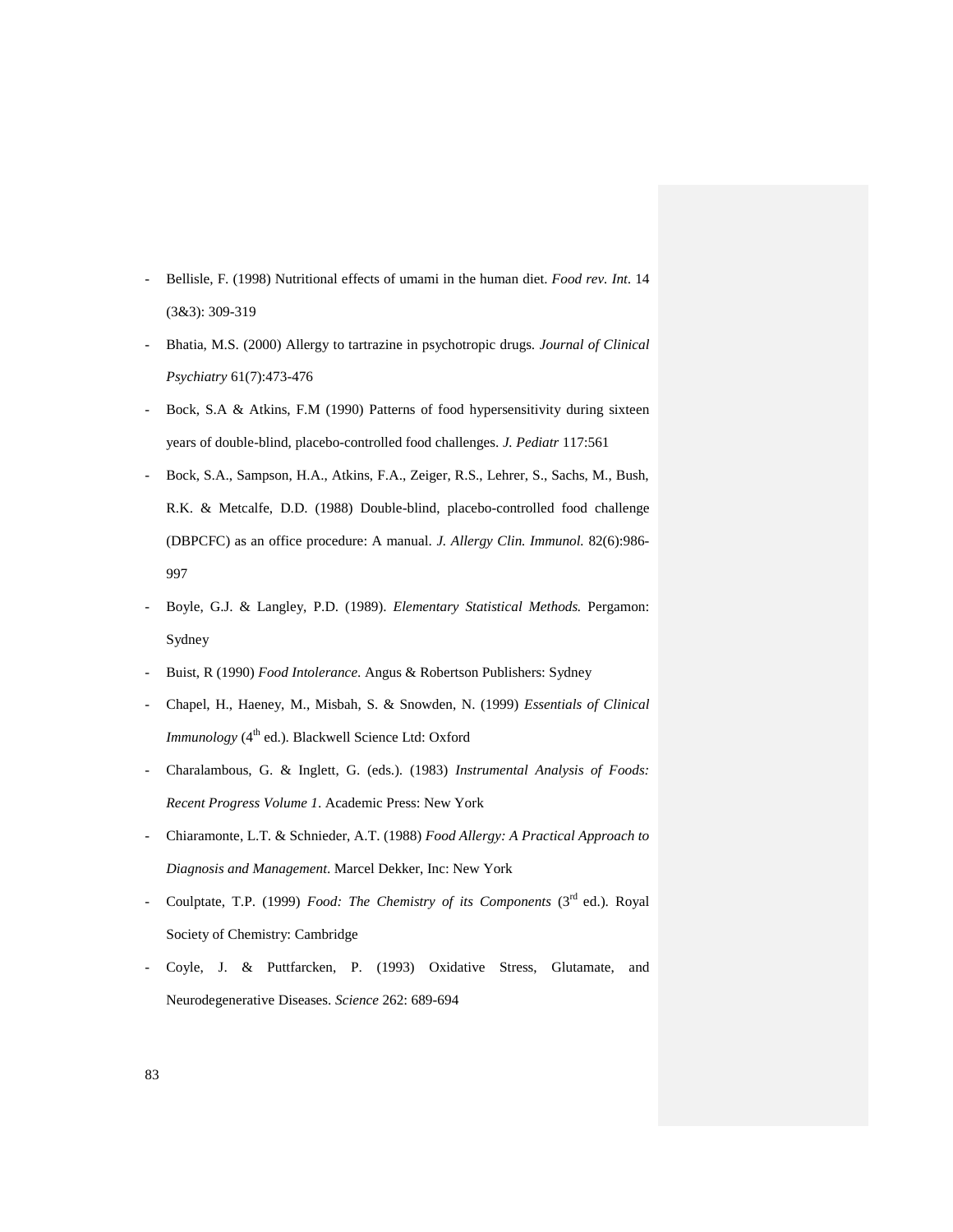- Bellisle, F. (1998) Nutritional effects of umami in the human diet. *Food rev. Int*. 14 (3&3): 309-319
- Bhatia, M.S. (2000) Allergy to tartrazine in psychotropic drugs. *Journal of Clinical Psychiatry* 61(7):473-476
- Bock, S.A & Atkins, F.M (1990) Patterns of food hypersensitivity during sixteen years of double-blind, placebo-controlled food challenges. *J. Pediatr* 117:561
- Bock, S.A., Sampson, H.A., Atkins, F.A., Zeiger, R.S., Lehrer, S., Sachs, M., Bush, R.K. & Metcalfe, D.D. (1988) Double-blind, placebo-controlled food challenge (DBPCFC) as an office procedure: A manual. *J. Allergy Clin. Immunol.* 82(6):986-997
- Boyle, G.J. & Langley, P.D. (1989). *Elementary Statistical Methods.* Pergamon: Sydney
- Buist, R (1990) *Food Intolerance.* Angus & Robertson Publishers: Sydney
- Chapel, H., Haeney, M., Misbah, S. & Snowden, N. (1999) *Essentials of Clinical Immunology* (4th ed.). Blackwell Science Ltd: Oxford
- Charalambous, G. & Inglett, G. (eds.). (1983) *Instrumental Analysis of Foods: Recent Progress Volume 1*. Academic Press: New York
- Chiaramonte, L.T. & Schnieder, A.T. (1988) *Food Allergy: A Practical Approach to Diagnosis and Management*. Marcel Dekker, Inc: New York
- Coulptate, T.P. (1999) *Food: The Chemistry of its Components* (3rd ed.). Royal Society of Chemistry: Cambridge
- Coyle, J. & Puttfarcken, P. (1993) Oxidative Stress, Glutamate, and Neurodegenerative Diseases. *Science* 262: 689-694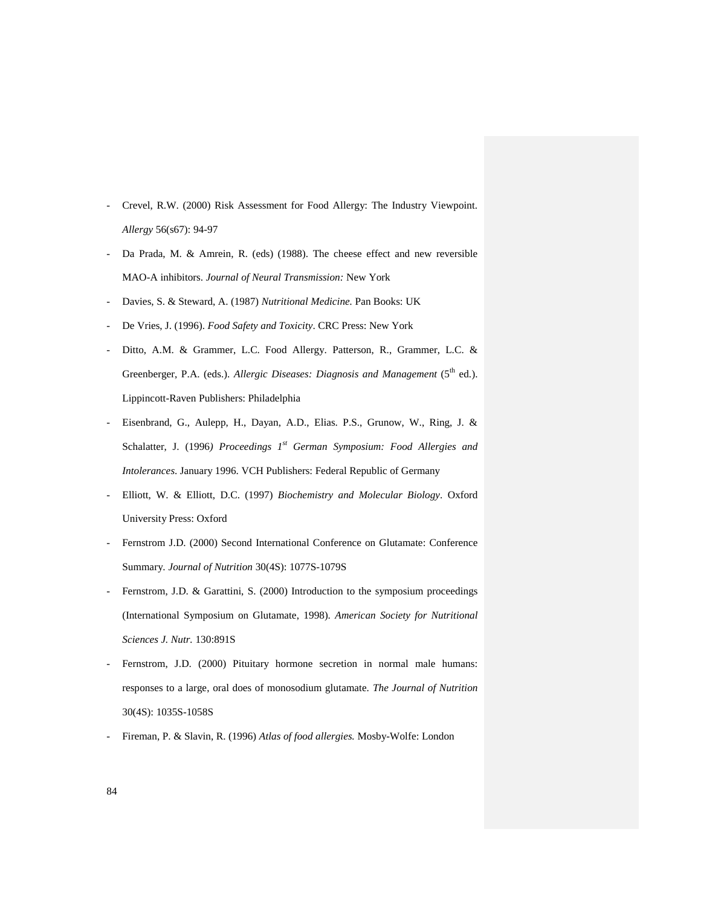- Crevel, R.W. (2000) Risk Assessment for Food Allergy: The Industry Viewpoint. *Allergy* 56(s67): 94-97
- Da Prada, M. & Amrein, R. (eds) (1988). The cheese effect and new reversible MAO-A inhibitors. *Journal of Neural Transmission:* New York
- Davies, S. & Steward, A. (1987) *Nutritional Medicine.* Pan Books: UK
- De Vries, J. (1996). *Food Safety and Toxicity*. CRC Press: New York
- Ditto, A.M. & Grammer, L.C. Food Allergy. Patterson, R., Grammer, L.C. & Greenberger, P.A. (eds.). *Allergic Diseases: Diagnosis and Management* (5th ed.). Lippincott-Raven Publishers: Philadelphia
- Eisenbrand, G., Aulepp, H., Dayan, A.D., Elias. P.S., Grunow, W., Ring, J. & Schalatter, J. (1996*) Proceedings 1st German Symposium: Food Allergies and Intolerances*. January 1996. VCH Publishers: Federal Republic of Germany
- Elliott, W. & Elliott, D.C. (1997) *Biochemistry and Molecular Biology*. Oxford University Press: Oxford
- Fernstrom J.D. (2000) Second International Conference on Glutamate: Conference Summary. *Journal of Nutrition* 30(4S): 1077S-1079S
- Fernstrom, J.D. & Garattini, S. (2000) Introduction to the symposium proceedings (International Symposium on Glutamate, 1998). *American Society for Nutritional Sciences J. Nutr.* 130:891S
- Fernstrom, J.D. (2000) Pituitary hormone secretion in normal male humans: responses to a large, oral does of monosodium glutamate. *The Journal of Nutrition* 30(4S): 1035S-1058S
- Fireman, P. & Slavin, R. (1996) *Atlas of food allergies.* Mosby-Wolfe: London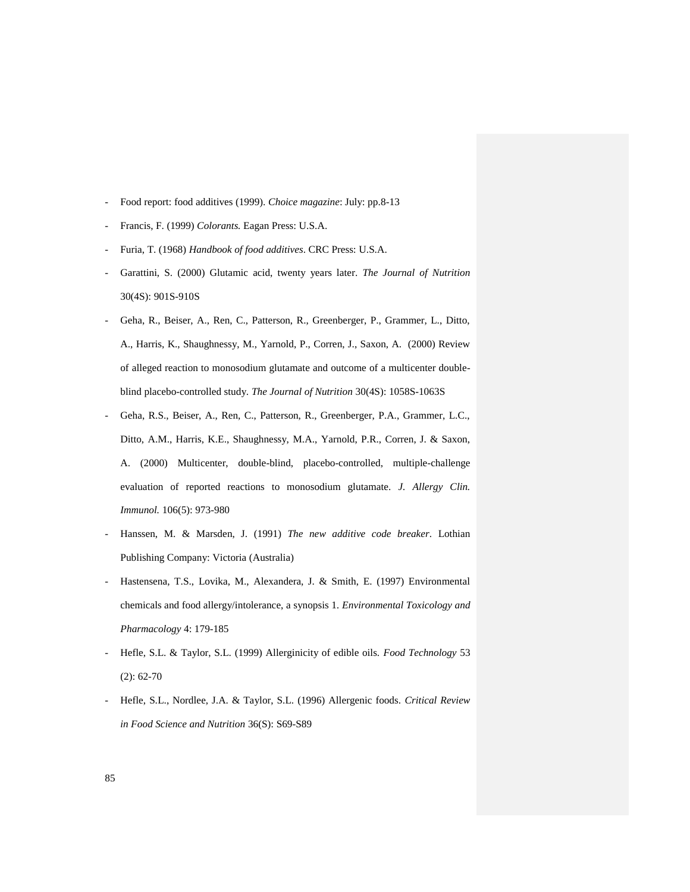- Food report: food additives (1999). *Choice magazine*: July: pp.8-13
- Francis, F. (1999) *Colorants.* Eagan Press: U.S.A.
- Furia, T. (1968) *Handbook of food additives*. CRC Press: U.S.A.
- Garattini, S. (2000) Glutamic acid, twenty years later. *The Journal of Nutrition* 30(4S): 901S-910S
- Geha, R., Beiser, A., Ren, C., Patterson, R., Greenberger, P., Grammer, L., Ditto, A., Harris, K., Shaughnessy, M., Yarnold, P., Corren, J., Saxon, A. (2000) Review of alleged reaction to monosodium glutamate and outcome of a multicenter double-blind placebo-controlled study. *The Journal of Nutrition* 30(4S): 1058S-1063S
- Geha, R.S., Beiser, A., Ren, C., Patterson, R., Greenberger, P.A., Grammer, L.C., Ditto, A.M., Harris, K.E., Shaughnessy, M.A., Yarnold, P.R., Corren, J. & Saxon, A. (2000) Multicenter, double-blind, placebo-controlled, multiple-challenge evaluation of reported reactions to monosodium glutamate. *J. Allergy Clin. Immunol.* 106(5): 973-980
- Hanssen, M. & Marsden, J. (1991) *The new additive code breaker*. Lothian Publishing Company: Victoria (Australia)
- Hastensena, T.S., Lovika, M., Alexandera, J. & Smith, E. (1997) Environmental chemicals and food allergy/intolerance, a synopsis 1. *Environmental Toxicology and Pharmacology* 4: 179-185
- Hefle, S.L. & Taylor, S.L. (1999) Allerginicity of edible oils. *Food Technology* 53 (2): 62-70
- Hefle, S.L., Nordlee, J.A. & Taylor, S.L. (1996) Allergenic foods. *Critical Review in Food Science and Nutrition* 36(S): S69-S89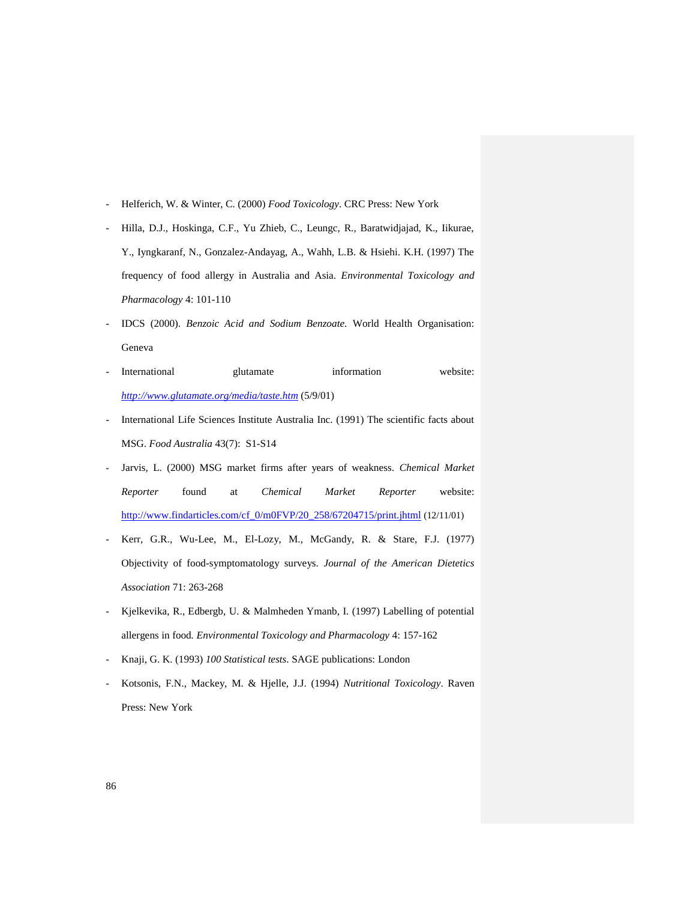- Helferich, W. & Winter, C. (2000) *Food Toxicology*. CRC Press: New York
- Hilla, D.J., Hoskinga, C.F., Yu Zhieb, C., Leungc, R., Baratwidjajad, K., Iikurae, Y., Iyngkaranf, N., Gonzalez-Andayag, A., Wahh, L.B. & Hsiehi. K.H. (1997) The frequency of food allergy in Australia and Asia. *Environmental Toxicology and Pharmacology* 4: 101-110
- IDCS (2000). *Benzoic Acid and Sodium Benzoate.* World Health Organisation: Geneva
- International glutamate information website: *http://www.glutamate.org/media/taste.htm* (5/9/01)
- International Life Sciences Institute Australia Inc. (1991) The scientific facts about MSG. *Food Australia* 43(7): S1-S14
- Jarvis, L. (2000) MSG market firms after years of weakness. *Chemical Market Reporter* found at *Chemical Market Reporter* website: http://www.findarticles.com/cf_0/m0FVP/20_258/67204715/print.jhtml (12/11/01)
- Kerr, G.R., Wu-Lee, M., El-Lozy, M., McGandy, R. & Stare, F.J. (1977) Objectivity of food-symptomatology surveys. *Journal of the American Dietetics Association* 71: 263-268
- Kjelkevika, R., Edbergb, U. & Malmheden Ymanb, I. (1997) Labelling of potential allergens in food. *Environmental Toxicology and Pharmacology* 4: 157-162
- Knaji, G. K. (1993) *100 Statistical tests*. SAGE publications: London
- Kotsonis, F.N., Mackey, M. & Hjelle, J.J. (1994) *Nutritional Toxicology*. Raven Press: New York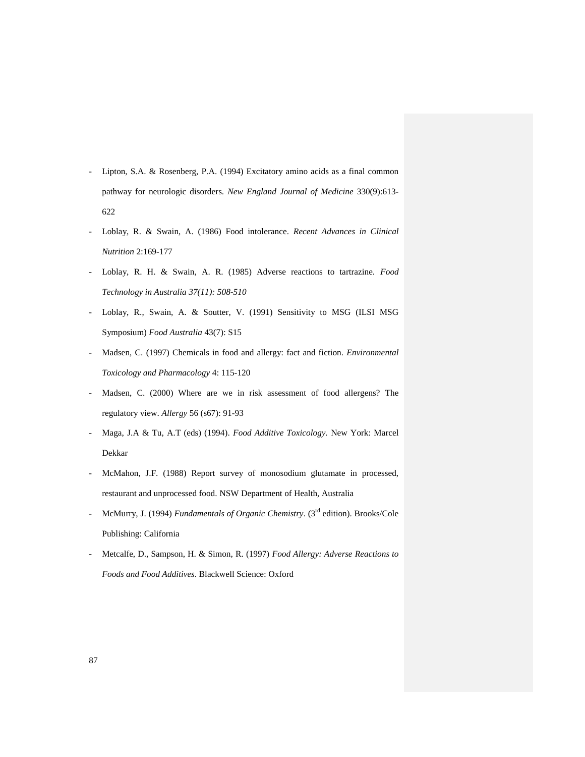- Lipton, S.A. & Rosenberg, P.A. (1994) Excitatory amino acids as a final common pathway for neurologic disorders. *New England Journal of Medicine* 330(9):613-622
- Loblay, R. & Swain, A. (1986) Food intolerance. *Recent Advances in Clinical Nutrition* 2:169-177
- Loblay, R. H. & Swain, A. R. (1985) Adverse reactions to tartrazine. *Food Technology in Australia 37(11): 508-510*
- Loblay, R., Swain, A. & Soutter, V. (1991) Sensitivity to MSG (ILSI MSG Symposium) *Food Australia* 43(7): S15
- Madsen, C. (1997) Chemicals in food and allergy: fact and fiction. *Environmental Toxicology and Pharmacology* 4: 115-120
- Madsen, C. (2000) Where are we in risk assessment of food allergens? The regulatory view. *Allergy* 56 (s67): 91-93
- Maga, J.A & Tu, A.T (eds) (1994). *Food Additive Toxicology.* New York: Marcel Dekkar
- McMahon, J.F. (1988) Report survey of monosodium glutamate in processed, restaurant and unprocessed food. NSW Department of Health, Australia
- McMurry, J. (1994) *Fundamentals of Organic Chemistry*. (3rd edition). Brooks/Cole Publishing: California
- Metcalfe, D., Sampson, H. & Simon, R. (1997) *Food Allergy: Adverse Reactions to Foods and Food Additives*. Blackwell Science: Oxford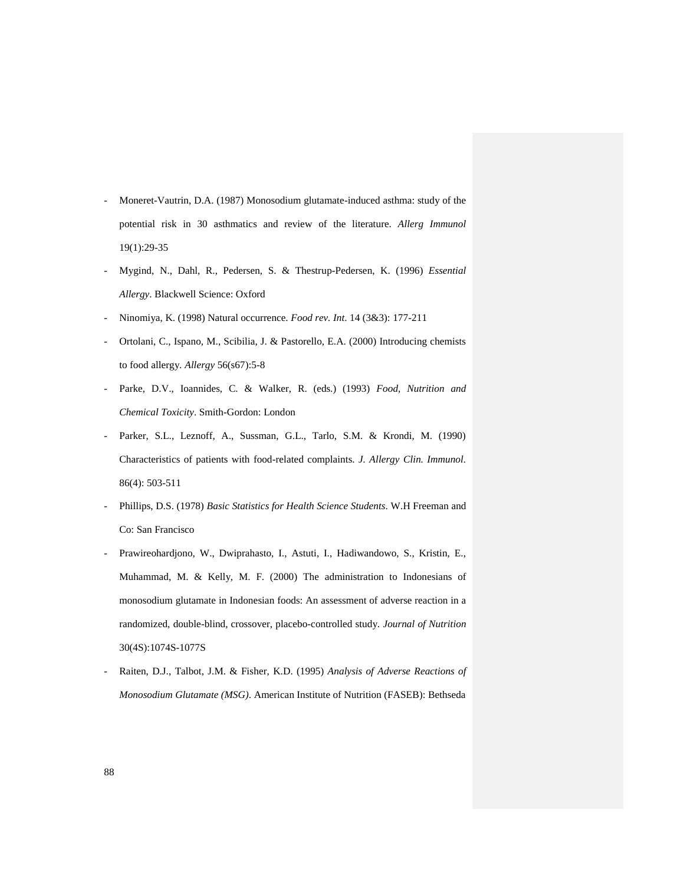- Moneret-Vautrin, D.A. (1987) Monosodium glutamate-induced asthma: study of the potential risk in 30 asthmatics and review of the literature. *Allerg Immunol* 19(1):29-35
- Mygind, N., Dahl, R., Pedersen, S. & Thestrup-Pedersen, K. (1996) *Essential Allergy*. Blackwell Science: Oxford
- Ninomiya, K. (1998) Natural occurrence. *Food rev. Int*. 14 (3&3): 177-211
- Ortolani, C., Ispano, M., Scibilia, J. & Pastorello, E.A. (2000) Introducing chemists to food allergy. *Allergy* 56(s67):5-8
- Parke, D.V., Ioannides, C. & Walker, R. (eds.) (1993) *Food, Nutrition and Chemical Toxicity*. Smith-Gordon: London
- Parker, S.L., Leznoff, A., Sussman, G.L., Tarlo, S.M. & Krondi, M. (1990) Characteristics of patients with food-related complaints. *J. Allergy Clin. Immunol.* 86(4): 503-511
- Phillips, D.S. (1978) *Basic Statistics for Health Science Students*. W.H Freeman and Co: San Francisco
- Prawireohardjono, W., Dwiprahasto, I., Astuti, I., Hadiwandowo, S., Kristin, E., Muhammad, M. & Kelly, M. F. (2000) The administration to Indonesians of monosodium glutamate in Indonesian foods: An assessment of adverse reaction in a randomized, double-blind, crossover, placebo-controlled study. *Journal of Nutrition* 30(4S):1074S-1077S
- Raiten, D.J., Talbot, J.M. & Fisher, K.D. (1995) *Analysis of Adverse Reactions of Monosodium Glutamate (MSG)*. American Institute of Nutrition (FASEB): Bethseda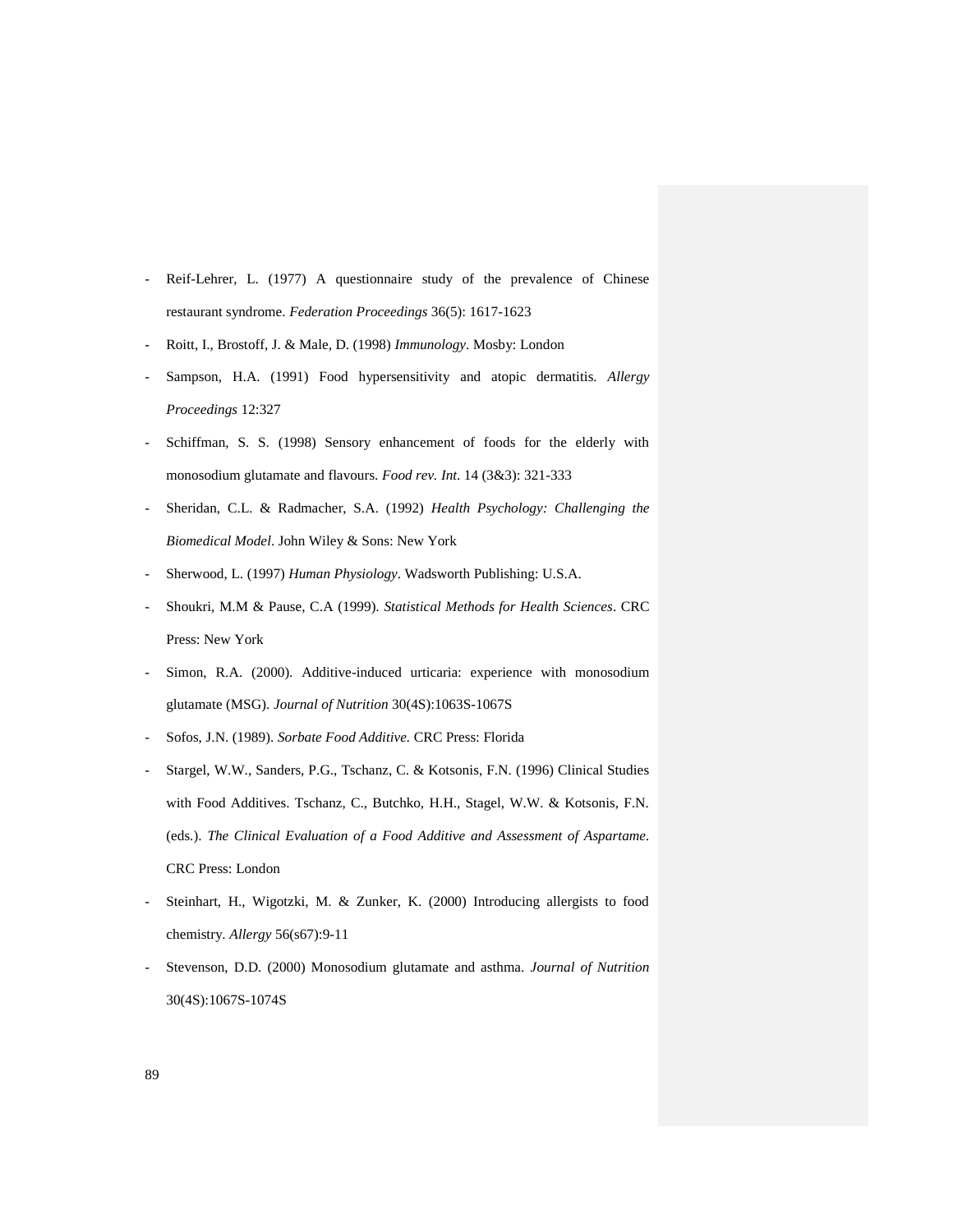- Reif-Lehrer, L. (1977) A questionnaire study of the prevalence of Chinese restaurant syndrome. *Federation Proceedings* 36(5): 1617-1623
- Roitt, I., Brostoff, J. & Male, D. (1998) *Immunology*. Mosby: London
- Sampson, H.A. (1991) Food hypersensitivity and atopic dermatitis. *Allergy Proceedings* 12:327
- Schiffman, S. S. (1998) Sensory enhancement of foods for the elderly with monosodium glutamate and flavours. *Food rev. Int*. 14 (3&3): 321-333
- Sheridan, C.L. & Radmacher, S.A. (1992) *Health Psychology: Challenging the Biomedical Model*. John Wiley & Sons: New York
- Sherwood, L. (1997) *Human Physiology*. Wadsworth Publishing: U.S.A.
- Shoukri, M.M & Pause, C.A (1999). *Statistical Methods for Health Sciences*. CRC Press: New York
- Simon, R.A. (2000). Additive-induced urticaria: experience with monosodium glutamate (MSG). *Journal of Nutrition* 30(4S):1063S-1067S
- Sofos, J.N. (1989). *Sorbate Food Additive.* CRC Press: Florida
- Stargel, W.W., Sanders, P.G., Tschanz, C. & Kotsonis, F.N. (1996) Clinical Studies with Food Additives. Tschanz, C., Butchko, H.H., Stagel, W.W. & Kotsonis, F.N. (eds.). *The Clinical Evaluation of a Food Additive and Assessment of Aspartame.* CRC Press: London
- Steinhart, H., Wigotzki, M. & Zunker, K. (2000) Introducing allergists to food chemistry. *Allergy* 56(s67):9-11
- Stevenson, D.D. (2000) Monosodium glutamate and asthma. *Journal of Nutrition* 30(4S):1067S-1074S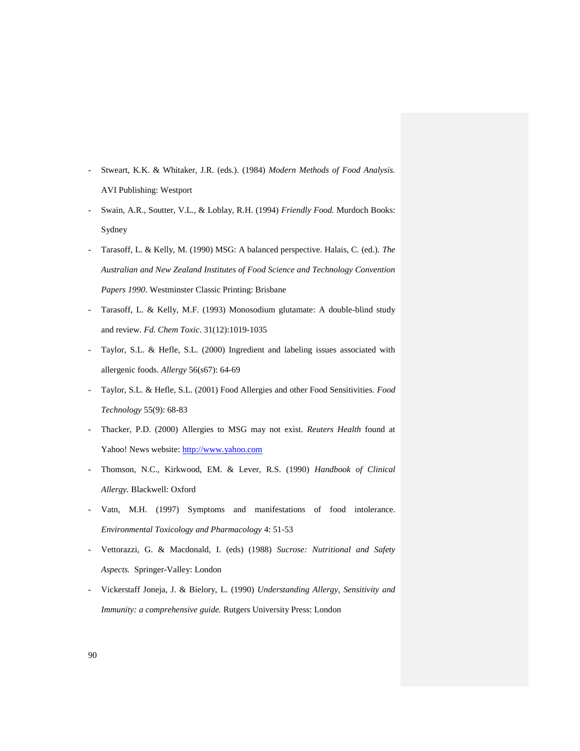- Stweart, K.K. & Whitaker, J.R. (eds.). (1984) *Modern Methods of Food Analysis.* AVI Publishing: Westport
- Swain, A.R., Soutter, V.L., & Loblay, R.H. (1994) *Friendly Food.* Murdoch Books: Sydney
- Tarasoff, L. & Kelly, M. (1990) MSG: A balanced perspective. Halais, C. (ed.). *The Australian and New Zealand Institutes of Food Science and Technology Convention Papers 1990*. Westminster Classic Printing: Brisbane
- Tarasoff, L. & Kelly, M.F. (1993) Monosodium glutamate: A double-blind study and review. *Fd. Chem Toxic*. 31(12):1019-1035
- Taylor, S.L. & Hefle, S.L. (2000) Ingredient and labeling issues associated with allergenic foods. *Allergy* 56(s67): 64-69
- Taylor, S.L. & Hefle, S.L. (2001) Food Allergies and other Food Sensitivities. *Food Technology* 55(9): 68-83
- Thacker, P.D. (2000) Allergies to MSG may not exist. *Reuters Health* found at Yahoo! News website: [http://www.yahoo.com](http://www.yahoo.com)
- Thomson, N.C., Kirkwood, EM. & Lever, R.S. (1990) *Handbook of Clinical Allergy*. Blackwell: Oxford
- Vatn, M.H. (1997) Symptoms and manifestations of food intolerance. *Environmental Toxicology and Pharmacology* 4: 51-53
- Vettorazzi, G. & Macdonald, I. (eds) (1988) *Sucrose: Nutritional and Safety Aspects.* Springer-Valley: London
- Vickerstaff Joneja, J. & Bielory, L. (1990) *Understanding Allergy, Sensitivity and Immunity: a comprehensive guide.* Rutgers University Press: London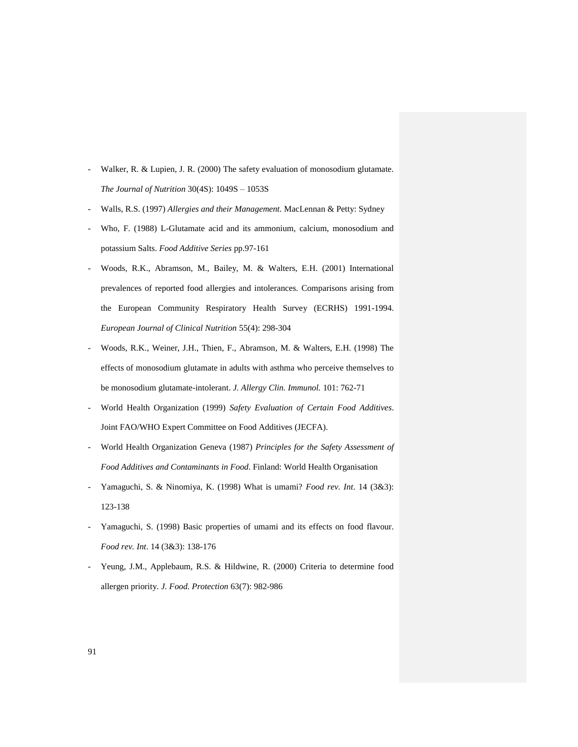- Walker, R. & Lupien, J. R. (2000) The safety evaluation of monosodium glutamate. *The Journal of Nutrition* 30(4S): 1049S – 1053S
- Walls, R.S. (1997) *Allergies and their Management.* MacLennan & Petty: Sydney
- Who, F. (1988) L-Glutamate acid and its ammonium, calcium, monosodium and potassium Salts. *Food Additive Series* pp.97-161
- Woods, R.K., Abramson, M., Bailey, M. & Walters, E.H. (2001) International prevalences of reported food allergies and intolerances. Comparisons arising from the European Community Respiratory Health Survey (ECRHS) 1991-1994. *European Journal of Clinical Nutrition* 55(4): 298-304
- Woods, R.K., Weiner, J.H., Thien, F., Abramson, M. & Walters, E.H. (1998) The effects of monosodium glutamate in adults with asthma who perceive themselves to be monosodium glutamate-intolerant. *J. Allergy Clin. Immunol.* 101: 762-71
- World Health Organization (1999) *Safety Evaluation of Certain Food Additives*. Joint FAO/WHO Expert Committee on Food Additives (JECFA).
- World Health Organization Geneva (1987) *Principles for the Safety Assessment of Food Additives and Contaminants in Food*. Finland: World Health Organisation
- Yamaguchi, S. & Ninomiya, K. (1998) What is umami? *Food rev. Int*. 14 (3&3): 123-138
- Yamaguchi, S. (1998) Basic properties of umami and its effects on food flavour. *Food rev. Int*. 14 (3&3): 138-176
- Yeung, J.M., Applebaum, R.S. & Hildwine, R. (2000) Criteria to determine food allergen priority. *J. Food. Protection* 63(7): 982-986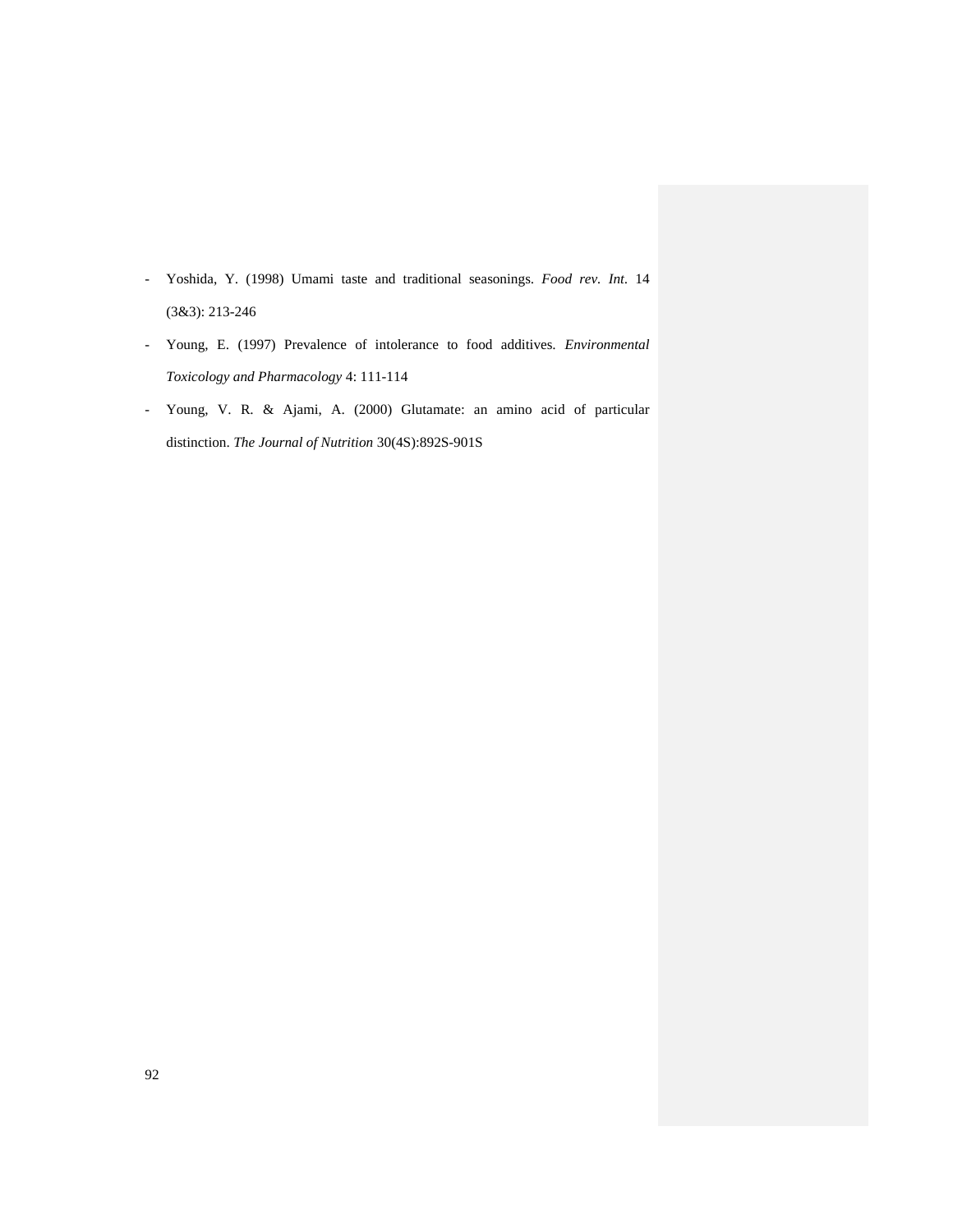- Yoshida, Y. (1998) Umami taste and traditional seasonings. *Food rev. Int*. 14 (3&3): 213-246
- Young, E. (1997) Prevalence of intolerance to food additives. *Environmental Toxicology and Pharmacology* 4: 111-114
- Young, V. R. & Ajami, A. (2000) Glutamate: an amino acid of particular distinction. *The Journal of Nutrition* 30(4S):892S-901S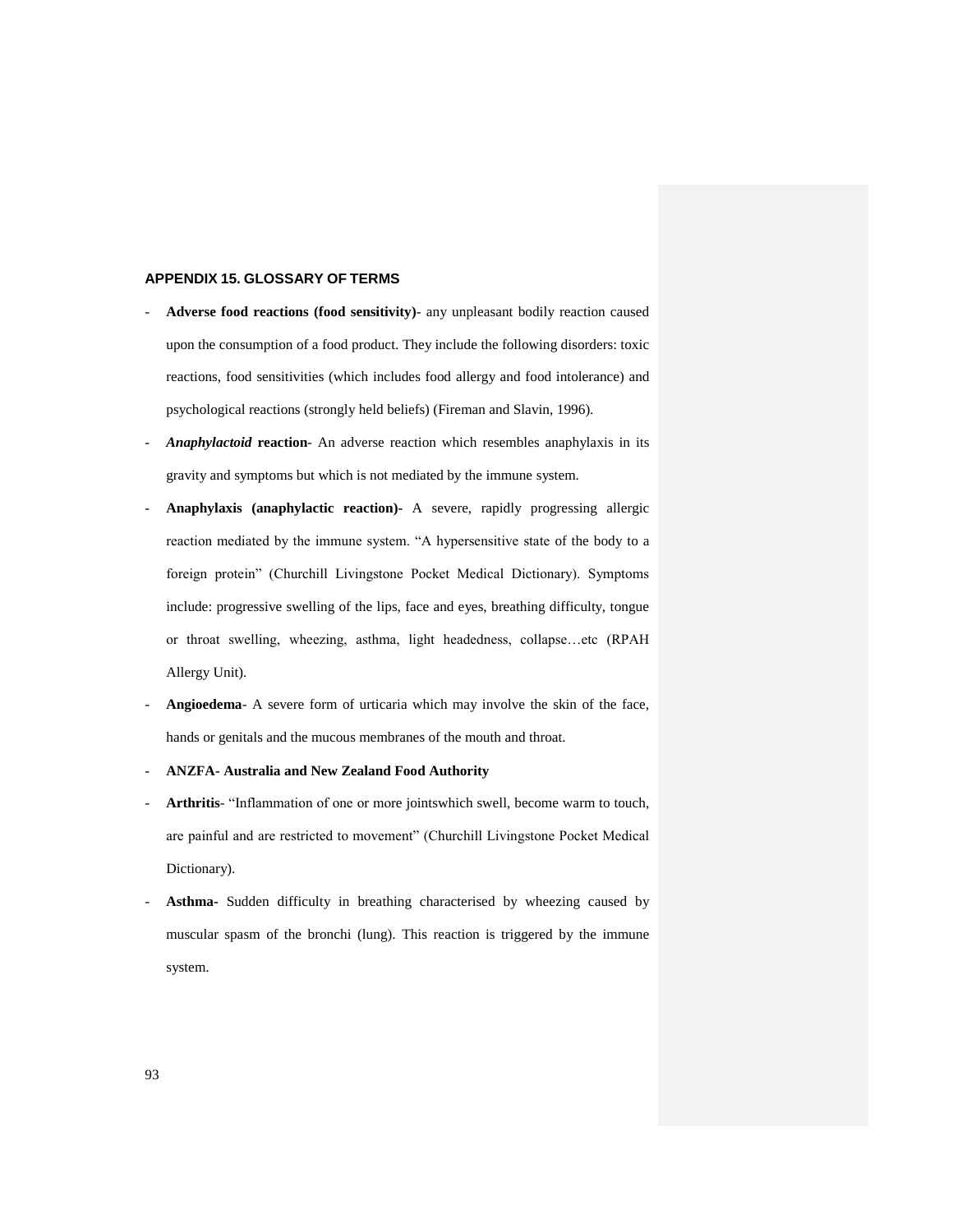## APPENDIX 15. GLOSSARY OF TERMS

- **Adverse food reactions (food sensitivity)**- any unpleasant bodily reaction caused upon the consumption of a food product. They include the following disorders: toxic reactions, food sensitivities (which includes food allergy and food intolerance) and psychological reactions (strongly held beliefs) (Fireman and Slavin, 1996).
- ***Anaphylactoid* reaction**- An adverse reaction which resembles anaphylaxis in its gravity and symptoms but which is not mediated by the immune system.
- **Anaphylaxis (anaphylactic reaction)**- A severe, rapidly progressing allergic reaction mediated by the immune system. "A hypersensitive state of the body to a foreign protein" (Churchill Livingstone Pocket Medical Dictionary). Symptoms include: progressive swelling of the lips, face and eyes, breathing difficulty, tongue or throat swelling, wheezing, asthma, light headedness, collapse…etc (RPAH Allergy Unit).
- **Angioedema**- A severe form of urticaria which may involve the skin of the face, hands or genitals and the mucous membranes of the mouth and throat.
- **ANZFA- Australia and New Zealand Food Authority**
- **Arthritis**- "Inflammation of one or more jointswhich swell, become warm to touch, are painful and are restricted to movement" (Churchill Livingstone Pocket Medical Dictionary).
- **Asthma-** Sudden difficulty in breathing characterised by wheezing caused by muscular spasm of the bronchi (lung). This reaction is triggered by the immune system.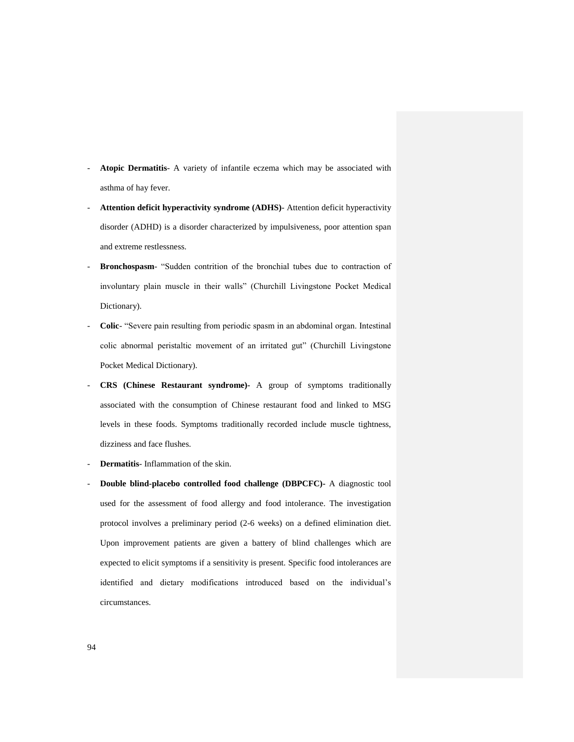- **Atopic Dermatitis**- A variety of infantile eczema which may be associated with asthma of hay fever.
- **Attention deficit hyperactivity syndrome (ADHS)**- Attention deficit hyperactivity disorder (ADHD) is a disorder characterized by impulsiveness, poor attention span and extreme restlessness.
- **Bronchospasm**- "Sudden contrition of the bronchial tubes due to contraction of involuntary plain muscle in their walls" (Churchill Livingstone Pocket Medical Dictionary).
- **Colic**- "Severe pain resulting from periodic spasm in an abdominal organ. Intestinal colic abnormal peristaltic movement of an irritated gut" (Churchill Livingstone Pocket Medical Dictionary).
- **CRS (Chinese Restaurant syndrome)-** A group of symptoms traditionally associated with the consumption of Chinese restaurant food and linked to MSG levels in these foods. Symptoms traditionally recorded include muscle tightness, dizziness and face flushes.
- **Dermatitis-** Inflammation of the skin.
- **Double blind-placebo controlled food challenge (DBPCFC)-** A diagnostic tool used for the assessment of food allergy and food intolerance. The investigation protocol involves a preliminary period (2-6 weeks) on a defined elimination diet. Upon improvement patients are given a battery of blind challenges which are expected to elicit symptoms if a sensitivity is present. Specific food intolerances are identified and dietary modifications introduced based on the individual's circumstances.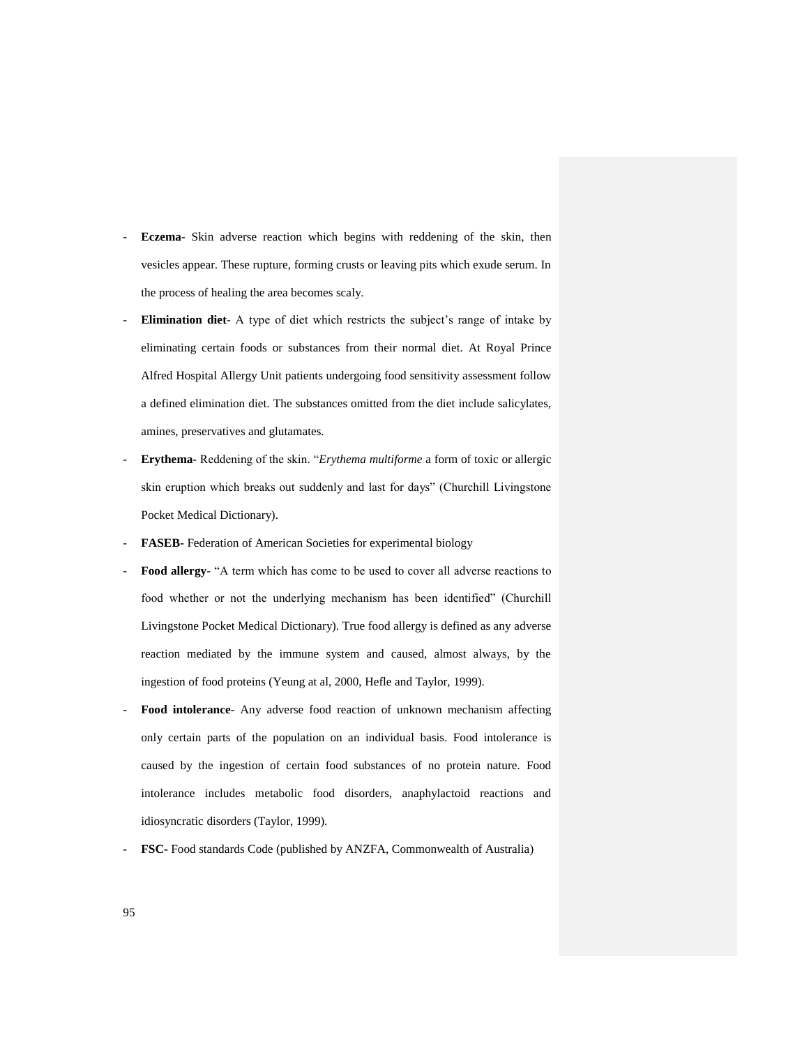- **Eczema**- Skin adverse reaction which begins with reddening of the skin, then vesicles appear. These rupture, forming crusts or leaving pits which exude serum. In the process of healing the area becomes scaly.
- **Elimination diet**- A type of diet which restricts the subject's range of intake by eliminating certain foods or substances from their normal diet. At Royal Prince Alfred Hospital Allergy Unit patients undergoing food sensitivity assessment follow a defined elimination diet. The substances omitted from the diet include salicylates, amines, preservatives and glutamates.
- **Erythema**- Reddening of the skin. "*Erythema multiforme* a form of toxic or allergic skin eruption which breaks out suddenly and last for days" (Churchill Livingstone Pocket Medical Dictionary).
- **FASEB**- Federation of American Societies for experimental biology
- **Food allergy**- "A term which has come to be used to cover all adverse reactions to food whether or not the underlying mechanism has been identified" (Churchill Livingstone Pocket Medical Dictionary). True food allergy is defined as any adverse reaction mediated by the immune system and caused, almost always, by the ingestion of food proteins (Yeung at al, 2000, Hefle and Taylor, 1999).
- **Food intolerance**- Any adverse food reaction of unknown mechanism affecting only certain parts of the population on an individual basis. Food intolerance is caused by the ingestion of certain food substances of no protein nature. Food intolerance includes metabolic food disorders, anaphylactoid reactions and idiosyncratic disorders (Taylor, 1999).
- **FSC-** Food standards Code (published by ANZFA, Commonwealth of Australia)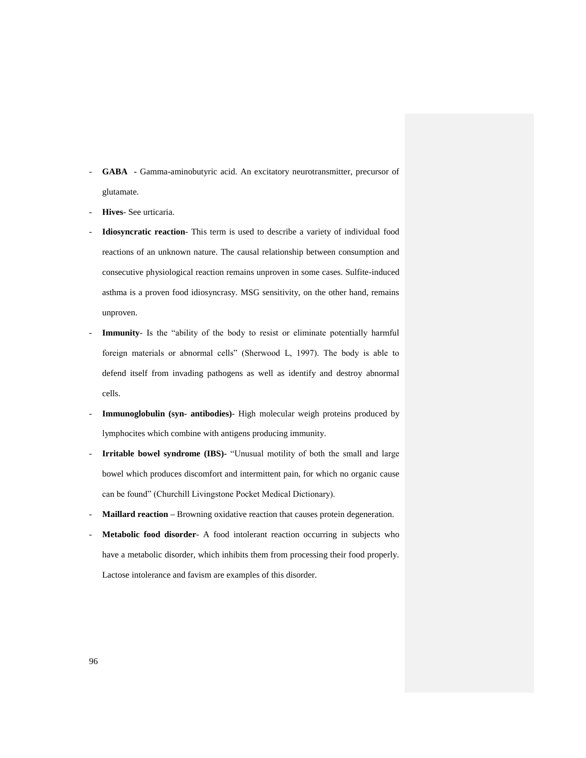- **GABA -** Gamma-aminobutyric acid. An excitatory neurotransmitter, precursor of glutamate.
- **Hives**- See urticaria.
- **Idiosyncratic reaction**- This term is used to describe a variety of individual food reactions of an unknown nature. The causal relationship between consumption and consecutive physiological reaction remains unproven in some cases. Sulfite-induced asthma is a proven food idiosyncrasy. MSG sensitivity, on the other hand, remains unproven.
- **Immunity**- Is the "ability of the body to resist or eliminate potentially harmful foreign materials or abnormal cells" (Sherwood L, 1997). The body is able to defend itself from invading pathogens as well as identify and destroy abnormal cells.
- **Immunoglobulin (syn- antibodies)**- High molecular weigh proteins produced by lymphocites which combine with antigens producing immunity.
- **Irritable bowel syndrome (IBS)**- "Unusual motility of both the small and large bowel which produces discomfort and intermittent pain, for which no organic cause can be found" (Churchill Livingstone Pocket Medical Dictionary).
- **Maillard reaction –** Browning oxidative reaction that causes protein degeneration.
- **Metabolic food disorder**- A food intolerant reaction occurring in subjects who have a metabolic disorder, which inhibits them from processing their food properly. Lactose intolerance and favism are examples of this disorder.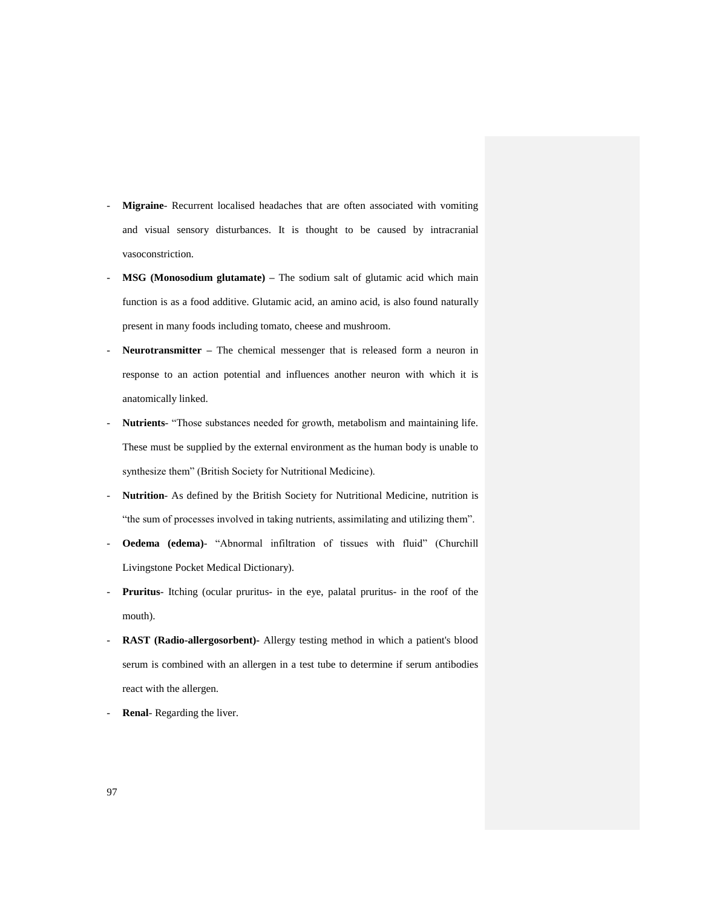- **Migraine**- Recurrent localised headaches that are often associated with vomiting and visual sensory disturbances. It is thought to be caused by intracranial vasoconstriction.
- **MSG (Monosodium glutamate) –** The sodium salt of glutamic acid which main function is as a food additive. Glutamic acid, an amino acid, is also found naturally present in many foods including tomato, cheese and mushroom.
- **Neurotransmitter –** The chemical messenger that is released form a neuron in response to an action potential and influences another neuron with which it is anatomically linked.
- **Nutrients**- "Those substances needed for growth, metabolism and maintaining life. These must be supplied by the external environment as the human body is unable to synthesize them" (British Society for Nutritional Medicine).
- **Nutrition**- As defined by the British Society for Nutritional Medicine, nutrition is "the sum of processes involved in taking nutrients, assimilating and utilizing them".
- **Oedema (edema)**- "Abnormal infiltration of tissues with fluid" (Churchill Livingstone Pocket Medical Dictionary).
- **Pruritus**- Itching (ocular pruritus- in the eye, palatal pruritus- in the roof of the mouth).
- **RAST (Radio-allergosorbent)-** Allergy testing method in which a patient's blood serum is combined with an allergen in a test tube to determine if serum antibodies react with the allergen.
- **Renal**- Regarding the liver.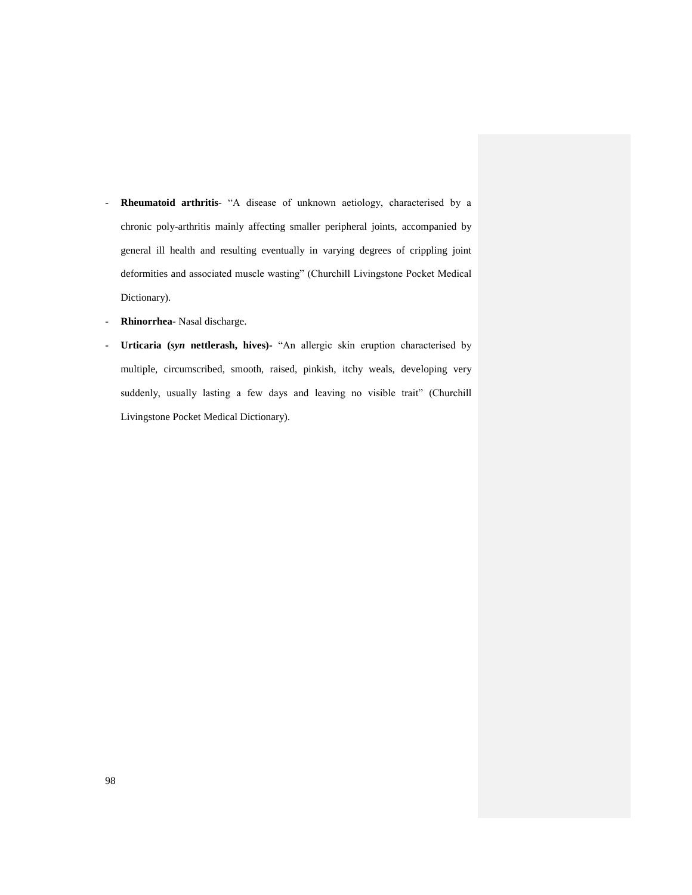- **Rheumatoid arthritis**- "A disease of unknown aetiology, characterised by a chronic poly-arthritis mainly affecting smaller peripheral joints, accompanied by general ill health and resulting eventually in varying degrees of crippling joint deformities and associated muscle wasting" (Churchill Livingstone Pocket Medical Dictionary).
- **Rhinorrhea**- Nasal discharge.
- **Urticaria (*syn* nettlerash, hives)-** "An allergic skin eruption characterised by multiple, circumscribed, smooth, raised, pinkish, itchy weals, developing very suddenly, usually lasting a few days and leaving no visible trait" (Churchill Livingstone Pocket Medical Dictionary).